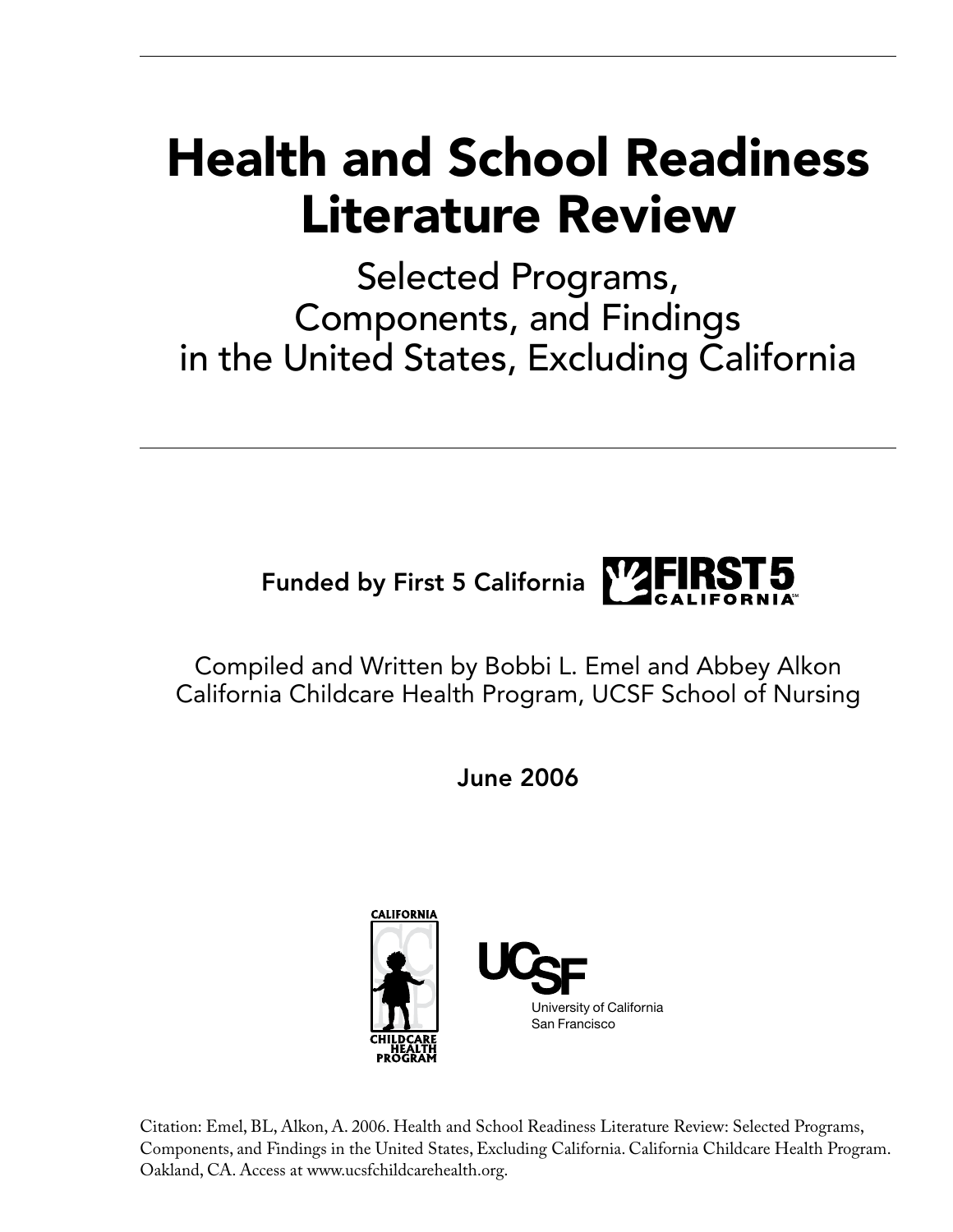# Health and School Readiness Literature Review

## Selected Programs, Components, and Findings in the United States, Excluding California

**Funded by First 5 California**

Compiled and Written by Bobbi L. Emel and Abbey Alkon
California Childcare Health Program, UCSF School of Nursing

**June 2006**

Citation: Emel, BL, Alkon, A. 2006. Health and School Readiness Literature Review: Selected Programs, Components, and Findings in the United States, Excluding California. California Childcare Health Program. Oakland, CA. Access at www.ucsfchildcarehealth.org.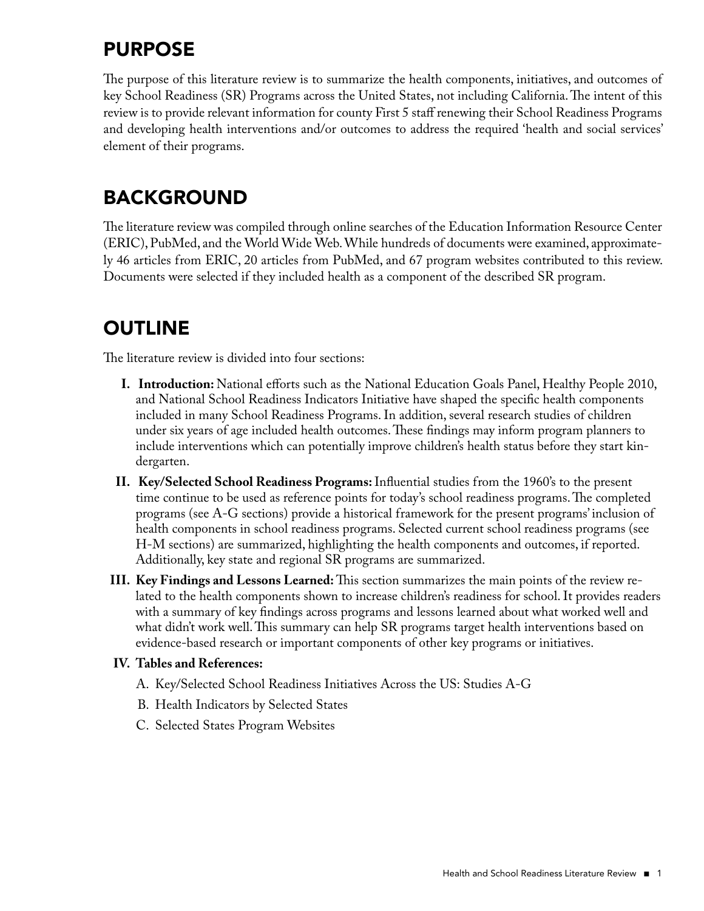## PURPOSE

The purpose of this literature review is to summarize the health components, initiatives, and outcomes of key School Readiness (SR) Programs across the United States, not including California. The intent of this review is to provide relevant information for county First 5 staff renewing their School Readiness Programs and developing health interventions and/or outcomes to address the required 'health and social services' element of their programs.

## BACKGROUND

The literature review was compiled through online searches of the Education Information Resource Center (ERIC), PubMed, and the World Wide Web. While hundreds of documents were examined, approximately 46 articles from ERIC, 20 articles from PubMed, and 67 program websites contributed to this review. Documents were selected if they included health as a component of the described SR program.

## OUTLINE

The literature review is divided into four sections:

I. **Introduction:** National efforts such as the National Education Goals Panel, Healthy People 2010, and National School Readiness Indicators Initiative have shaped the specific health components included in many School Readiness Programs. In addition, several research studies of children under six years of age included health outcomes. These findings may inform program planners to include interventions which can potentially improve children's health status before they start kindergarten.

II. **Key/Selected School Readiness Programs:** Influential studies from the 1960's to the present time continue to be used as reference points for today's school readiness programs. The completed programs (see A-G sections) provide a historical framework for the present programs' inclusion of health components in school readiness programs. Selected current school readiness programs (see H-M sections) are summarized, highlighting the health components and outcomes, if reported. Additionally, key state and regional SR programs are summarized.

III. **Key Findings and Lessons Learned:** This section summarizes the main points of the review related to the health components shown to increase children's readiness for school. It provides readers with a summary of key findings across programs and lessons learned about what worked well and what didn't work well. This summary can help SR programs target health interventions based on evidence-based research or important components of other key programs or initiatives.

IV. **Tables and References:**

   A. Key/Selected School Readiness Initiatives Across the US: Studies A-G

   B. Health Indicators by Selected States

   C. Selected States Program Websites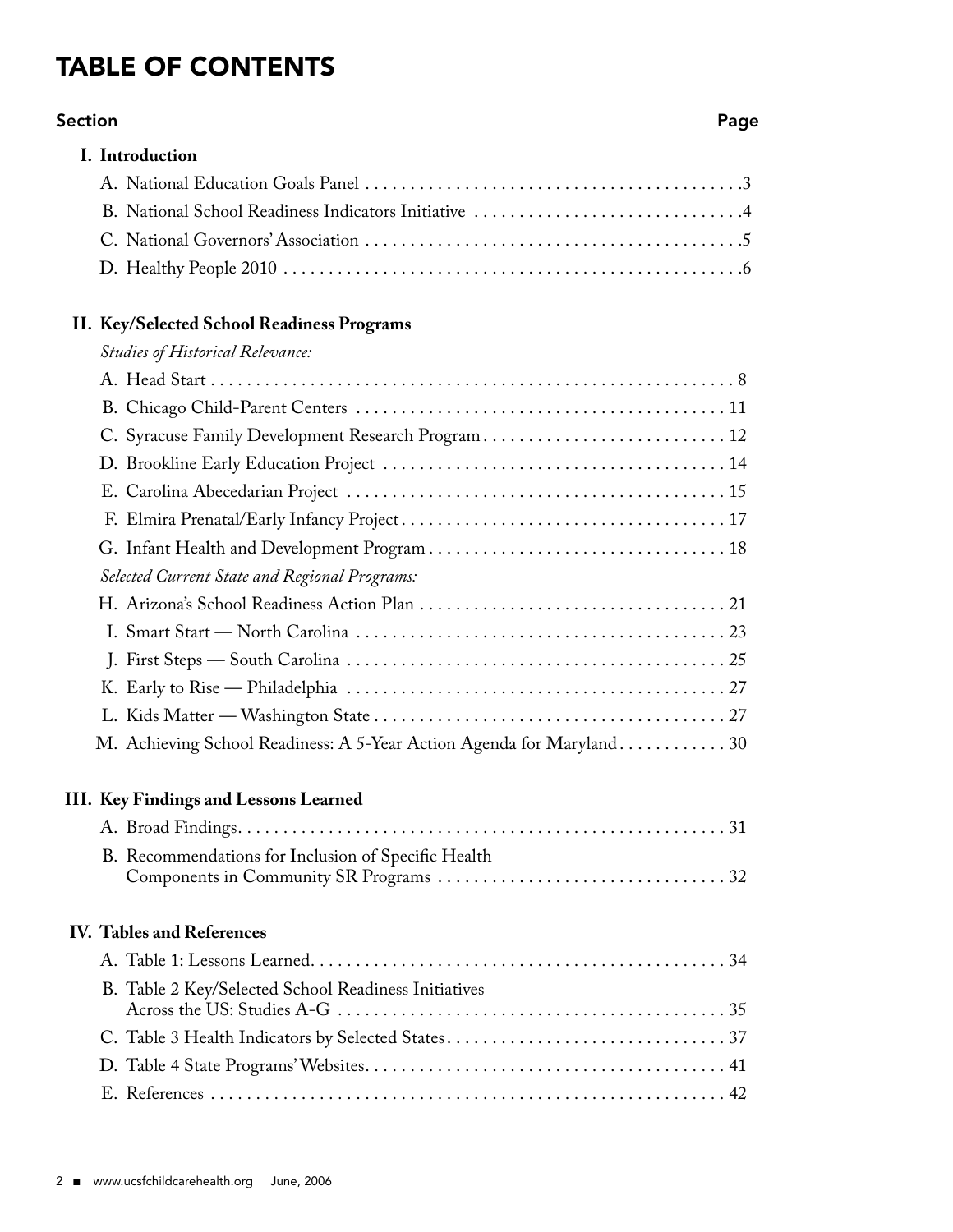# TABLE OF CONTENTS

| Section | Page |
| --- | --- |
| **I. Introduction** | |
| A. National Education Goals Panel | 3 |
| B. National School Readiness Indicators Initiative | 4 |
| C. National Governors' Association | 5 |
| D. Healthy People 2010 | 6 |
| **II. Key/Selected School Readiness Programs** | |
| *Studies of Historical Relevance:* | |
| A. Head Start | 8 |
| B. Chicago Child-Parent Centers | 11 |
| C. Syracuse Family Development Research Program | 12 |
| D. Brookline Early Education Project | 14 |
| E. Carolina Abecedarian Project | 15 |
| F. Elmira Prenatal/Early Infancy Project | 17 |
| G. Infant Health and Development Program | 18 |
| *Selected Current State and Regional Programs:* | |
| H. Arizona's School Readiness Action Plan | 21 |
| I. Smart Start — North Carolina | 23 |
| J. First Steps — South Carolina | 25 |
| K. Early to Rise — Philadelphia | 27 |
| L. Kids Matter — Washington State | 27 |
| M. Achieving School Readiness: A 5-Year Action Agenda for Maryland | 30 |
| **III. Key Findings and Lessons Learned** | |
| A. Broad Findings | 31 |
| B. Recommendations for Inclusion of Specific Health Components in Community SR Programs | 32 |
| **IV. Tables and References** | |
| A. Table 1: Lessons Learned | 34 |
| B. Table 2 Key/Selected School Readiness Initiatives Across the US: Studies A-G | 35 |
| C. Table 3 Health Indicators by Selected States | 37 |
| D. Table 4 State Programs' Websites | 41 |
| E. References | 42 |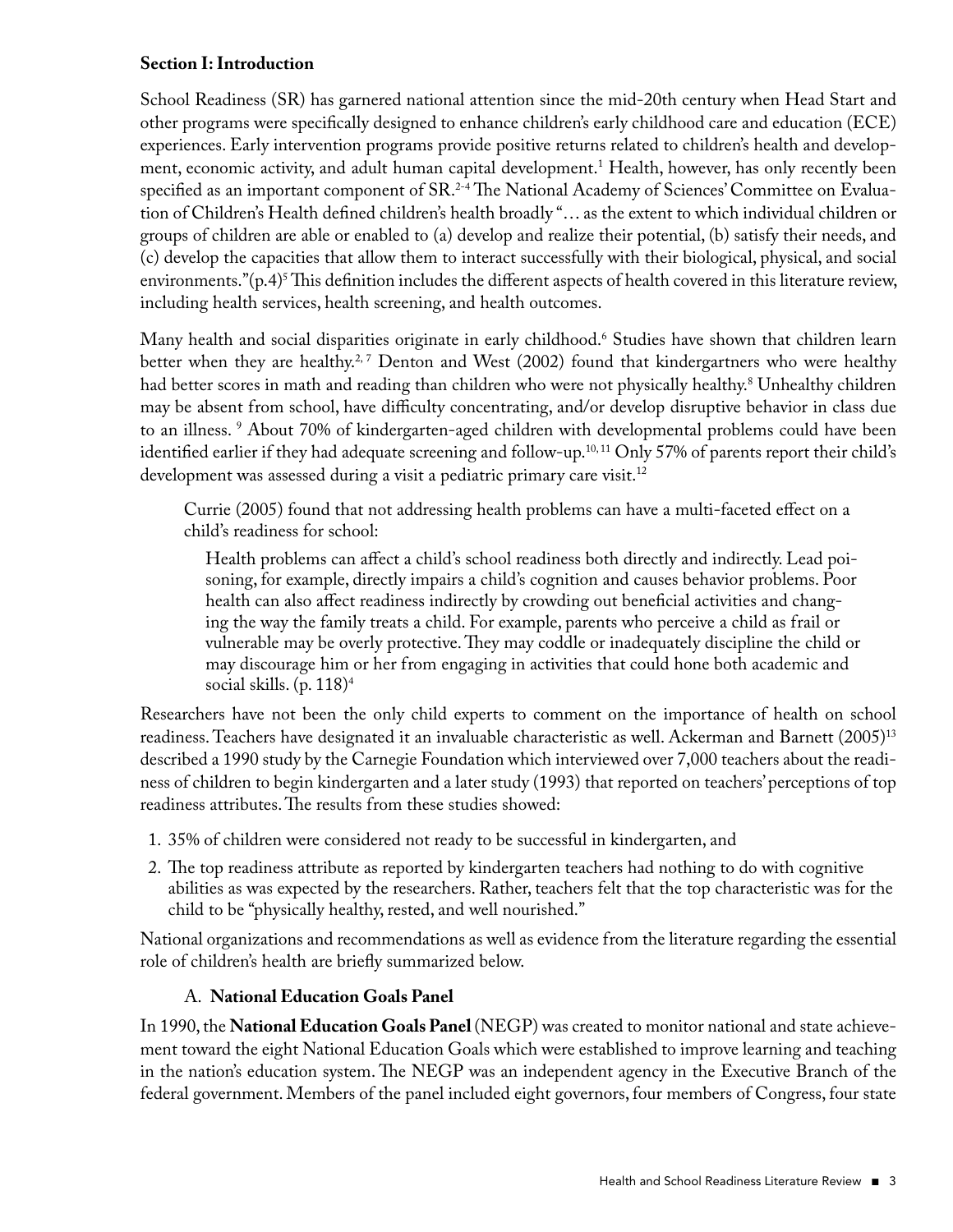## Section I: Introduction

School Readiness (SR) has garnered national attention since the mid-20th century when Head Start and other programs were specifically designed to enhance children's early childhood care and education (ECE) experiences. Early intervention programs provide positive returns related to children's health and development, economic activity, and adult human capital development.[1] Health, however, has only recently been specified as an important component of SR.[2-4] The National Academy of Sciences' Committee on Evaluation of Children's Health defined children's health broadly "… as the extent to which individual children or groups of children are able or enabled to (a) develop and realize their potential, (b) satisfy their needs, and (c) develop the capacities that allow them to interact successfully with their biological, physical, and social environments."(p.4)[5] This definition includes the different aspects of health covered in this literature review, including health services, health screening, and health outcomes.

Many health and social disparities originate in early childhood.[6] Studies have shown that children learn better when they are healthy.[2, 7] Denton and West (2002) found that kindergartners who were healthy had better scores in math and reading than children who were not physically healthy.[8] Unhealthy children may be absent from school, have difficulty concentrating, and/or develop disruptive behavior in class due to an illness. [9] About 70% of kindergarten-aged children with developmental problems could have been identified earlier if they had adequate screening and follow-up.[10, 11] Only 57% of parents report their child's development was assessed during a visit a pediatric primary care visit.[12]

> Currie (2005) found that not addressing health problems can have a multi-faceted effect on a child's readiness for school:
>
> > Health problems can affect a child's school readiness both directly and indirectly. Lead poisoning, for example, directly impairs a child's cognition and causes behavior problems. Poor health can also affect readiness indirectly by crowding out beneficial activities and changing the way the family treats a child. For example, parents who perceive a child as frail or vulnerable may be overly protective. They may coddle or inadequately discipline the child or may discourage him or her from engaging in activities that could hone both academic and social skills. (p. 118)[4]

Researchers have not been the only child experts to comment on the importance of health on school readiness. Teachers have designated it an invaluable characteristic as well. Ackerman and Barnett (2005)[13] described a 1990 study by the Carnegie Foundation which interviewed over 7,000 teachers about the readiness of children to begin kindergarten and a later study (1993) that reported on teachers' perceptions of top readiness attributes. The results from these studies showed:

1. 35% of children were considered not ready to be successful in kindergarten, and
2. The top readiness attribute as reported by kindergarten teachers had nothing to do with cognitive abilities as was expected by the researchers. Rather, teachers felt that the top characteristic was for the child to be "physically healthy, rested, and well nourished."

National organizations and recommendations as well as evidence from the literature regarding the essential role of children's health are briefly summarized below.

### A. National Education Goals Panel

In 1990, the **National Education Goals Panel** (NEGP) was created to monitor national and state achievement toward the eight National Education Goals which were established to improve learning and teaching in the nation's education system. The NEGP was an independent agency in the Executive Branch of the federal government. Members of the panel included eight governors, four members of Congress, four state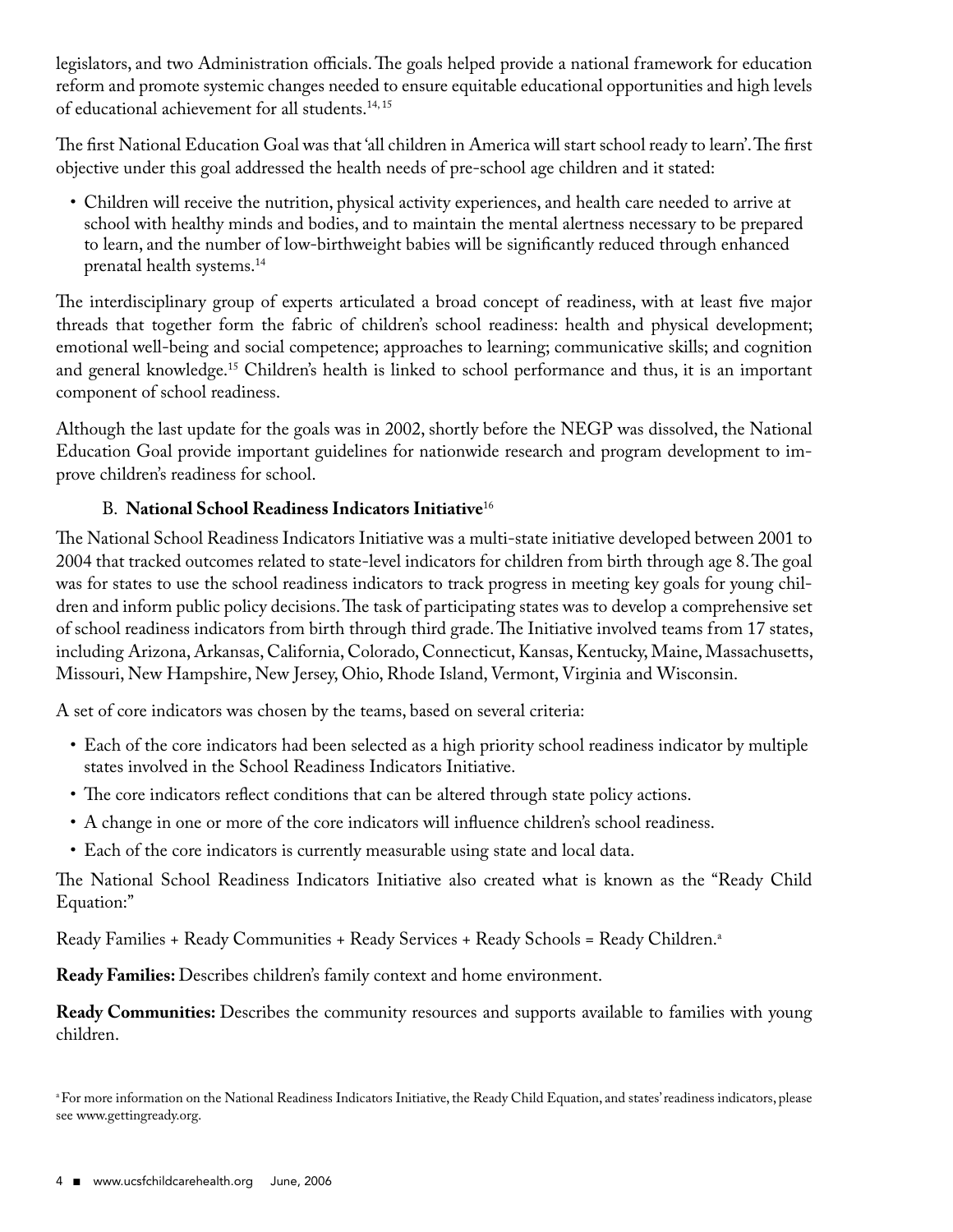legislators, and two Administration officials. The goals helped provide a national framework for education reform and promote systemic changes needed to ensure equitable educational opportunities and high levels of educational achievement for all students.[14, 15]

The first National Education Goal was that 'all children in America will start school ready to learn'. The first objective under this goal addressed the health needs of pre-school age children and it stated:

- Children will receive the nutrition, physical activity experiences, and health care needed to arrive at school with healthy minds and bodies, and to maintain the mental alertness necessary to be prepared to learn, and the number of low-birthweight babies will be significantly reduced through enhanced prenatal health systems.[14]

The interdisciplinary group of experts articulated a broad concept of readiness, with at least five major threads that together form the fabric of children's school readiness: health and physical development; emotional well-being and social competence; approaches to learning; communicative skills; and cognition and general knowledge.[15] Children's health is linked to school performance and thus, it is an important component of school readiness.

Although the last update for the goals was in 2002, shortly before the NEGP was dissolved, the National Education Goal provide important guidelines for nationwide research and program development to improve children's readiness for school.

### B. National School Readiness Indicators Initiative[16]

The National School Readiness Indicators Initiative was a multi-state initiative developed between 2001 to 2004 that tracked outcomes related to state-level indicators for children from birth through age 8. The goal was for states to use the school readiness indicators to track progress in meeting key goals for young children and inform public policy decisions. The task of participating states was to develop a comprehensive set of school readiness indicators from birth through third grade. The Initiative involved teams from 17 states, including Arizona, Arkansas, California, Colorado, Connecticut, Kansas, Kentucky, Maine, Massachusetts, Missouri, New Hampshire, New Jersey, Ohio, Rhode Island, Vermont, Virginia and Wisconsin.

A set of core indicators was chosen by the teams, based on several criteria:

- Each of the core indicators had been selected as a high priority school readiness indicator by multiple states involved in the School Readiness Indicators Initiative.
- The core indicators reflect conditions that can be altered through state policy actions.
- A change in one or more of the core indicators will influence children's school readiness.
- Each of the core indicators is currently measurable using state and local data.

The National School Readiness Indicators Initiative also created what is known as the "Ready Child Equation:"

Ready Families + Ready Communities + Ready Services + Ready Schools = Ready Children.[a]

**Ready Families:** Describes children's family context and home environment.

**Ready Communities:** Describes the community resources and supports available to families with young children.

[a] For more information on the National Readiness Indicators Initiative, the Ready Child Equation, and states' readiness indicators, please see www.gettingready.org.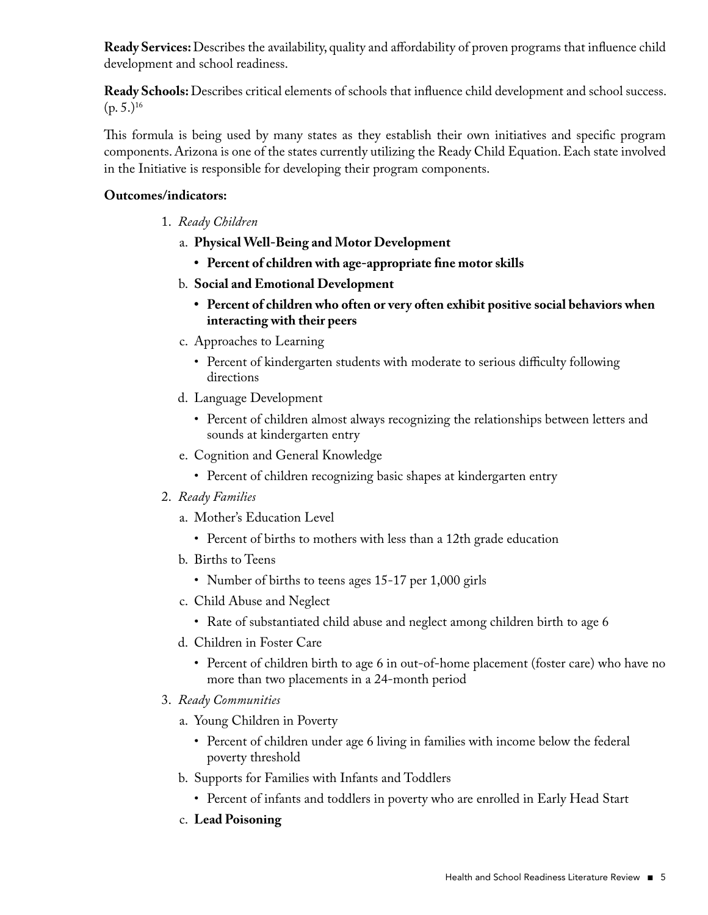**Ready Services:** Describes the availability, quality and affordability of proven programs that influence child development and school readiness.

**Ready Schools:** Describes critical elements of schools that influence child development and school success. (p. 5.)[16]

This formula is being used by many states as they establish their own initiatives and specific program components. Arizona is one of the states currently utilizing the Ready Child Equation. Each state involved in the Initiative is responsible for developing their program components.

**Outcomes/indicators:**

1. *Ready Children*
   a. **Physical Well-Being and Motor Development**
      - **Percent of children with age-appropriate fine motor skills**
   
   b. **Social and Emotional Development**
      - **Percent of children who often or very often exhibit positive social behaviors when interacting with their peers**
   
   c. Approaches to Learning
      - Percent of kindergarten students with moderate to serious difficulty following directions
   
   d. Language Development
      - Percent of children almost always recognizing the relationships between letters and sounds at kindergarten entry
   
   e. Cognition and General Knowledge
      - Percent of children recognizing basic shapes at kindergarten entry

2. *Ready Families*
   a. Mother's Education Level
      - Percent of births to mothers with less than a 12th grade education
   
   b. Births to Teens
      - Number of births to teens ages 15-17 per 1,000 girls
   
   c. Child Abuse and Neglect
      - Rate of substantiated child abuse and neglect among children birth to age 6
   
   d. Children in Foster Care
      - Percent of children birth to age 6 in out-of-home placement (foster care) who have no more than two placements in a 24-month period

3. *Ready Communities*
   a. Young Children in Poverty
      - Percent of children under age 6 living in families with income below the federal poverty threshold
   
   b. Supports for Families with Infants and Toddlers
      - Percent of infants and toddlers in poverty who are enrolled in Early Head Start
   
   c. **Lead Poisoning**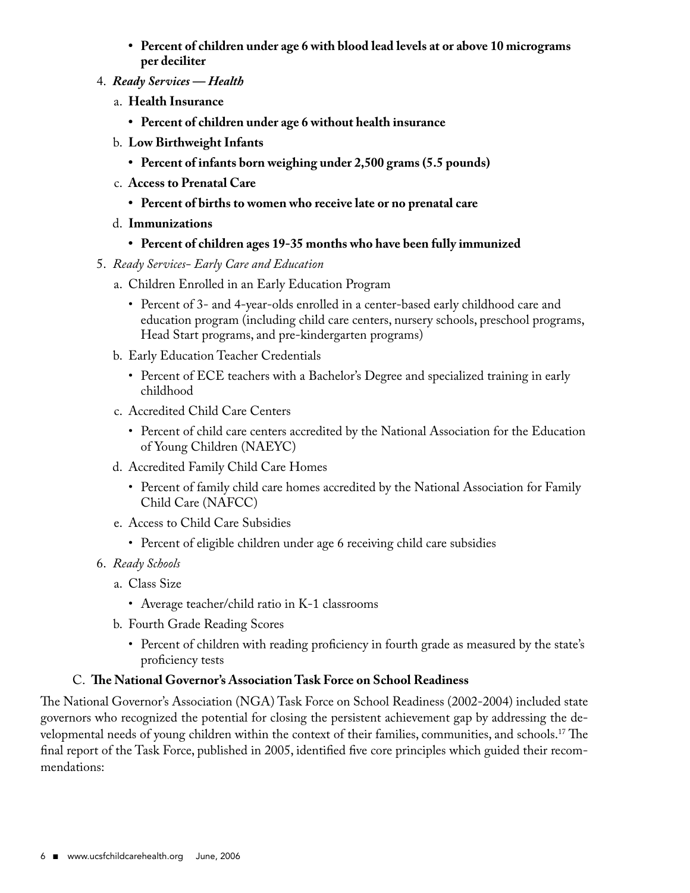- **Percent of children under age 6 with blood lead levels at or above 10 micrograms per deciliter**

4. ***Ready Services — Health***
   a. **Health Insurance**
      - **Percent of children under age 6 without health insurance**
   b. **Low Birthweight Infants**
      - **Percent of infants born weighing under 2,500 grams (5.5 pounds)**
   c. **Access to Prenatal Care**
      - **Percent of births to women who receive late or no prenatal care**
   d. **Immunizations**
      - **Percent of children ages 19-35 months who have been fully immunized**
5. *Ready Services- Early Care and Education*
   a. Children Enrolled in an Early Education Program
      - Percent of 3- and 4-year-olds enrolled in a center-based early childhood care and education program (including child care centers, nursery schools, preschool programs, Head Start programs, and pre-kindergarten programs)
   b. Early Education Teacher Credentials
      - Percent of ECE teachers with a Bachelor's Degree and specialized training in early childhood
   c. Accredited Child Care Centers
      - Percent of child care centers accredited by the National Association for the Education of Young Children (NAEYC)
   d. Accredited Family Child Care Homes
      - Percent of family child care homes accredited by the National Association for Family Child Care (NAFCC)
   e. Access to Child Care Subsidies
      - Percent of eligible children under age 6 receiving child care subsidies
6. *Ready Schools*
   a. Class Size
      - Average teacher/child ratio in K-1 classrooms
   b. Fourth Grade Reading Scores
      - Percent of children with reading proficiency in fourth grade as measured by the state's proficiency tests

### C. The National Governor's Association Task Force on School Readiness

The National Governor's Association (NGA) Task Force on School Readiness (2002-2004) included state governors who recognized the potential for closing the persistent achievement gap by addressing the developmental needs of young children within the context of their families, communities, and schools.[17] The final report of the Task Force, published in 2005, identified five core principles which guided their recommendations: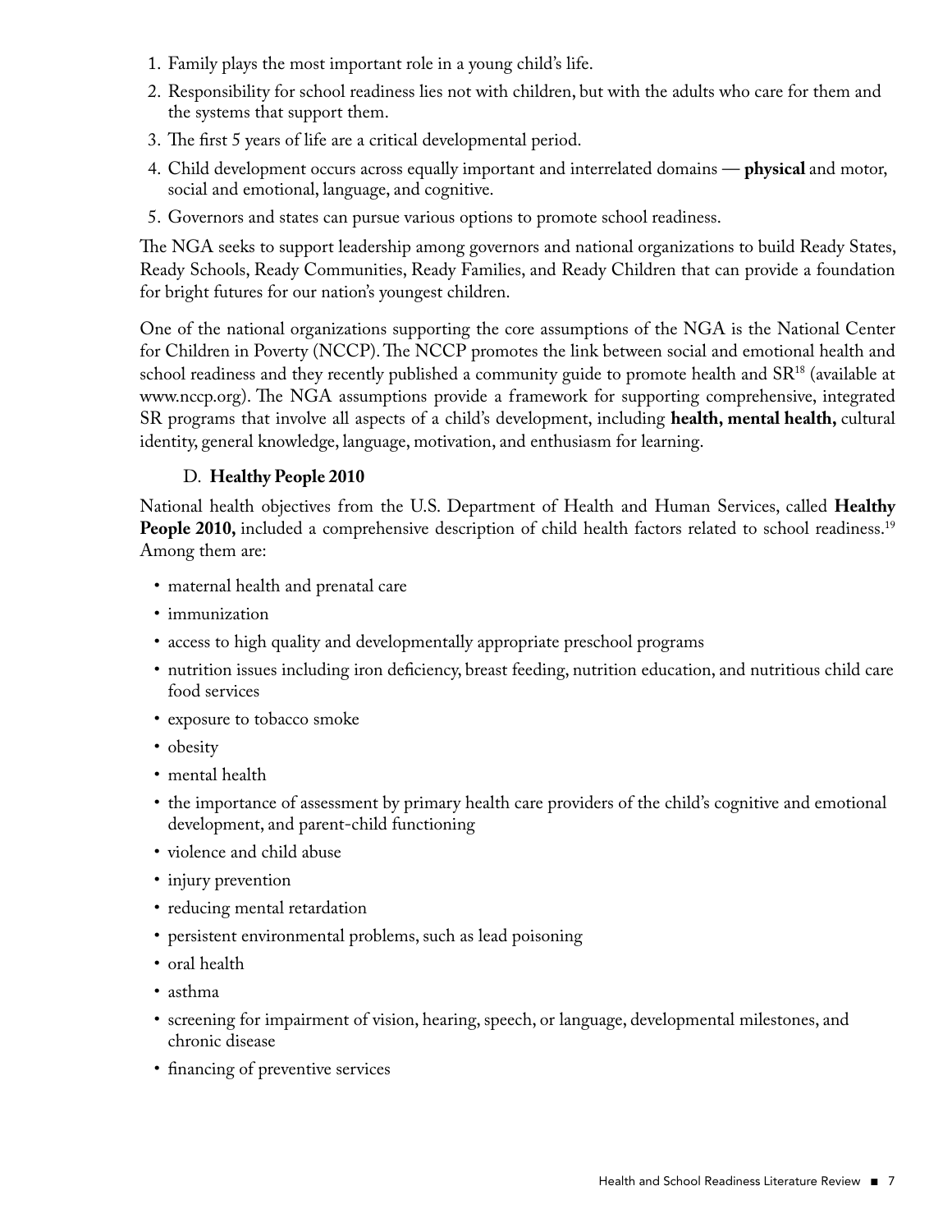1. Family plays the most important role in a young child's life.
2. Responsibility for school readiness lies not with children, but with the adults who care for them and the systems that support them.
3. The first 5 years of life are a critical developmental period.
4. Child development occurs across equally important and interrelated domains — **physical** and motor, social and emotional, language, and cognitive.
5. Governors and states can pursue various options to promote school readiness.

The NGA seeks to support leadership among governors and national organizations to build Ready States, Ready Schools, Ready Communities, Ready Families, and Ready Children that can provide a foundation for bright futures for our nation's youngest children.

One of the national organizations supporting the core assumptions of the NGA is the National Center for Children in Poverty (NCCP). The NCCP promotes the link between social and emotional health and school readiness and they recently published a community guide to promote health and SR[18] (available at www.nccp.org). The NGA assumptions provide a framework for supporting comprehensive, integrated SR programs that involve all aspects of a child's development, including **health, mental health,** cultural identity, general knowledge, language, motivation, and enthusiasm for learning.

### D. Healthy People 2010

National health objectives from the U.S. Department of Health and Human Services, called **Healthy People 2010,** included a comprehensive description of child health factors related to school readiness.[19] Among them are:

- maternal health and prenatal care
- immunization
- access to high quality and developmentally appropriate preschool programs
- nutrition issues including iron deficiency, breast feeding, nutrition education, and nutritious child care food services
- exposure to tobacco smoke
- obesity
- mental health
- the importance of assessment by primary health care providers of the child's cognitive and emotional development, and parent-child functioning
- violence and child abuse
- injury prevention
- reducing mental retardation
- persistent environmental problems, such as lead poisoning
- oral health
- asthma
- screening for impairment of vision, hearing, speech, or language, developmental milestones, and chronic disease
- financing of preventive services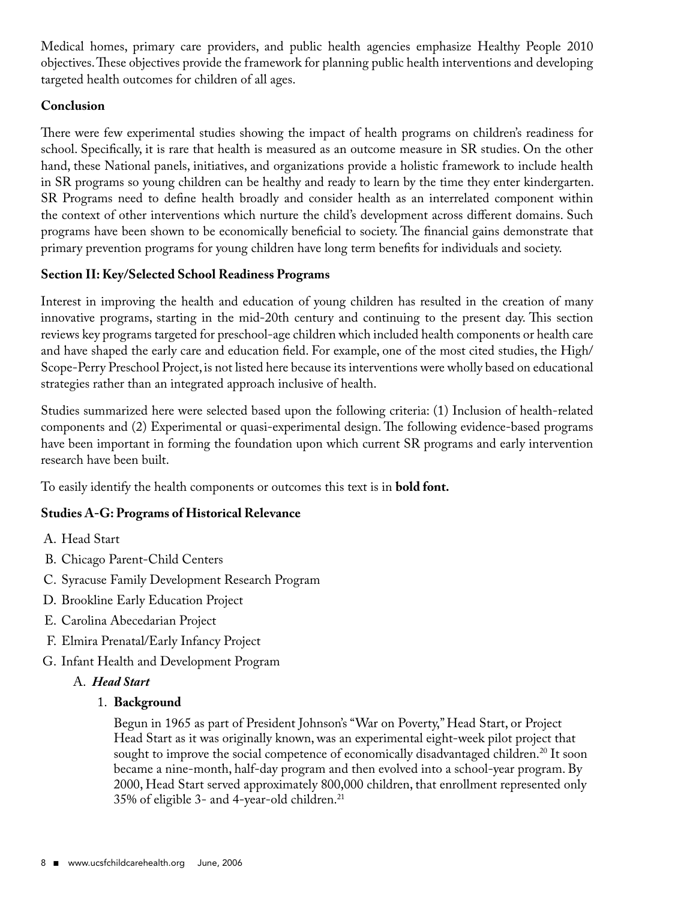Medical homes, primary care providers, and public health agencies emphasize Healthy People 2010 objectives. These objectives provide the framework for planning public health interventions and developing targeted health outcomes for children of all ages.

**Conclusion**

There were few experimental studies showing the impact of health programs on children's readiness for school. Specifically, it is rare that health is measured as an outcome measure in SR studies. On the other hand, these National panels, initiatives, and organizations provide a holistic framework to include health in SR programs so young children can be healthy and ready to learn by the time they enter kindergarten. SR Programs need to define health broadly and consider health as an interrelated component within the context of other interventions which nurture the child's development across different domains. Such programs have been shown to be economically beneficial to society. The financial gains demonstrate that primary prevention programs for young children have long term benefits for individuals and society.

**Section II: Key/Selected School Readiness Programs**

Interest in improving the health and education of young children has resulted in the creation of many innovative programs, starting in the mid-20th century and continuing to the present day. This section reviews key programs targeted for preschool-age children which included health components or health care and have shaped the early care and education field. For example, one of the most cited studies, the High/Scope-Perry Preschool Project, is not listed here because its interventions were wholly based on educational strategies rather than an integrated approach inclusive of health.

Studies summarized here were selected based upon the following criteria: (1) Inclusion of health-related components and (2) Experimental or quasi-experimental design. The following evidence-based programs have been important in forming the foundation upon which current SR programs and early intervention research have been built.

To easily identify the health components or outcomes this text is in **bold font.**

**Studies A-G: Programs of Historical Relevance**

A. Head Start
B. Chicago Parent-Child Centers
C. Syracuse Family Development Research Program
D. Brookline Early Education Project
E. Carolina Abecedarian Project
F. Elmira Prenatal/Early Infancy Project
G. Infant Health and Development Program

A. ***Head Start***

1. **Background**

   Begun in 1965 as part of President Johnson's "War on Poverty," Head Start, or Project Head Start as it was originally known, was an experimental eight-week pilot project that sought to improve the social competence of economically disadvantaged children.[20] It soon became a nine-month, half-day program and then evolved into a school-year program. By 2000, Head Start served approximately 800,000 children, that enrollment represented only 35% of eligible 3- and 4-year-old children.[21]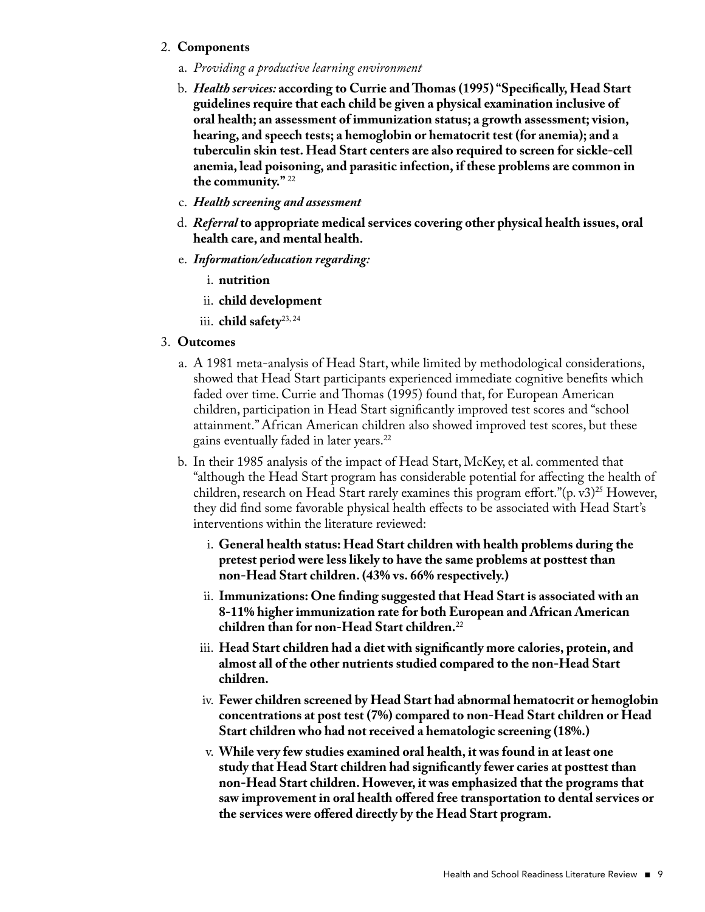2. **Components**
   a. *Providing a productive learning environment*
   b. ***Health services:* according to Currie and Thomas (1995) "Specifically, Head Start guidelines require that each child be given a physical examination inclusive of oral health; an assessment of immunization status; a growth assessment; vision, hearing, and speech tests; a hemoglobin or hematocrit test (for anemia); and a tuberculin skin test. Head Start centers are also required to screen for sickle-cell anemia, lead poisoning, and parasitic infection, if these problems are common in the community."** [22]
   c. ***Health screening and assessment***
   d. ***Referral* to appropriate medical services covering other physical health issues, oral health care, and mental health.**
   e. ***Information/education regarding:***
      i. **nutrition**
      ii. **child development**
      iii. **child safety**[23, 24]

3. **Outcomes**
   a. A 1981 meta-analysis of Head Start, while limited by methodological considerations, showed that Head Start participants experienced immediate cognitive benefits which faded over time. Currie and Thomas (1995) found that, for European American children, participation in Head Start significantly improved test scores and "school attainment." African American children also showed improved test scores, but these gains eventually faded in later years.[22]
   b. In their 1985 analysis of the impact of Head Start, McKey, et al. commented that "although the Head Start program has considerable potential for affecting the health of children, research on Head Start rarely examines this program effort."(p. v3)[25] However, they did find some favorable physical health effects to be associated with Head Start's interventions within the literature reviewed:
      i. **General health status: Head Start children with health problems during the pretest period were less likely to have the same problems at posttest than non-Head Start children. (43% vs. 66% respectively.)**
      ii. **Immunizations: One finding suggested that Head Start is associated with an 8-11% higher immunization rate for both European and African American children than for non-Head Start children.**[22]
      iii. **Head Start children had a diet with significantly more calories, protein, and almost all of the other nutrients studied compared to the non-Head Start children.**
      iv. **Fewer children screened by Head Start had abnormal hematocrit or hemoglobin concentrations at post test (7%) compared to non-Head Start children or Head Start children who had not received a hematologic screening (18%.)**
      v. **While very few studies examined oral health, it was found in at least one study that Head Start children had significantly fewer caries at posttest than non-Head Start children. However, it was emphasized that the programs that saw improvement in oral health offered free transportation to dental services or the services were offered directly by the Head Start program.**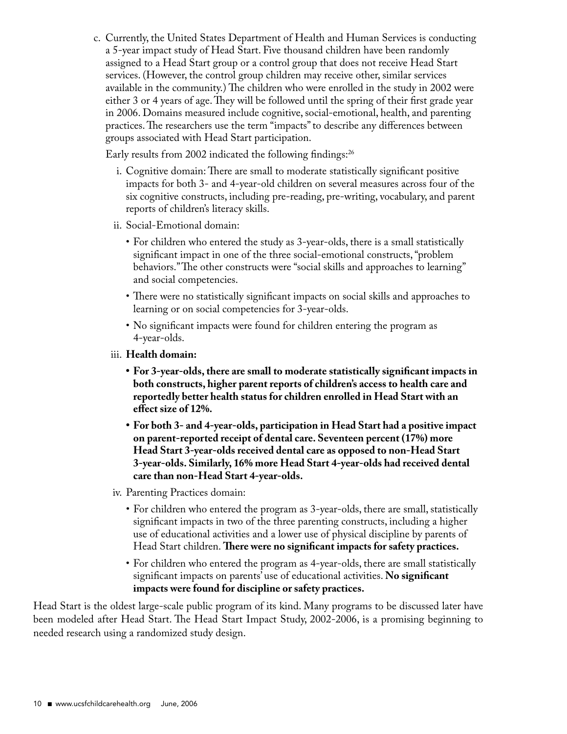c. Currently, the United States Department of Health and Human Services is conducting a 5-year impact study of Head Start. Five thousand children have been randomly assigned to a Head Start group or a control group that does not receive Head Start services. (However, the control group children may receive other, similar services available in the community.) The children who were enrolled in the study in 2002 were either 3 or 4 years of age. They will be followed until the spring of their first grade year in 2006. Domains measured include cognitive, social-emotional, health, and parenting practices. The researchers use the term "impacts" to describe any differences between groups associated with Head Start participation.

   Early results from 2002 indicated the following findings:[26]

   i. Cognitive domain: There are small to moderate statistically significant positive impacts for both 3- and 4-year-old children on several measures across four of the six cognitive constructs, including pre-reading, pre-writing, vocabulary, and parent reports of children's literacy skills.

   ii. Social-Emotional domain:

      - For children who entered the study as 3-year-olds, there is a small statistically significant impact in one of the three social-emotional constructs, "problem behaviors." The other constructs were "social skills and approaches to learning" and social competencies.
      - There were no statistically significant impacts on social skills and approaches to learning or on social competencies for 3-year-olds.
      - No significant impacts were found for children entering the program as 4-year-olds.

   iii. **Health domain:**

      - **For 3-year-olds, there are small to moderate statistically significant impacts in both constructs, higher parent reports of children's access to health care and reportedly better health status for children enrolled in Head Start with an effect size of 12%.**
      - **For both 3- and 4-year-olds, participation in Head Start had a positive impact on parent-reported receipt of dental care. Seventeen percent (17%) more Head Start 3-year-olds received dental care as opposed to non-Head Start 3-year-olds. Similarly, 16% more Head Start 4-year-olds had received dental care than non-Head Start 4-year-olds.**

   iv. Parenting Practices domain:

      - For children who entered the program as 3-year-olds, there are small, statistically significant impacts in two of the three parenting constructs, including a higher use of educational activities and a lower use of physical discipline by parents of Head Start children. **There were no significant impacts for safety practices.**
      - For children who entered the program as 4-year-olds, there are small statistically significant impacts on parents' use of educational activities. **No significant impacts were found for discipline or safety practices.**

Head Start is the oldest large-scale public program of its kind. Many programs to be discussed later have been modeled after Head Start. The Head Start Impact Study, 2002-2006, is a promising beginning to needed research using a randomized study design.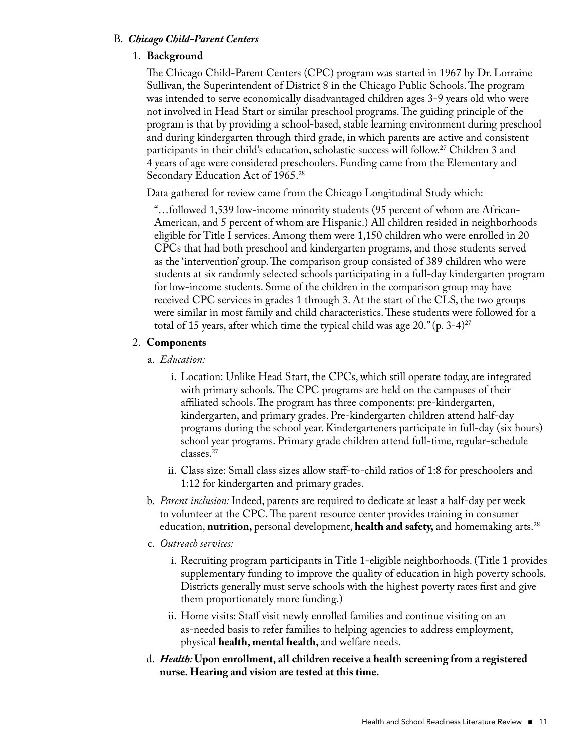B. ***Chicago Child-Parent Centers***

1. **Background**

   The Chicago Child-Parent Centers (CPC) program was started in 1967 by Dr. Lorraine Sullivan, the Superintendent of District 8 in the Chicago Public Schools. The program was intended to serve economically disadvantaged children ages 3-9 years old who were not involved in Head Start or similar preschool programs. The guiding principle of the program is that by providing a school-based, stable learning environment during preschool and during kindergarten through third grade, in which parents are active and consistent participants in their child's education, scholastic success will follow.[27] Children 3 and 4 years of age were considered preschoolers. Funding came from the Elementary and Secondary Education Act of 1965.[28]

   Data gathered for review came from the Chicago Longitudinal Study which:

   > "…followed 1,539 low-income minority students (95 percent of whom are African-American, and 5 percent of whom are Hispanic.) All children resided in neighborhoods eligible for Title I services. Among them were 1,150 children who were enrolled in 20 CPCs that had both preschool and kindergarten programs, and those students served as the 'intervention' group. The comparison group consisted of 389 children who were students at six randomly selected schools participating in a full-day kindergarten program for low-income students. Some of the children in the comparison group may have received CPC services in grades 1 through 3. At the start of the CLS, the two groups were similar in most family and child characteristics. These students were followed for a total of 15 years, after which time the typical child was age 20." (p. 3-4)[27]

2. **Components**

   a. *Education:*

      i. Location: Unlike Head Start, the CPCs, which still operate today, are integrated with primary schools. The CPC programs are held on the campuses of their affiliated schools. The program has three components: pre-kindergarten, kindergarten, and primary grades. Pre-kindergarten children attend half-day programs during the school year. Kindergarteners participate in full-day (six hours) school year programs. Primary grade children attend full-time, regular-schedule classes.[27]

      ii. Class size: Small class sizes allow staff-to-child ratios of 1:8 for preschoolers and 1:12 for kindergarten and primary grades.

   b. *Parent inclusion:* Indeed, parents are required to dedicate at least a half-day per week to volunteer at the CPC. The parent resource center provides training in consumer education, **nutrition,** personal development, **health and safety,** and homemaking arts.[28]

   c. *Outreach services:*

      i. Recruiting program participants in Title 1-eligible neighborhoods. (Title 1 provides supplementary funding to improve the quality of education in high poverty schools. Districts generally must serve schools with the highest poverty rates first and give them proportionately more funding.)

      ii. Home visits: Staff visit newly enrolled families and continue visiting on an as-needed basis to refer families to helping agencies to address employment, physical **health, mental health,** and welfare needs.

   d. ***Health:*** **Upon enrollment, all children receive a health screening from a registered nurse. Hearing and vision are tested at this time.**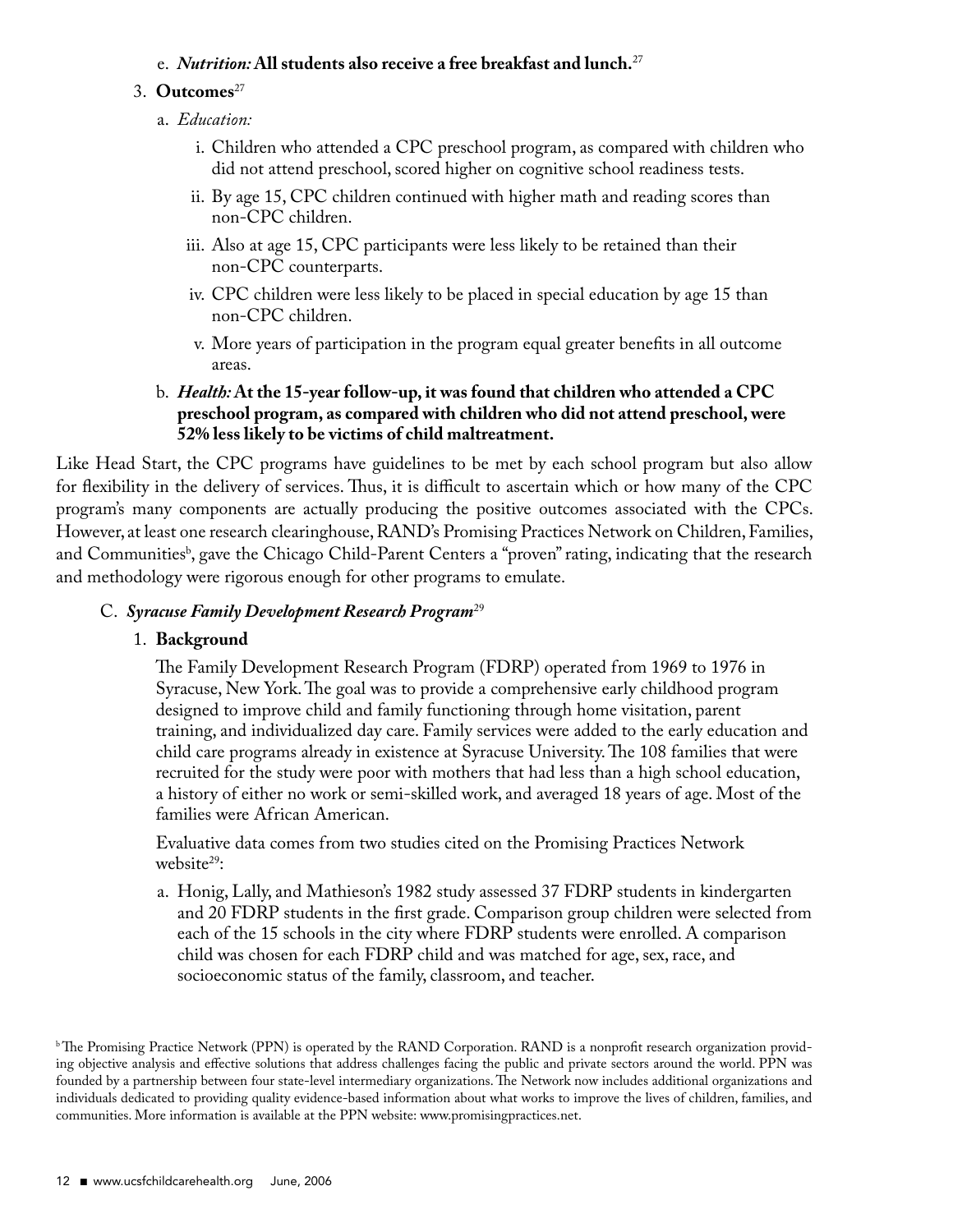e. ***Nutrition:* All students also receive a free breakfast and lunch.**[27]

3. **Outcomes**[27]

   a. *Education:*

      i. Children who attended a CPC preschool program, as compared with children who did not attend preschool, scored higher on cognitive school readiness tests.

      ii. By age 15, CPC children continued with higher math and reading scores than non-CPC children.

      iii. Also at age 15, CPC participants were less likely to be retained than their non-CPC counterparts.

      iv. CPC children were less likely to be placed in special education by age 15 than non-CPC children.

      v. More years of participation in the program equal greater benefits in all outcome areas.

   b. ***Health:* At the 15-year follow-up, it was found that children who attended a CPC preschool program, as compared with children who did not attend preschool, were 52% less likely to be victims of child maltreatment.**

Like Head Start, the CPC programs have guidelines to be met by each school program but also allow for flexibility in the delivery of services. Thus, it is difficult to ascertain which or how many of the CPC program's many components are actually producing the positive outcomes associated with the CPCs. However, at least one research clearinghouse, RAND's Promising Practices Network on Children, Families, and Communities[b], gave the Chicago Child-Parent Centers a "proven" rating, indicating that the research and methodology were rigorous enough for other programs to emulate.

### C. *Syracuse Family Development Research Program*[29]

1. **Background**

   The Family Development Research Program (FDRP) operated from 1969 to 1976 in Syracuse, New York. The goal was to provide a comprehensive early childhood program designed to improve child and family functioning through home visitation, parent training, and individualized day care. Family services were added to the early education and child care programs already in existence at Syracuse University. The 108 families that were recruited for the study were poor with mothers that had less than a high school education, a history of either no work or semi-skilled work, and averaged 18 years of age. Most of the families were African American.

   Evaluative data comes from two studies cited on the Promising Practices Network website[29]:

   a. Honig, Lally, and Mathieson's 1982 study assessed 37 FDRP students in kindergarten and 20 FDRP students in the first grade. Comparison group children were selected from each of the 15 schools in the city where FDRP students were enrolled. A comparison child was chosen for each FDRP child and was matched for age, sex, race, and socioeconomic status of the family, classroom, and teacher.

---

[b] The Promising Practice Network (PPN) is operated by the RAND Corporation. RAND is a nonprofit research organization providing objective analysis and effective solutions that address challenges facing the public and private sectors around the world. PPN was founded by a partnership between four state-level intermediary organizations. The Network now includes additional organizations and individuals dedicated to providing quality evidence-based information about what works to improve the lives of children, families, and communities. More information is available at the PPN website: www.promisingpractices.net.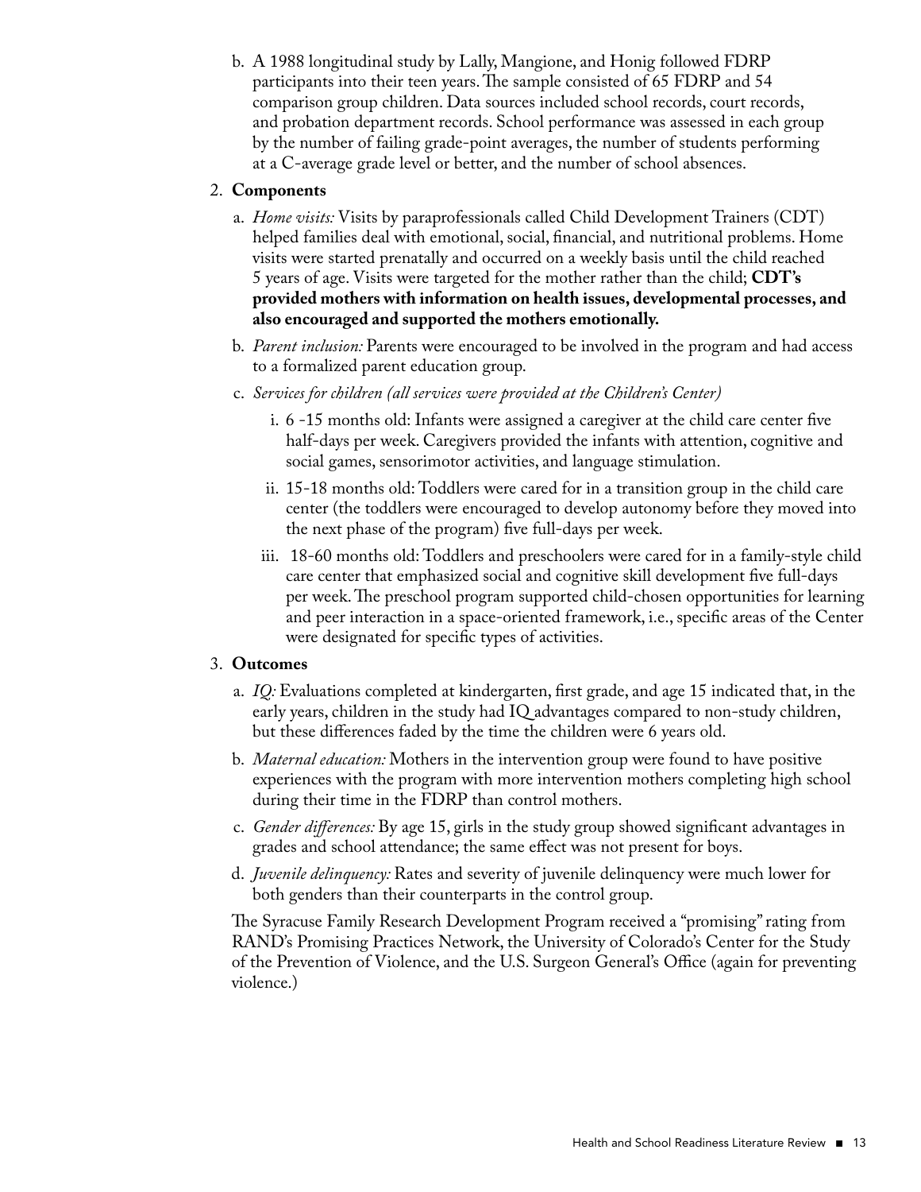b. A 1988 longitudinal study by Lally, Mangione, and Honig followed FDRP participants into their teen years. The sample consisted of 65 FDRP and 54 comparison group children. Data sources included school records, court records, and probation department records. School performance was assessed in each group by the number of failing grade-point averages, the number of students performing at a C-average grade level or better, and the number of school absences.

2. **Components**

   a. *Home visits:* Visits by paraprofessionals called Child Development Trainers (CDT) helped families deal with emotional, social, financial, and nutritional problems. Home visits were started prenatally and occurred on a weekly basis until the child reached 5 years of age. Visits were targeted for the mother rather than the child; **CDT's provided mothers with information on health issues, developmental processes, and also encouraged and supported the mothers emotionally.**

   b. *Parent inclusion:* Parents were encouraged to be involved in the program and had access to a formalized parent education group.

   c. *Services for children (all services were provided at the Children's Center)*

      i. 6 -15 months old: Infants were assigned a caregiver at the child care center five half-days per week. Caregivers provided the infants with attention, cognitive and social games, sensorimotor activities, and language stimulation.

      ii. 15-18 months old: Toddlers were cared for in a transition group in the child care center (the toddlers were encouraged to develop autonomy before they moved into the next phase of the program) five full-days per week.

      iii. 18-60 months old: Toddlers and preschoolers were cared for in a family-style child care center that emphasized social and cognitive skill development five full-days per week. The preschool program supported child-chosen opportunities for learning and peer interaction in a space-oriented framework, i.e., specific areas of the Center were designated for specific types of activities.

3. **Outcomes**

   a. *IQ:* Evaluations completed at kindergarten, first grade, and age 15 indicated that, in the early years, children in the study had IQ advantages compared to non-study children, but these differences faded by the time the children were 6 years old.

   b. *Maternal education:* Mothers in the intervention group were found to have positive experiences with the program with more intervention mothers completing high school during their time in the FDRP than control mothers.

   c. *Gender differences:* By age 15, girls in the study group showed significant advantages in grades and school attendance; the same effect was not present for boys.

   d. *Juvenile delinquency:* Rates and severity of juvenile delinquency were much lower for both genders than their counterparts in the control group.

The Syracuse Family Research Development Program received a "promising" rating from RAND's Promising Practices Network, the University of Colorado's Center for the Study of the Prevention of Violence, and the U.S. Surgeon General's Office (again for preventing violence.)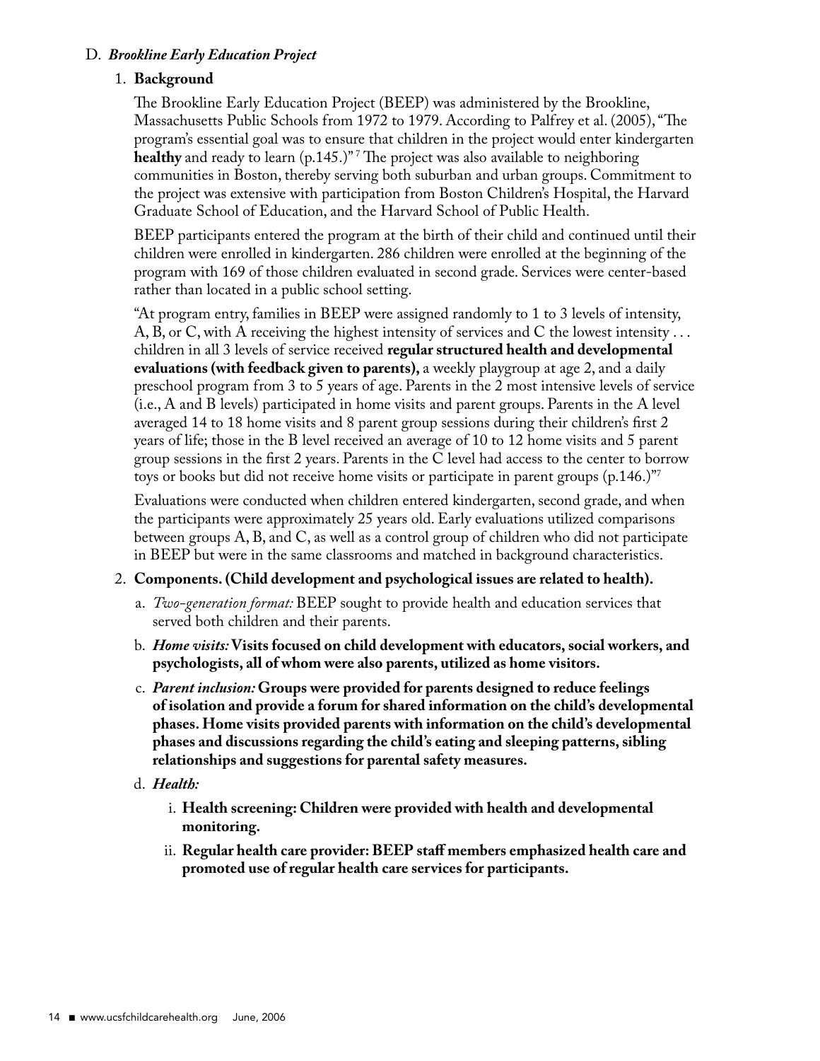### D. *Brookline Early Education Project*

#### 1. Background

The Brookline Early Education Project (BEEP) was administered by the Brookline, Massachusetts Public Schools from 1972 to 1979. According to Palfrey et al. (2005), "The program's essential goal was to ensure that children in the project would enter kindergarten **healthy** and ready to learn (p.145.)" [7] The project was also available to neighboring communities in Boston, thereby serving both suburban and urban groups. Commitment to the project was extensive with participation from Boston Children's Hospital, the Harvard Graduate School of Education, and the Harvard School of Public Health.

BEEP participants entered the program at the birth of their child and continued until their children were enrolled in kindergarten. 286 children were enrolled at the beginning of the program with 169 of those children evaluated in second grade. Services were center-based rather than located in a public school setting.

"At program entry, families in BEEP were assigned randomly to 1 to 3 levels of intensity, A, B, or C, with A receiving the highest intensity of services and C the lowest intensity . . . children in all 3 levels of service received **regular structured health and developmental evaluations (with feedback given to parents),** a weekly playgroup at age 2, and a daily preschool program from 3 to 5 years of age. Parents in the 2 most intensive levels of service (i.e., A and B levels) participated in home visits and parent groups. Parents in the A level averaged 14 to 18 home visits and 8 parent group sessions during their children's first 2 years of life; those in the B level received an average of 10 to 12 home visits and 5 parent group sessions in the first 2 years. Parents in the C level had access to the center to borrow toys or books but did not receive home visits or participate in parent groups (p.146.)"[7]

Evaluations were conducted when children entered kindergarten, second grade, and when the participants were approximately 25 years old. Early evaluations utilized comparisons between groups A, B, and C, as well as a control group of children who did not participate in BEEP but were in the same classrooms and matched in background characteristics.

#### 2. Components. (Child development and psychological issues are related to health).

a. *Two-generation format:* BEEP sought to provide health and education services that served both children and their parents.

b. ***Home visits:* Visits focused on child development with educators, social workers, and psychologists, all of whom were also parents, utilized as home visitors.**

c. ***Parent inclusion:* Groups were provided for parents designed to reduce feelings of isolation and provide a forum for shared information on the child's developmental phases. Home visits provided parents with information on the child's developmental phases and discussions regarding the child's eating and sleeping patterns, sibling relationships and suggestions for parental safety measures.**

d. ***Health:***

   i. **Health screening: Children were provided with health and developmental monitoring.**

   ii. **Regular health care provider: BEEP staff members emphasized health care and promoted use of regular health care services for participants.**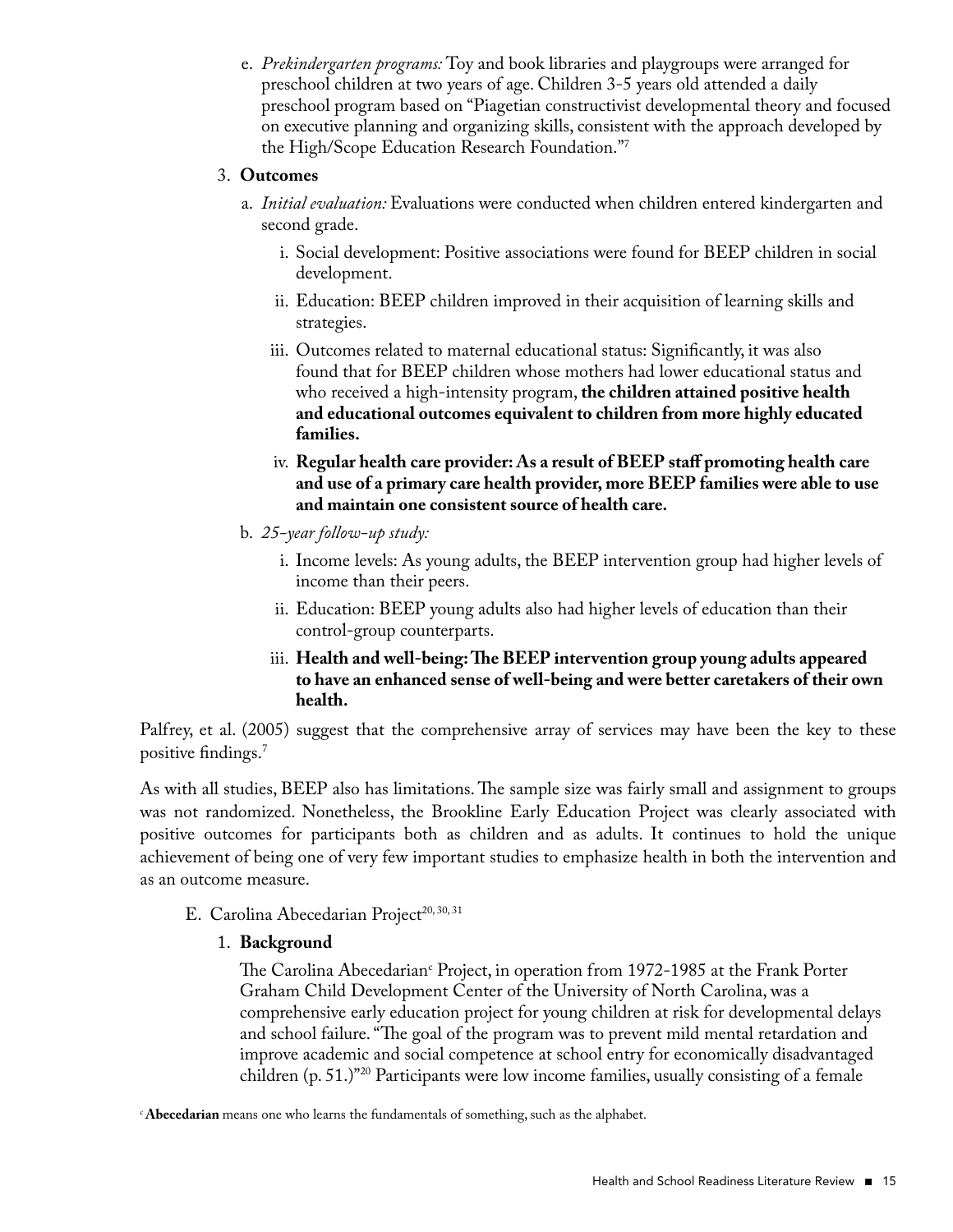e. *Prekindergarten programs:* Toy and book libraries and playgroups were arranged for preschool children at two years of age. Children 3-5 years old attended a daily preschool program based on "Piagetian constructivist developmental theory and focused on executive planning and organizing skills, consistent with the approach developed by the High/Scope Education Research Foundation."[7]

3. **Outcomes**

   a. *Initial evaluation:* Evaluations were conducted when children entered kindergarten and second grade.

      i. Social development: Positive associations were found for BEEP children in social development.

      ii. Education: BEEP children improved in their acquisition of learning skills and strategies.

      iii. Outcomes related to maternal educational status: Significantly, it was also found that for BEEP children whose mothers had lower educational status and who received a high-intensity program, **the children attained positive health and educational outcomes equivalent to children from more highly educated families.**

      iv. **Regular health care provider: As a result of BEEP staff promoting health care and use of a primary care health provider, more BEEP families were able to use and maintain one consistent source of health care.**

   b. *25-year follow-up study:*

      i. Income levels: As young adults, the BEEP intervention group had higher levels of income than their peers.

      ii. Education: BEEP young adults also had higher levels of education than their control-group counterparts.

      iii. **Health and well-being: The BEEP intervention group young adults appeared to have an enhanced sense of well-being and were better caretakers of their own health.**

Palfrey, et al. (2005) suggest that the comprehensive array of services may have been the key to these positive findings.[7]

As with all studies, BEEP also has limitations. The sample size was fairly small and assignment to groups was not randomized. Nonetheless, the Brookline Early Education Project was clearly associated with positive outcomes for participants both as children and as adults. It continues to hold the unique achievement of being one of very few important studies to emphasize health in both the intervention and as an outcome measure.

E. Carolina Abecedarian Project[20, 30, 31]

1. **Background**

   The Carolina Abecedarian[c] Project, in operation from 1972-1985 at the Frank Porter Graham Child Development Center of the University of North Carolina, was a comprehensive early education project for young children at risk for developmental delays and school failure. "The goal of the program was to prevent mild mental retardation and improve academic and social competence at school entry for economically disadvantaged children (p. 51.)"[20] Participants were low income families, usually consisting of a female

[c] **Abecedarian** means one who learns the fundamentals of something, such as the alphabet.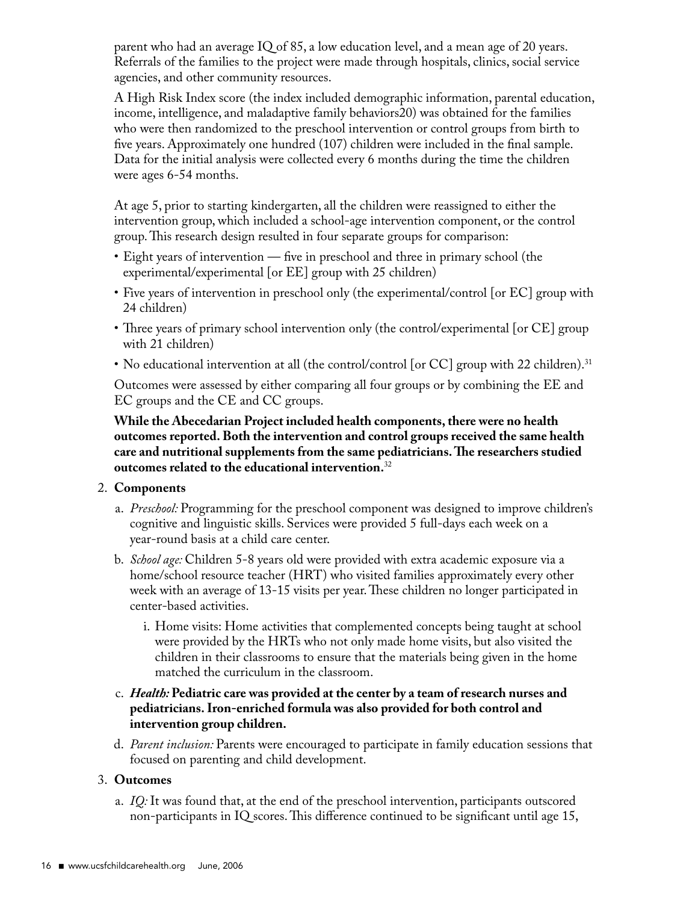parent who had an average IQ of 85, a low education level, and a mean age of 20 years. Referrals of the families to the project were made through hospitals, clinics, social service agencies, and other community resources.

A High Risk Index score (the index included demographic information, parental education, income, intelligence, and maladaptive family behaviors20) was obtained for the families who were then randomized to the preschool intervention or control groups from birth to five years. Approximately one hundred (107) children were included in the final sample. Data for the initial analysis were collected every 6 months during the time the children were ages 6-54 months.

At age 5, prior to starting kindergarten, all the children were reassigned to either the intervention group, which included a school-age intervention component, or the control group. This research design resulted in four separate groups for comparison:

- Eight years of intervention — five in preschool and three in primary school (the experimental/experimental [or EE] group with 25 children)
- Five years of intervention in preschool only (the experimental/control [or EC] group with 24 children)
- Three years of primary school intervention only (the control/experimental [or CE] group with 21 children)
- No educational intervention at all (the control/control [or CC] group with 22 children).[31]

Outcomes were assessed by either comparing all four groups or by combining the EE and EC groups and the CE and CC groups.

**While the Abecedarian Project included health components, there were no health outcomes reported. Both the intervention and control groups received the same health care and nutritional supplements from the same pediatricians. The researchers studied outcomes related to the educational intervention.**[32]

2. **Components**
   a. *Preschool:* Programming for the preschool component was designed to improve children's cognitive and linguistic skills. Services were provided 5 full-days each week on a year-round basis at a child care center.
   b. *School age:* Children 5-8 years old were provided with extra academic exposure via a home/school resource teacher (HRT) who visited families approximately every other week with an average of 13-15 visits per year. These children no longer participated in center-based activities.
      i. Home visits: Home activities that complemented concepts being taught at school were provided by the HRTs who not only made home visits, but also visited the children in their classrooms to ensure that the materials being given in the home matched the curriculum in the classroom.
   c. ***Health:* Pediatric care was provided at the center by a team of research nurses and pediatricians. Iron-enriched formula was also provided for both control and intervention group children.**
   d. *Parent inclusion:* Parents were encouraged to participate in family education sessions that focused on parenting and child development.
3. **Outcomes**
   a. *IQ:* It was found that, at the end of the preschool intervention, participants outscored non-participants in IQ scores. This difference continued to be significant until age 15,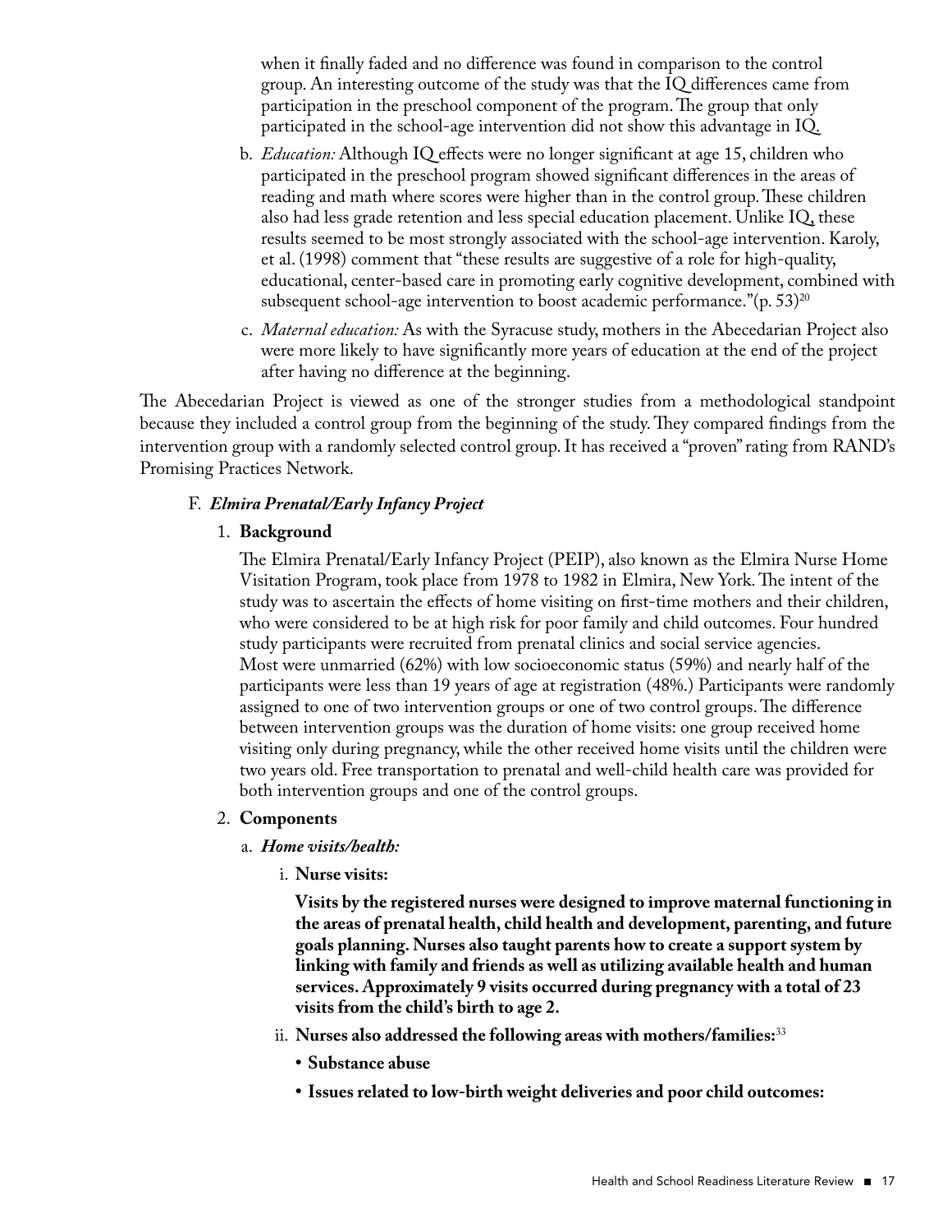when it finally faded and no difference was found in comparison to the control group. An interesting outcome of the study was that the IQ differences came from participation in the preschool component of the program. The group that only participated in the school-age intervention did not show this advantage in IQ.

b. *Education:* Although IQ effects were no longer significant at age 15, children who participated in the preschool program showed significant differences in the areas of reading and math where scores were higher than in the control group. These children also had less grade retention and less special education placement. Unlike IQ, these results seemed to be most strongly associated with the school-age intervention. Karoly, et al. (1998) comment that "these results are suggestive of a role for high-quality, educational, center-based care in promoting early cognitive development, combined with subsequent school-age intervention to boost academic performance."(p. 53)[20]

c. *Maternal education:* As with the Syracuse study, mothers in the Abecedarian Project also were more likely to have significantly more years of education at the end of the project after having no difference at the beginning.

The Abecedarian Project is viewed as one of the stronger studies from a methodological standpoint because they included a control group from the beginning of the study. They compared findings from the intervention group with a randomly selected control group. It has received a "proven" rating from RAND's Promising Practices Network.

### F. ***Elmira Prenatal/Early Infancy Project***

#### 1. **Background**

The Elmira Prenatal/Early Infancy Project (PEIP), also known as the Elmira Nurse Home Visitation Program, took place from 1978 to 1982 in Elmira, New York. The intent of the study was to ascertain the effects of home visiting on first-time mothers and their children, who were considered to be at high risk for poor family and child outcomes. Four hundred study participants were recruited from prenatal clinics and social service agencies. Most were unmarried (62%) with low socioeconomic status (59%) and nearly half of the participants were less than 19 years of age at registration (48%.) Participants were randomly assigned to one of two intervention groups or one of two control groups. The difference between intervention groups was the duration of home visits: one group received home visiting only during pregnancy, while the other received home visits until the children were two years old. Free transportation to prenatal and well-child health care was provided for both intervention groups and one of the control groups.

#### 2. **Components**

a. ***Home visits/health:***

i. **Nurse visits:**

**Visits by the registered nurses were designed to improve maternal functioning in the areas of prenatal health, child health and development, parenting, and future goals planning. Nurses also taught parents how to create a support system by linking with family and friends as well as utilizing available health and human services. Approximately 9 visits occurred during pregnancy with a total of 23 visits from the child's birth to age 2.**

ii. **Nurses also addressed the following areas with mothers/families:**[33]

- **Substance abuse**
- **Issues related to low-birth weight deliveries and poor child outcomes:**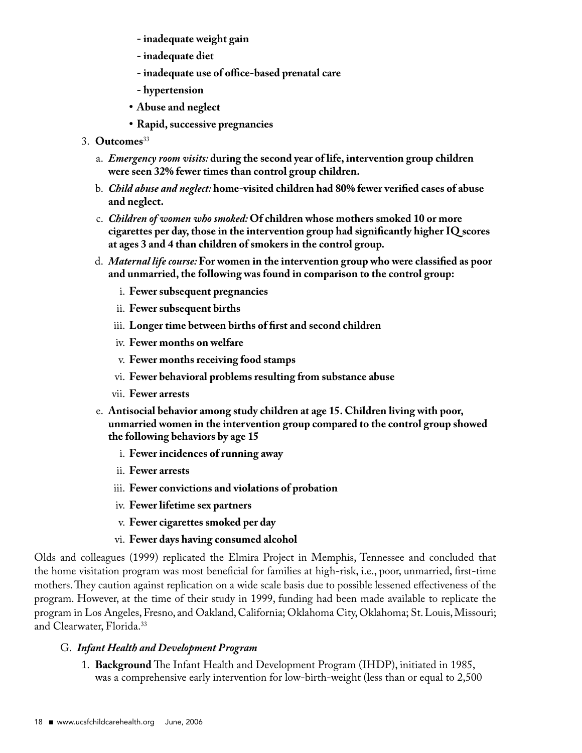- **inadequate weight gain**
  - **inadequate diet**
  - **inadequate use of office-based prenatal care**
  - **hypertension**
- **Abuse and neglect**
- **Rapid, successive pregnancies**

3. **Outcomes**[33]

   a. ***Emergency room visits:*** **during the second year of life, intervention group children were seen 32% fewer times than control group children.**

   b. ***Child abuse and neglect:*** **home-visited children had 80% fewer verified cases of abuse and neglect.**

   c. ***Children of women who smoked:*** **Of children whose mothers smoked 10 or more cigarettes per day, those in the intervention group had significantly higher IQ scores at ages 3 and 4 than children of smokers in the control group.**

   d. ***Maternal life course:*** **For women in the intervention group who were classified as poor and unmarried, the following was found in comparison to the control group:**

      i. **Fewer subsequent pregnancies**

      ii. **Fewer subsequent births**

      iii. **Longer time between births of first and second children**

      iv. **Fewer months on welfare**

      v. **Fewer months receiving food stamps**

      vi. **Fewer behavioral problems resulting from substance abuse**

      vii. **Fewer arrests**

   e. **Antisocial behavior among study children at age 15. Children living with poor, unmarried women in the intervention group compared to the control group showed the following behaviors by age 15**

      i. **Fewer incidences of running away**

      ii. **Fewer arrests**

      iii. **Fewer convictions and violations of probation**

      iv. **Fewer lifetime sex partners**

      v. **Fewer cigarettes smoked per day**

      vi. **Fewer days having consumed alcohol**

Olds and colleagues (1999) replicated the Elmira Project in Memphis, Tennessee and concluded that the home visitation program was most beneficial for families at high-risk, i.e., poor, unmarried, first-time mothers. They caution against replication on a wide scale basis due to possible lessened effectiveness of the program. However, at the time of their study in 1999, funding had been made available to replicate the program in Los Angeles, Fresno, and Oakland, California; Oklahoma City, Oklahoma; St. Louis, Missouri; and Clearwater, Florida.[33]

G. ***Infant Health and Development Program***

1. **Background** The Infant Health and Development Program (IHDP), initiated in 1985, was a comprehensive early intervention for low-birth-weight (less than or equal to 2,500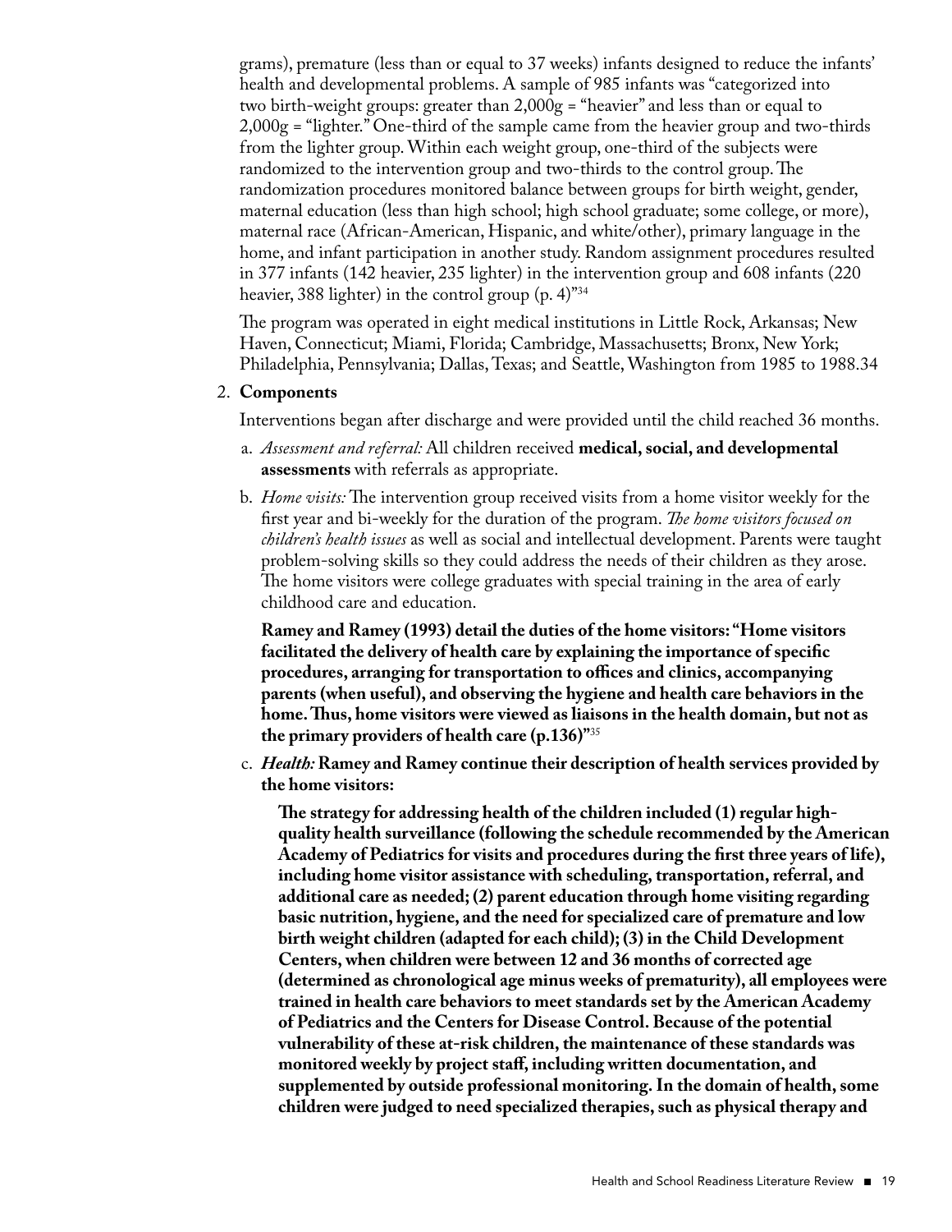grams), premature (less than or equal to 37 weeks) infants designed to reduce the infants' health and developmental problems. A sample of 985 infants was "categorized into two birth-weight groups: greater than 2,000g = "heavier" and less than or equal to 2,000g = "lighter." One-third of the sample came from the heavier group and two-thirds from the lighter group. Within each weight group, one-third of the subjects were randomized to the intervention group and two-thirds to the control group. The randomization procedures monitored balance between groups for birth weight, gender, maternal education (less than high school; high school graduate; some college, or more), maternal race (African-American, Hispanic, and white/other), primary language in the home, and infant participation in another study. Random assignment procedures resulted in 377 infants (142 heavier, 235 lighter) in the intervention group and 608 infants (220 heavier, 388 lighter) in the control group (p. 4)"[34]

The program was operated in eight medical institutions in Little Rock, Arkansas; New Haven, Connecticut; Miami, Florida; Cambridge, Massachusetts; Bronx, New York; Philadelphia, Pennsylvania; Dallas, Texas; and Seattle, Washington from 1985 to 1988.34

2. **Components**

   Interventions began after discharge and were provided until the child reached 36 months.

   a. *Assessment and referral:* All children received **medical, social, and developmental assessments** with referrals as appropriate.

   b. *Home visits:* The intervention group received visits from a home visitor weekly for the first year and bi-weekly for the duration of the program. *The home visitors focused on children's health issues* as well as social and intellectual development. Parents were taught problem-solving skills so they could address the needs of their children as they arose. The home visitors were college graduates with special training in the area of early childhood care and education.

      **Ramey and Ramey (1993) detail the duties of the home visitors: "Home visitors facilitated the delivery of health care by explaining the importance of specific procedures, arranging for transportation to offices and clinics, accompanying parents (when useful), and observing the hygiene and health care behaviors in the home. Thus, home visitors were viewed as liaisons in the health domain, but not as the primary providers of health care (p.136)"**[35]

   c. ***Health:*** **Ramey and Ramey continue their description of health services provided by the home visitors:**

      **The strategy for addressing health of the children included (1) regular high-quality health surveillance (following the schedule recommended by the American Academy of Pediatrics for visits and procedures during the first three years of life), including home visitor assistance with scheduling, transportation, referral, and additional care as needed; (2) parent education through home visiting regarding basic nutrition, hygiene, and the need for specialized care of premature and low birth weight children (adapted for each child); (3) in the Child Development Centers, when children were between 12 and 36 months of corrected age (determined as chronological age minus weeks of prematurity), all employees were trained in health care behaviors to meet standards set by the American Academy of Pediatrics and the Centers for Disease Control. Because of the potential vulnerability of these at-risk children, the maintenance of these standards was monitored weekly by project staff, including written documentation, and supplemented by outside professional monitoring. In the domain of health, some children were judged to need specialized therapies, such as physical therapy and**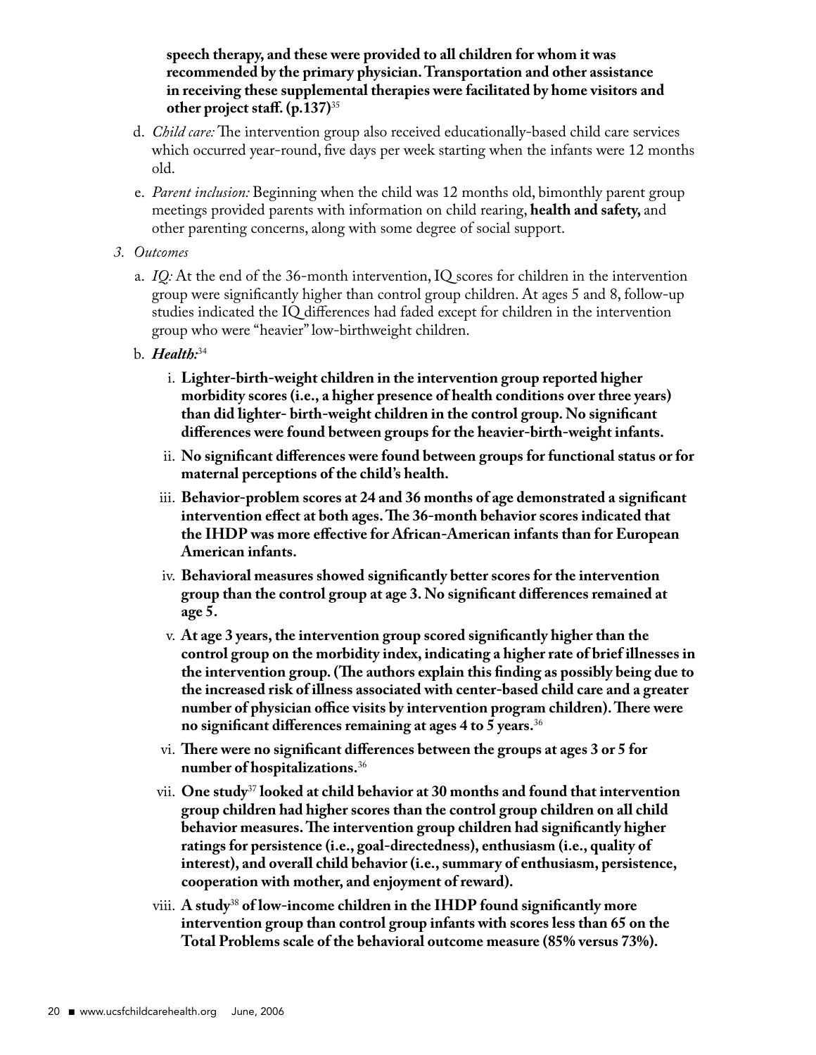**speech therapy, and these were provided to all children for whom it was recommended by the primary physician. Transportation and other assistance in receiving these supplemental therapies were facilitated by home visitors and other project staff. (p.137)**[35]

d. *Child care:* The intervention group also received educationally-based child care services which occurred year-round, five days per week starting when the infants were 12 months old.

e. *Parent inclusion:* Beginning when the child was 12 months old, bimonthly parent group meetings provided parents with information on child rearing, **health and safety,** and other parenting concerns, along with some degree of social support.

*3. Outcomes*

a. *IQ:* At the end of the 36-month intervention, IQ scores for children in the intervention group were significantly higher than control group children. At ages 5 and 8, follow-up studies indicated the IQ differences had faded except for children in the intervention group who were "heavier" low-birthweight children.

b. ***Health:***[34]

i. **Lighter-birth-weight children in the intervention group reported higher morbidity scores (i.e., a higher presence of health conditions over three years) than did lighter- birth-weight children in the control group. No significant differences were found between groups for the heavier-birth-weight infants.**

ii. **No significant differences were found between groups for functional status or for maternal perceptions of the child's health.**

iii. **Behavior-problem scores at 24 and 36 months of age demonstrated a significant intervention effect at both ages. The 36-month behavior scores indicated that the IHDP was more effective for African-American infants than for European American infants.**

iv. **Behavioral measures showed significantly better scores for the intervention group than the control group at age 3. No significant differences remained at age 5.**

v. **At age 3 years, the intervention group scored significantly higher than the control group on the morbidity index, indicating a higher rate of brief illnesses in the intervention group. (The authors explain this finding as possibly being due to the increased risk of illness associated with center-based child care and a greater number of physician office visits by intervention program children). There were no significant differences remaining at ages 4 to 5 years.**[36]

vi. **There were no significant differences between the groups at ages 3 or 5 for number of hospitalizations.**[36]

vii. **One study**[37] **looked at child behavior at 30 months and found that intervention group children had higher scores than the control group children on all child behavior measures. The intervention group children had significantly higher ratings for persistence (i.e., goal-directedness), enthusiasm (i.e., quality of interest), and overall child behavior (i.e., summary of enthusiasm, persistence, cooperation with mother, and enjoyment of reward).**

viii. **A study**[38] **of low-income children in the IHDP found significantly more intervention group than control group infants with scores less than 65 on the Total Problems scale of the behavioral outcome measure (85% versus 73%).**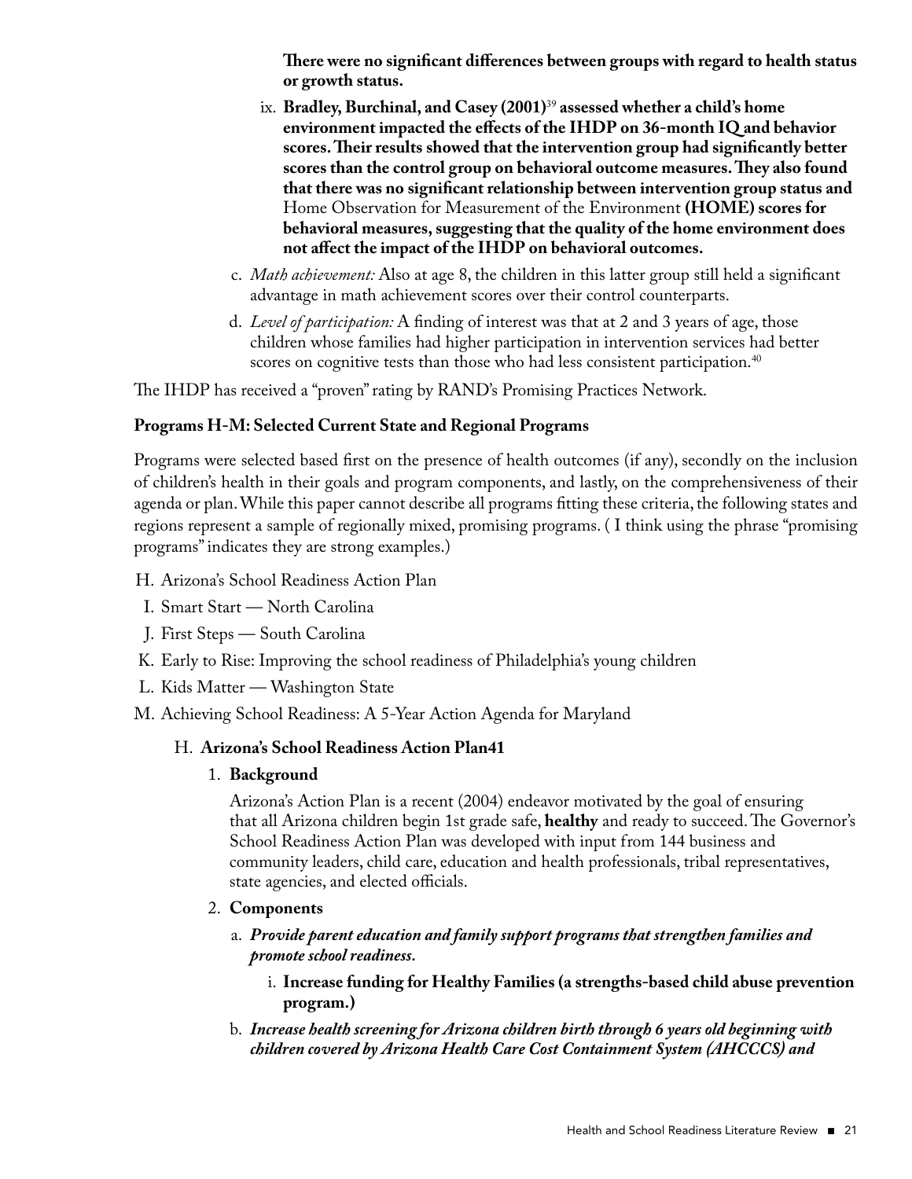**There were no significant differences between groups with regard to health status or growth status.**

ix. **Bradley, Burchinal, and Casey (2001)**[39] **assessed whether a child's home environment impacted the effects of the IHDP on 36-month IQ and behavior scores. Their results showed that the intervention group had significantly better scores than the control group on behavioral outcome measures. They also found that there was no significant relationship between intervention group status and** Home Observation for Measurement of the Environment **(HOME) scores for behavioral measures, suggesting that the quality of the home environment does not affect the impact of the IHDP on behavioral outcomes.**

c. *Math achievement:* Also at age 8, the children in this latter group still held a significant advantage in math achievement scores over their control counterparts.

d. *Level of participation:* A finding of interest was that at 2 and 3 years of age, those children whose families had higher participation in intervention services had better scores on cognitive tests than those who had less consistent participation.[40]

The IHDP has received a "proven" rating by RAND's Promising Practices Network.

**Programs H-M: Selected Current State and Regional Programs**

Programs were selected based first on the presence of health outcomes (if any), secondly on the inclusion of children's health in their goals and program components, and lastly, on the comprehensiveness of their agenda or plan. While this paper cannot describe all programs fitting these criteria, the following states and regions represent a sample of regionally mixed, promising programs. ( I think using the phrase "promising programs" indicates they are strong examples.)

H. Arizona's School Readiness Action Plan
I. Smart Start — North Carolina
J. First Steps — South Carolina
K. Early to Rise: Improving the school readiness of Philadelphia's young children
L. Kids Matter — Washington State
M. Achieving School Readiness: A 5-Year Action Agenda for Maryland

H. **Arizona's School Readiness Action Plan41**

1. **Background**

   Arizona's Action Plan is a recent (2004) endeavor motivated by the goal of ensuring that all Arizona children begin 1st grade safe, **healthy** and ready to succeed. The Governor's School Readiness Action Plan was developed with input from 144 business and community leaders, child care, education and health professionals, tribal representatives, state agencies, and elected officials.

2. **Components**

   a. ***Provide parent education and family support programs that strengthen families and promote school readiness.***

      i. **Increase funding for Healthy Families (a strengths-based child abuse prevention program.)**

   b. ***Increase health screening for Arizona children birth through 6 years old beginning with children covered by Arizona Health Care Cost Containment System (AHCCCS) and***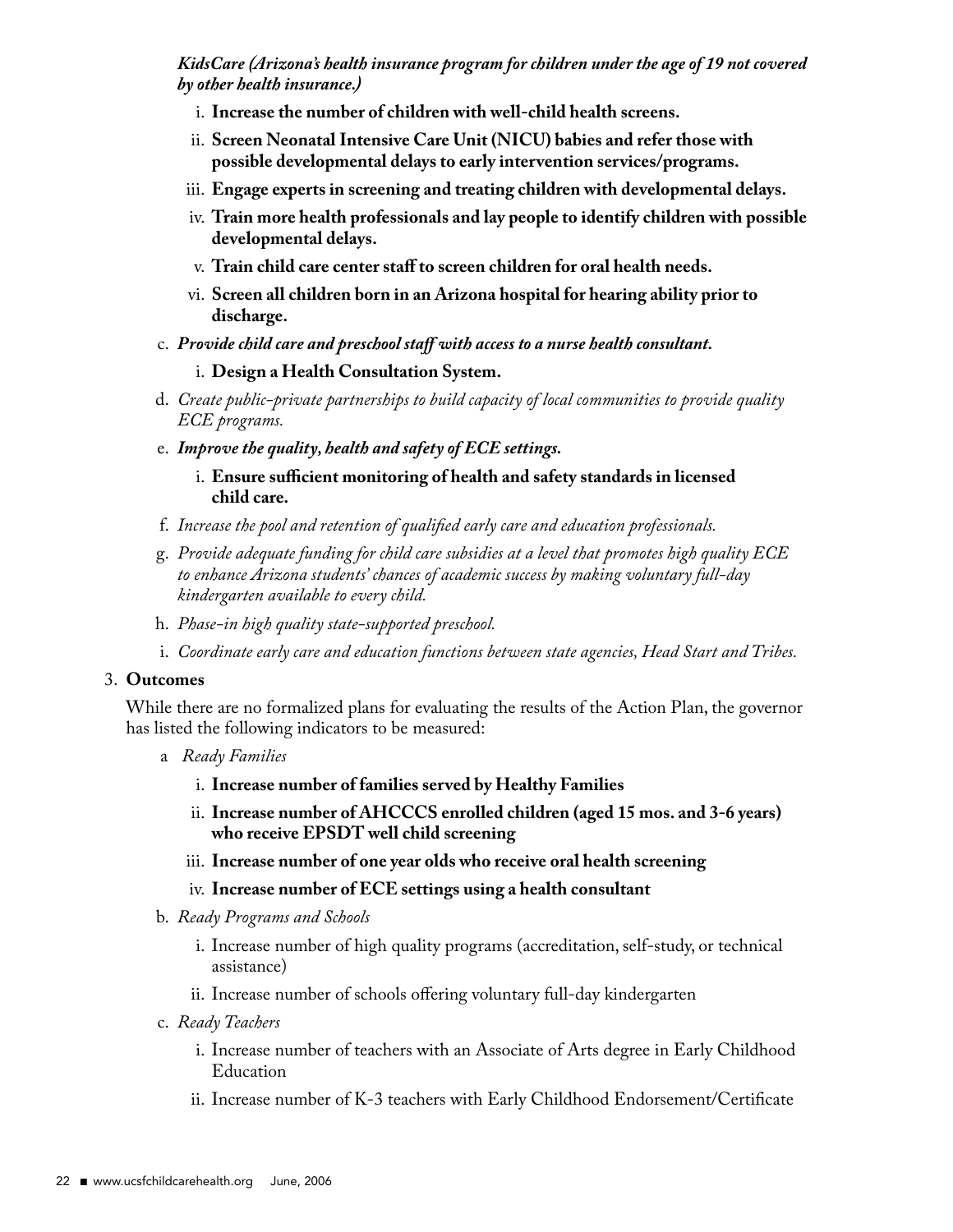***KidsCare (Arizona's health insurance program for children under the age of 19 not covered by other health insurance.)***

i. **Increase the number of children with well-child health screens.**

ii. **Screen Neonatal Intensive Care Unit (NICU) babies and refer those with possible developmental delays to early intervention services/programs.**

iii. **Engage experts in screening and treating children with developmental delays.**

iv. **Train more health professionals and lay people to identify children with possible developmental delays.**

v. **Train child care center staff to screen children for oral health needs.**

vi. **Screen all children born in an Arizona hospital for hearing ability prior to discharge.**

c. ***Provide child care and preschool staff with access to a nurse health consultant.***

   i. **Design a Health Consultation System.**

d. *Create public-private partnerships to build capacity of local communities to provide quality ECE programs.*

e. ***Improve the quality, health and safety of ECE settings.***

   i. **Ensure sufficient monitoring of health and safety standards in licensed child care.**

f. *Increase the pool and retention of qualified early care and education professionals.*

g. *Provide adequate funding for child care subsidies at a level that promotes high quality ECE to enhance Arizona students' chances of academic success by making voluntary full-day kindergarten available to every child.*

h. *Phase-in high quality state-supported preschool.*

i. *Coordinate early care and education functions between state agencies, Head Start and Tribes.*

3. **Outcomes**

While there are no formalized plans for evaluating the results of the Action Plan, the governor has listed the following indicators to be measured:

a *Ready Families*

   i. **Increase number of families served by Healthy Families**

   ii. **Increase number of AHCCCS enrolled children (aged 15 mos. and 3-6 years) who receive EPSDT well child screening**

   iii. **Increase number of one year olds who receive oral health screening**

   iv. **Increase number of ECE settings using a health consultant**

b. *Ready Programs and Schools*

   i. Increase number of high quality programs (accreditation, self-study, or technical assistance)

   ii. Increase number of schools offering voluntary full-day kindergarten

c. *Ready Teachers*

   i. Increase number of teachers with an Associate of Arts degree in Early Childhood Education

   ii. Increase number of K-3 teachers with Early Childhood Endorsement/Certificate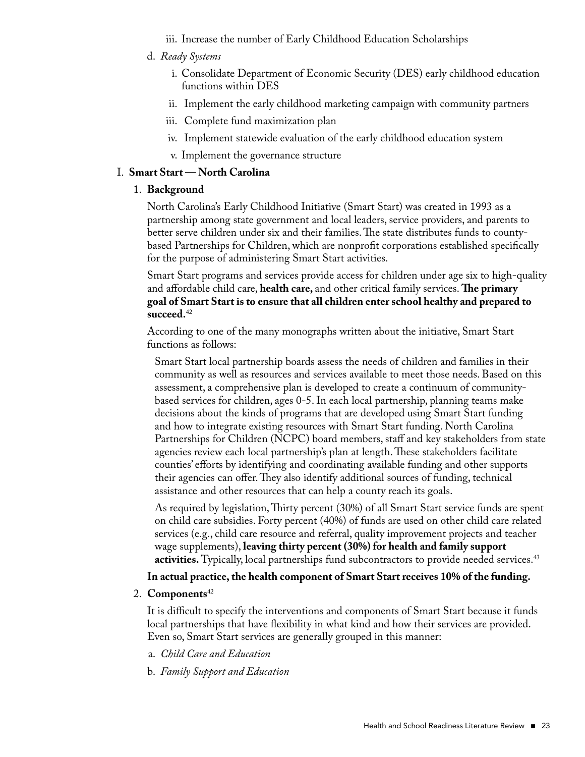iii. Increase the number of Early Childhood Education Scholarships

d. *Ready Systems*

i. Consolidate Department of Economic Security (DES) early childhood education functions within DES

ii. Implement the early childhood marketing campaign with community partners

iii. Complete fund maximization plan

iv. Implement statewide evaluation of the early childhood education system

v. Implement the governance structure

## I. Smart Start — North Carolina

### 1. Background

North Carolina's Early Childhood Initiative (Smart Start) was created in 1993 as a partnership among state government and local leaders, service providers, and parents to better serve children under six and their families. The state distributes funds to county-based Partnerships for Children, which are nonprofit corporations established specifically for the purpose of administering Smart Start activities.

Smart Start programs and services provide access for children under age six to high-quality and affordable child care, **health care,** and other critical family services. **The primary goal of Smart Start is to ensure that all children enter school healthy and prepared to succeed.**[42]

According to one of the many monographs written about the initiative, Smart Start functions as follows:

> Smart Start local partnership boards assess the needs of children and families in their community as well as resources and services available to meet those needs. Based on this assessment, a comprehensive plan is developed to create a continuum of community-based services for children, ages 0-5. In each local partnership, planning teams make decisions about the kinds of programs that are developed using Smart Start funding and how to integrate existing resources with Smart Start funding. North Carolina Partnerships for Children (NCPC) board members, staff and key stakeholders from state agencies review each local partnership's plan at length. These stakeholders facilitate counties' efforts by identifying and coordinating available funding and other supports their agencies can offer. They also identify additional sources of funding, technical assistance and other resources that can help a county reach its goals.
>
> As required by legislation, Thirty percent (30%) of all Smart Start service funds are spent on child care subsidies. Forty percent (40%) of funds are used on other child care related services (e.g., child care resource and referral, quality improvement projects and teacher wage supplements), **leaving thirty percent (30%) for health and family support activities.** Typically, local partnerships fund subcontractors to provide needed services.[43]

**In actual practice, the health component of Smart Start receives 10% of the funding.**

### 2. Components[42]

It is difficult to specify the interventions and components of Smart Start because it funds local partnerships that have flexibility in what kind and how their services are provided. Even so, Smart Start services are generally grouped in this manner:

a. *Child Care and Education*

b. *Family Support and Education*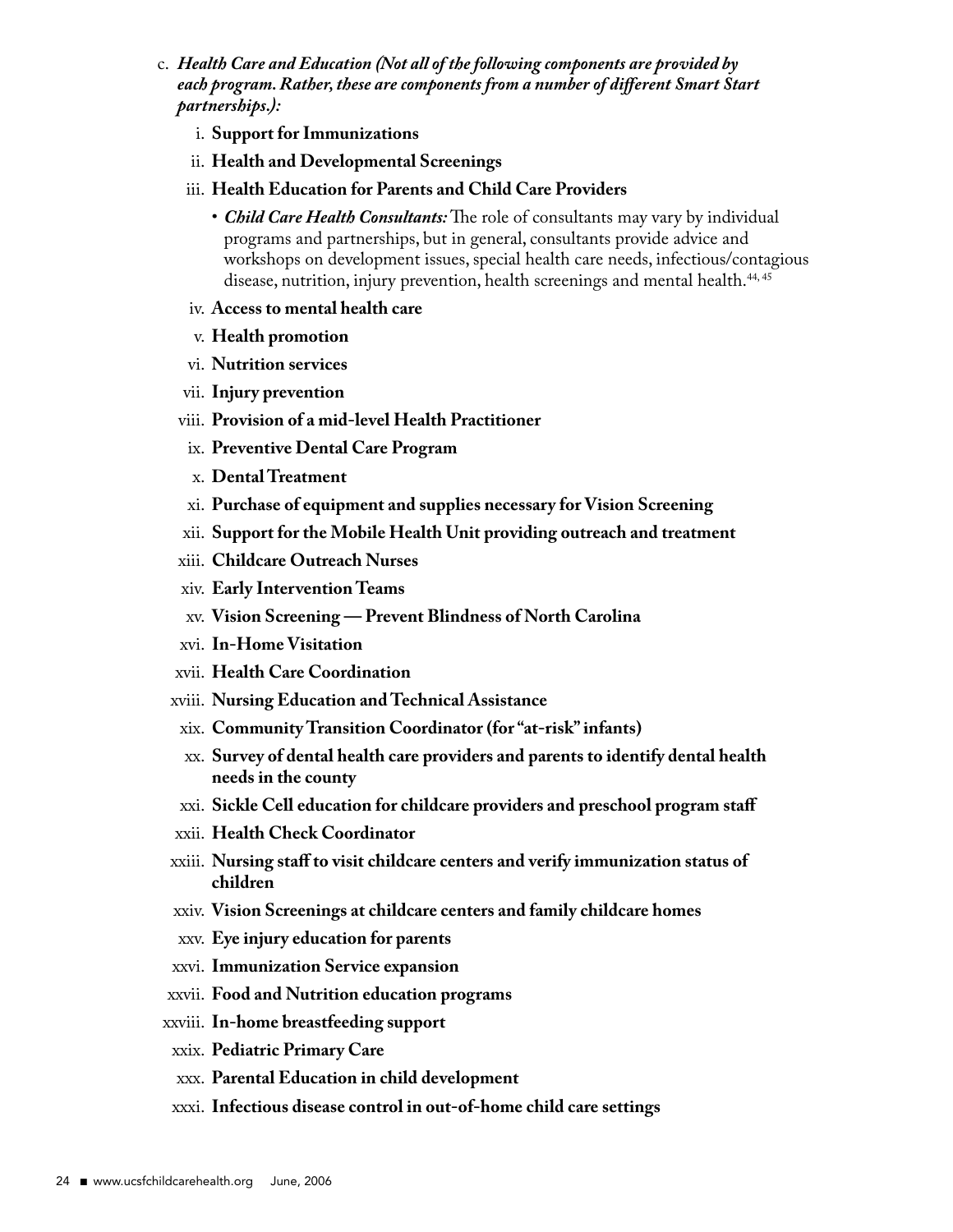c. ***Health Care and Education (Not all of the following components are provided by each program. Rather, these are components from a number of different Smart Start partnerships.):***

   i. **Support for Immunizations**

   ii. **Health and Developmental Screenings**

   iii. **Health Education for Parents and Child Care Providers**

      - ***Child Care Health Consultants:*** The role of consultants may vary by individual programs and partnerships, but in general, consultants provide advice and workshops on development issues, special health care needs, infectious/contagious disease, nutrition, injury prevention, health screenings and mental health.[44, 45]

   iv. **Access to mental health care**

   v. **Health promotion**

   vi. **Nutrition services**

   vii. **Injury prevention**

   viii. **Provision of a mid-level Health Practitioner**

   ix. **Preventive Dental Care Program**

   x. **Dental Treatment**

   xi. **Purchase of equipment and supplies necessary for Vision Screening**

   xii. **Support for the Mobile Health Unit providing outreach and treatment**

   xiii. **Childcare Outreach Nurses**

   xiv. **Early Intervention Teams**

   xv. **Vision Screening — Prevent Blindness of North Carolina**

   xvi. **In-Home Visitation**

   xvii. **Health Care Coordination**

   xviii. **Nursing Education and Technical Assistance**

   xix. **Community Transition Coordinator (for "at-risk" infants)**

   xx. **Survey of dental health care providers and parents to identify dental health needs in the county**

   xxi. **Sickle Cell education for childcare providers and preschool program staff**

   xxii. **Health Check Coordinator**

   xxiii. **Nursing staff to visit childcare centers and verify immunization status of children**

   xxiv. **Vision Screenings at childcare centers and family childcare homes**

   xxv. **Eye injury education for parents**

   xxvi. **Immunization Service expansion**

   xxvii. **Food and Nutrition education programs**

   xxviii. **In-home breastfeeding support**

   xxix. **Pediatric Primary Care**

   xxx. **Parental Education in child development**

   xxxi. **Infectious disease control in out-of-home child care settings**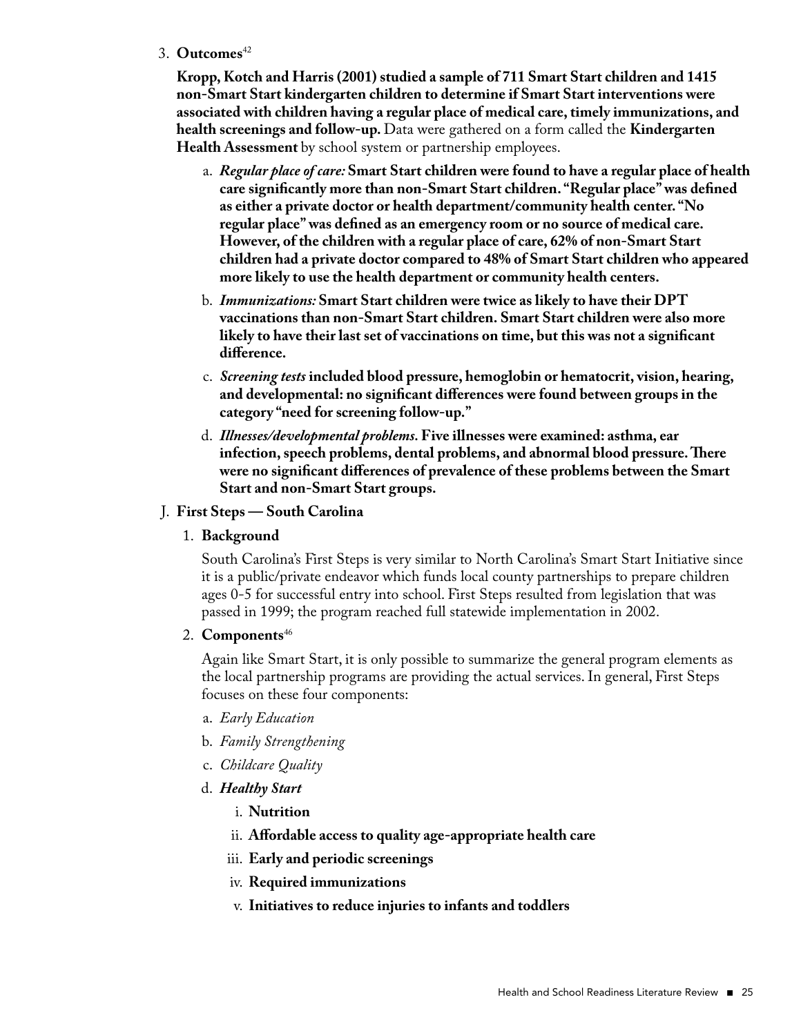3. **Outcomes**[42]

   **Kropp, Kotch and Harris (2001) studied a sample of 711 Smart Start children and 1415 non-Smart Start kindergarten children to determine if Smart Start interventions were associated with children having a regular place of medical care, timely immunizations, and health screenings and follow-up.** Data were gathered on a form called the **Kindergarten Health Assessment** by school system or partnership employees.

   a. ***Regular place of care:*** **Smart Start children were found to have a regular place of health care significantly more than non-Smart Start children. "Regular place" was defined as either a private doctor or health department/community health center. "No regular place" was defined as an emergency room or no source of medical care. However, of the children with a regular place of care, 62% of non-Smart Start children had a private doctor compared to 48% of Smart Start children who appeared more likely to use the health department or community health centers.**

   b. ***Immunizations:*** **Smart Start children were twice as likely to have their DPT vaccinations than non-Smart Start children. Smart Start children were also more likely to have their last set of vaccinations on time, but this was not a significant difference.**

   c. ***Screening tests*** **included blood pressure, hemoglobin or hematocrit, vision, hearing, and developmental: no significant differences were found between groups in the category "need for screening follow-up."**

   d. ***Illnesses/developmental problems.*** **Five illnesses were examined: asthma, ear infection, speech problems, dental problems, and abnormal blood pressure. There were no significant differences of prevalence of these problems between the Smart Start and non-Smart Start groups.**

J. **First Steps — South Carolina**

1. **Background**

   South Carolina's First Steps is very similar to North Carolina's Smart Start Initiative since it is a public/private endeavor which funds local county partnerships to prepare children ages 0-5 for successful entry into school. First Steps resulted from legislation that was passed in 1999; the program reached full statewide implementation in 2002.

2. **Components**[46]

   Again like Smart Start, it is only possible to summarize the general program elements as the local partnership programs are providing the actual services. In general, First Steps focuses on these four components:

   a. *Early Education*

   b. *Family Strengthening*

   c. *Childcare Quality*

   d. ***Healthy Start***

      i. **Nutrition**

      ii. **Affordable access to quality age-appropriate health care**

      iii. **Early and periodic screenings**

      iv. **Required immunizations**

      v. **Initiatives to reduce injuries to infants and toddlers**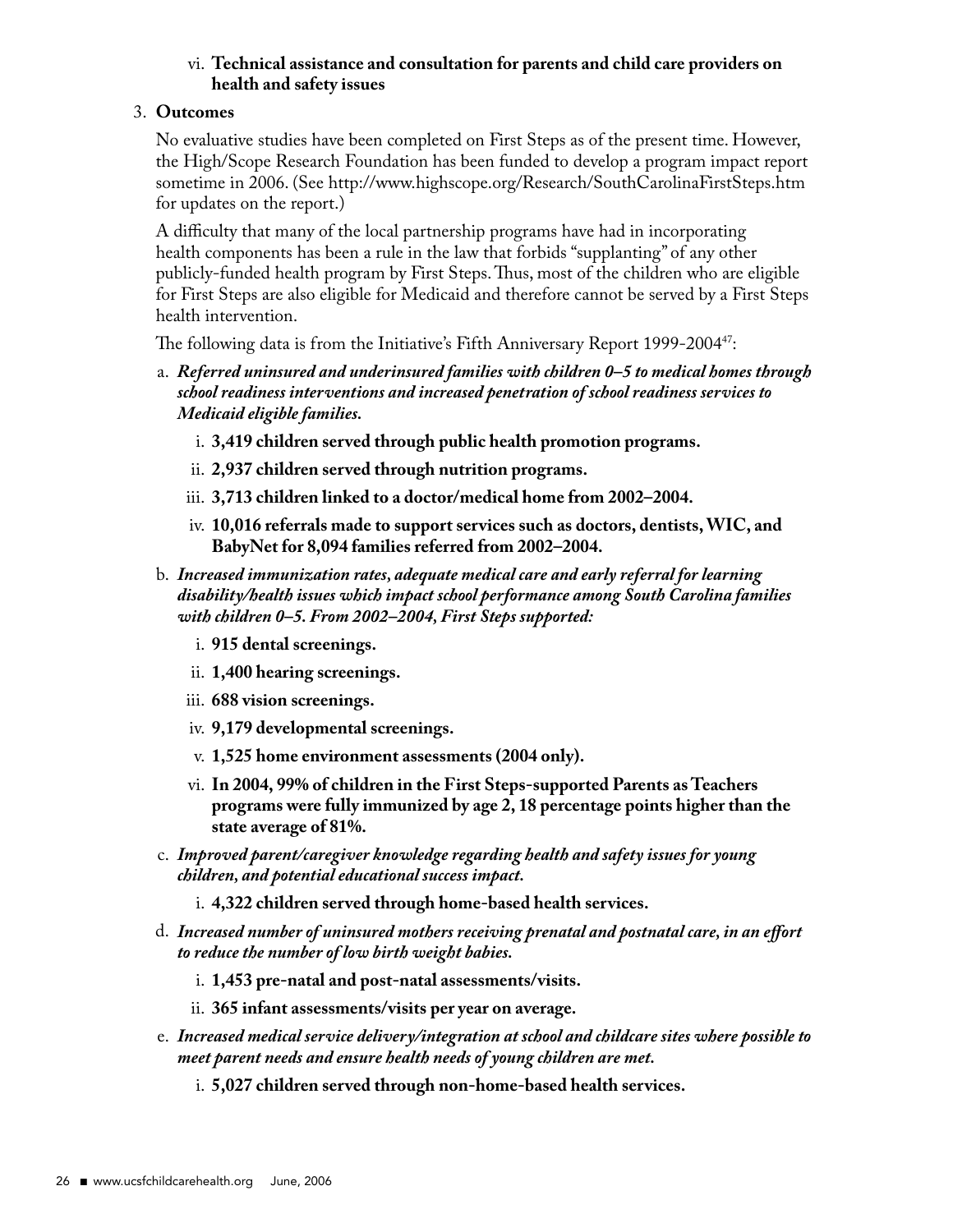vi. **Technical assistance and consultation for parents and child care providers on health and safety issues**

3. **Outcomes**

No evaluative studies have been completed on First Steps as of the present time. However, the High/Scope Research Foundation has been funded to develop a program impact report sometime in 2006. (See http://www.highscope.org/Research/SouthCarolinaFirstSteps.htm for updates on the report.)

A difficulty that many of the local partnership programs have had in incorporating health components has been a rule in the law that forbids "supplanting" of any other publicly-funded health program by First Steps. Thus, most of the children who are eligible for First Steps are also eligible for Medicaid and therefore cannot be served by a First Steps health intervention.

The following data is from the Initiative's Fifth Anniversary Report 1999-2004[47]:

a. ***Referred uninsured and underinsured families with children 0–5 to medical homes through school readiness interventions and increased penetration of school readiness services to Medicaid eligible families.***

   i. **3,419 children served through public health promotion programs.**

   ii. **2,937 children served through nutrition programs.**

   iii. **3,713 children linked to a doctor/medical home from 2002–2004.**

   iv. **10,016 referrals made to support services such as doctors, dentists, WIC, and BabyNet for 8,094 families referred from 2002–2004.**

b. ***Increased immunization rates, adequate medical care and early referral for learning disability/health issues which impact school performance among South Carolina families with children 0–5. From 2002–2004, First Steps supported:***

   i. **915 dental screenings.**

   ii. **1,400 hearing screenings.**

   iii. **688 vision screenings.**

   iv. **9,179 developmental screenings.**

   v. **1,525 home environment assessments (2004 only).**

   vi. **In 2004, 99% of children in the First Steps-supported Parents as Teachers programs were fully immunized by age 2, 18 percentage points higher than the state average of 81%.**

c. ***Improved parent/caregiver knowledge regarding health and safety issues for young children, and potential educational success impact.***

   i. **4,322 children served through home-based health services.**

d. ***Increased number of uninsured mothers receiving prenatal and postnatal care, in an effort to reduce the number of low birth weight babies.***

   i. **1,453 pre-natal and post-natal assessments/visits.**

   ii. **365 infant assessments/visits per year on average.**

e. ***Increased medical service delivery/integration at school and childcare sites where possible to meet parent needs and ensure health needs of young children are met.***

   i. **5,027 children served through non-home-based health services.**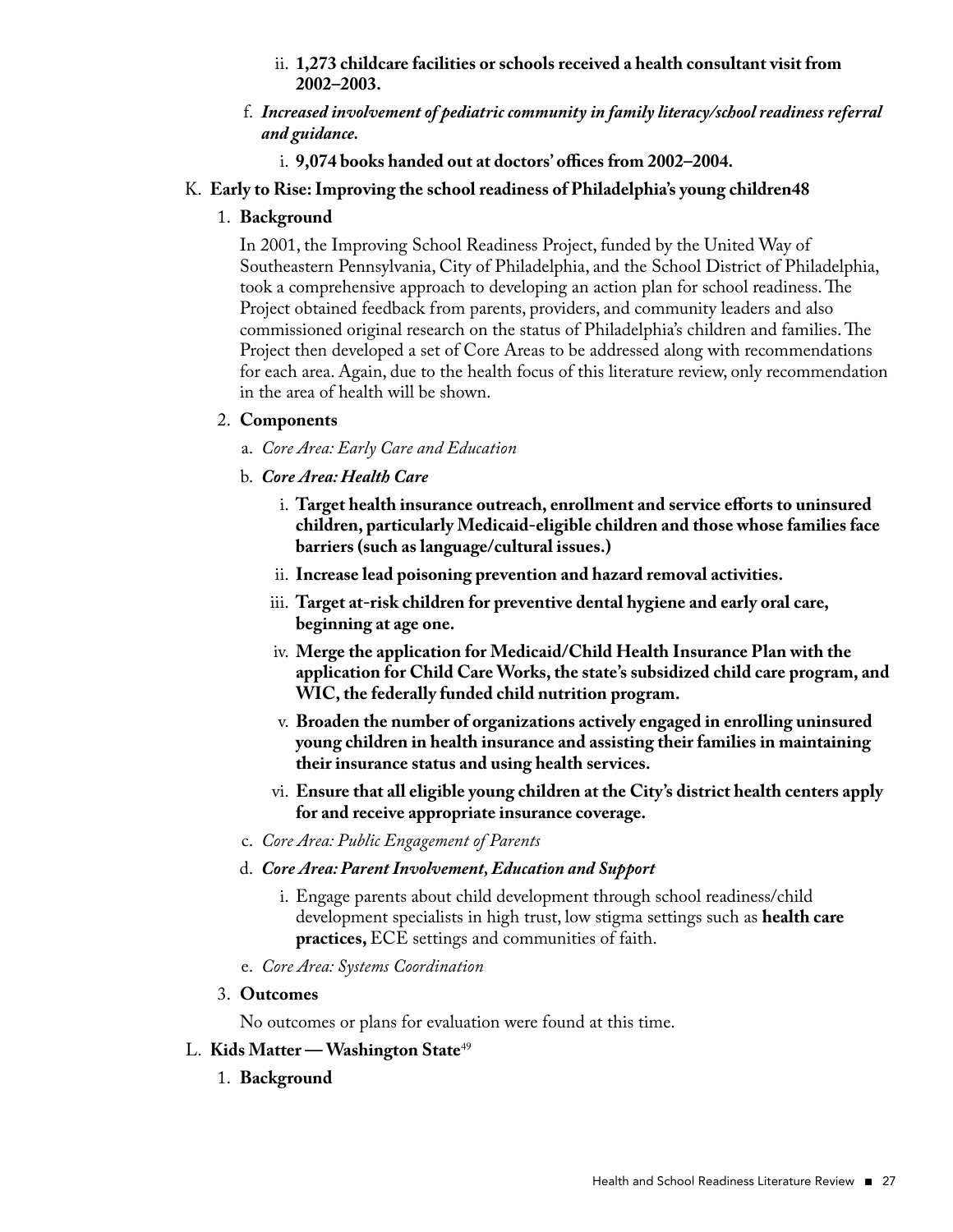ii. **1,273 childcare facilities or schools received a health consultant visit from 2002–2003.**

f. ***Increased involvement of pediatric community in family literacy/school readiness referral and guidance.***

   i. **9,074 books handed out at doctors' offices from 2002–2004.**

K. **Early to Rise: Improving the school readiness of Philadelphia's young children48**

1. **Background**

   In 2001, the Improving School Readiness Project, funded by the United Way of Southeastern Pennsylvania, City of Philadelphia, and the School District of Philadelphia, took a comprehensive approach to developing an action plan for school readiness. The Project obtained feedback from parents, providers, and community leaders and also commissioned original research on the status of Philadelphia's children and families. The Project then developed a set of Core Areas to be addressed along with recommendations for each area. Again, due to the health focus of this literature review, only recommendation in the area of health will be shown.

2. **Components**

   a. *Core Area: Early Care and Education*

   b. ***Core Area: Health Care***

      i. **Target health insurance outreach, enrollment and service efforts to uninsured children, particularly Medicaid-eligible children and those whose families face barriers (such as language/cultural issues.)**

      ii. **Increase lead poisoning prevention and hazard removal activities.**

      iii. **Target at-risk children for preventive dental hygiene and early oral care, beginning at age one.**

      iv. **Merge the application for Medicaid/Child Health Insurance Plan with the application for Child Care Works, the state's subsidized child care program, and WIC, the federally funded child nutrition program.**

      v. **Broaden the number of organizations actively engaged in enrolling uninsured young children in health insurance and assisting their families in maintaining their insurance status and using health services.**

      vi. **Ensure that all eligible young children at the City's district health centers apply for and receive appropriate insurance coverage.**

   c. *Core Area: Public Engagement of Parents*

   d. ***Core Area: Parent Involvement, Education and Support***

      i. Engage parents about child development through school readiness/child development specialists in high trust, low stigma settings such as **health care practices,** ECE settings and communities of faith.

   e. *Core Area: Systems Coordination*

3. **Outcomes**

   No outcomes or plans for evaluation were found at this time.

L. **Kids Matter — Washington State**[49]

1. **Background**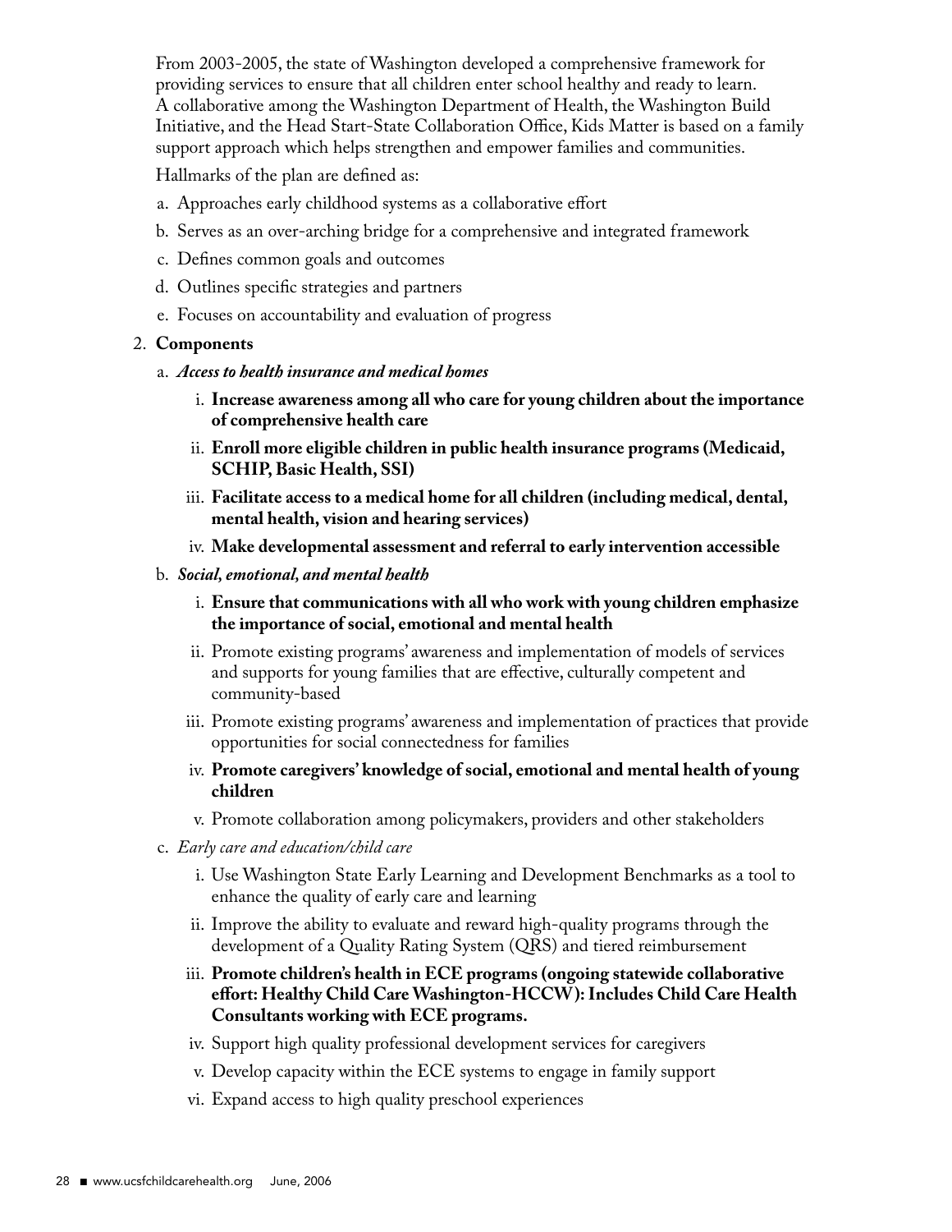From 2003-2005, the state of Washington developed a comprehensive framework for providing services to ensure that all children enter school healthy and ready to learn. A collaborative among the Washington Department of Health, the Washington Build Initiative, and the Head Start-State Collaboration Office, Kids Matter is based on a family support approach which helps strengthen and empower families and communities.

Hallmarks of the plan are defined as:

a. Approaches early childhood systems as a collaborative effort
b. Serves as an over-arching bridge for a comprehensive and integrated framework
c. Defines common goals and outcomes
d. Outlines specific strategies and partners
e. Focuses on accountability and evaluation of progress

2. **Components**
   a. ***Access to health insurance and medical homes***
      i. **Increase awareness among all who care for young children about the importance of comprehensive health care**
      ii. **Enroll more eligible children in public health insurance programs (Medicaid, SCHIP, Basic Health, SSI)**
      iii. **Facilitate access to a medical home for all children (including medical, dental, mental health, vision and hearing services)**
      iv. **Make developmental assessment and referral to early intervention accessible**
   b. ***Social, emotional, and mental health***
      i. **Ensure that communications with all who work with young children emphasize the importance of social, emotional and mental health**
      ii. Promote existing programs' awareness and implementation of models of services and supports for young families that are effective, culturally competent and community-based
      iii. Promote existing programs' awareness and implementation of practices that provide opportunities for social connectedness for families
      iv. **Promote caregivers' knowledge of social, emotional and mental health of young children**
      v. Promote collaboration among policymakers, providers and other stakeholders
   c. *Early care and education/child care*
      i. Use Washington State Early Learning and Development Benchmarks as a tool to enhance the quality of early care and learning
      ii. Improve the ability to evaluate and reward high-quality programs through the development of a Quality Rating System (QRS) and tiered reimbursement
      iii. **Promote children's health in ECE programs (ongoing statewide collaborative effort: Healthy Child Care Washington-HCCW): Includes Child Care Health Consultants working with ECE programs.**
      iv. Support high quality professional development services for caregivers
      v. Develop capacity within the ECE systems to engage in family support
      vi. Expand access to high quality preschool experiences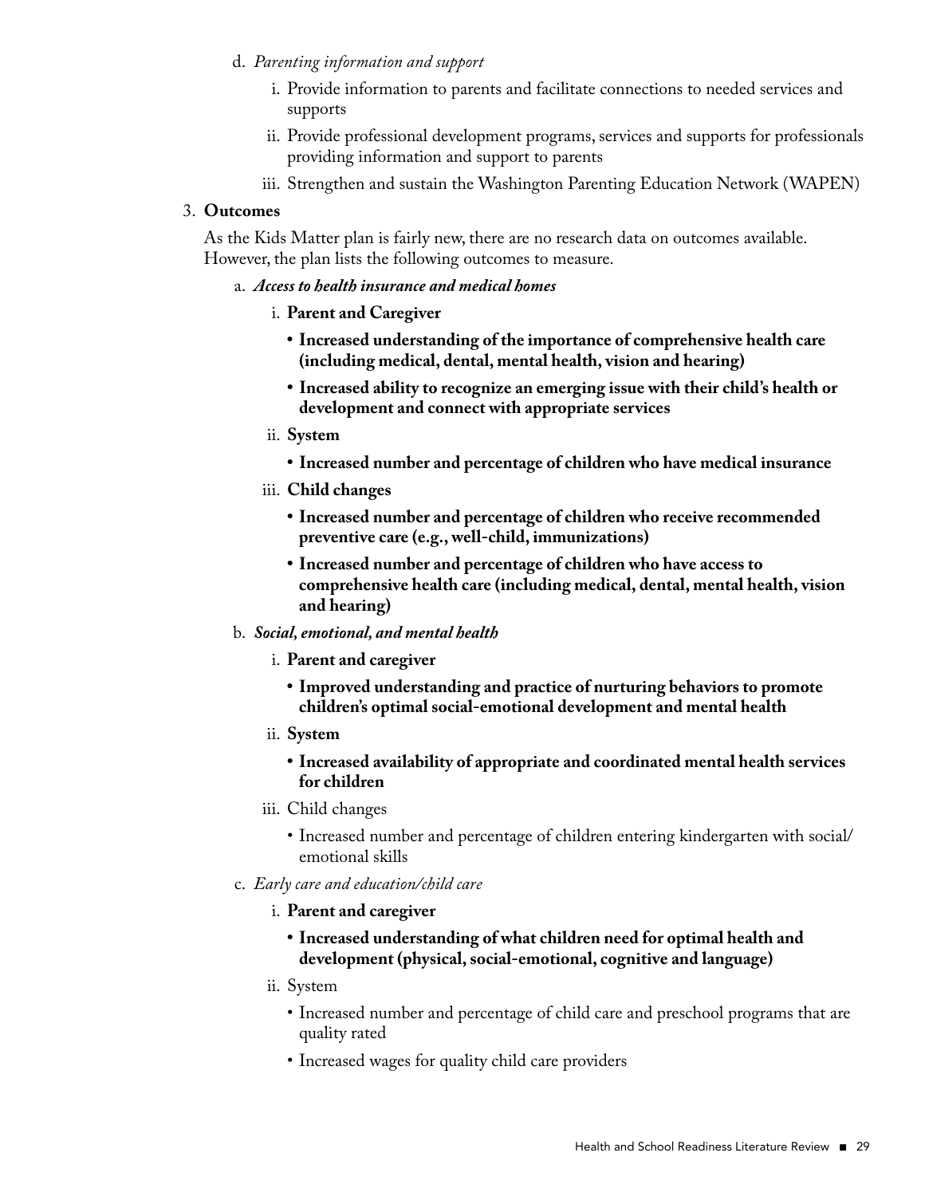d. *Parenting information and support*

   i. Provide information to parents and facilitate connections to needed services and supports

   ii. Provide professional development programs, services and supports for professionals providing information and support to parents

   iii. Strengthen and sustain the Washington Parenting Education Network (WAPEN)

3. **Outcomes**

   As the Kids Matter plan is fairly new, there are no research data on outcomes available. However, the plan lists the following outcomes to measure.

   a. ***Access to health insurance and medical homes***

      i. **Parent and Caregiver**

         - **Increased understanding of the importance of comprehensive health care (including medical, dental, mental health, vision and hearing)**
         - **Increased ability to recognize an emerging issue with their child's health or development and connect with appropriate services**

      ii. **System**

         - **Increased number and percentage of children who have medical insurance**

      iii. **Child changes**

         - **Increased number and percentage of children who receive recommended preventive care (e.g., well-child, immunizations)**
         - **Increased number and percentage of children who have access to comprehensive health care (including medical, dental, mental health, vision and hearing)**

   b. ***Social, emotional, and mental health***

      i. **Parent and caregiver**

         - **Improved understanding and practice of nurturing behaviors to promote children's optimal social-emotional development and mental health**

      ii. **System**

         - **Increased availability of appropriate and coordinated mental health services for children**

      iii. Child changes

         - Increased number and percentage of children entering kindergarten with social/emotional skills

   c. *Early care and education/child care*

      i. **Parent and caregiver**

         - **Increased understanding of what children need for optimal health and development (physical, social-emotional, cognitive and language)**

      ii. System

         - Increased number and percentage of child care and preschool programs that are quality rated
         - Increased wages for quality child care providers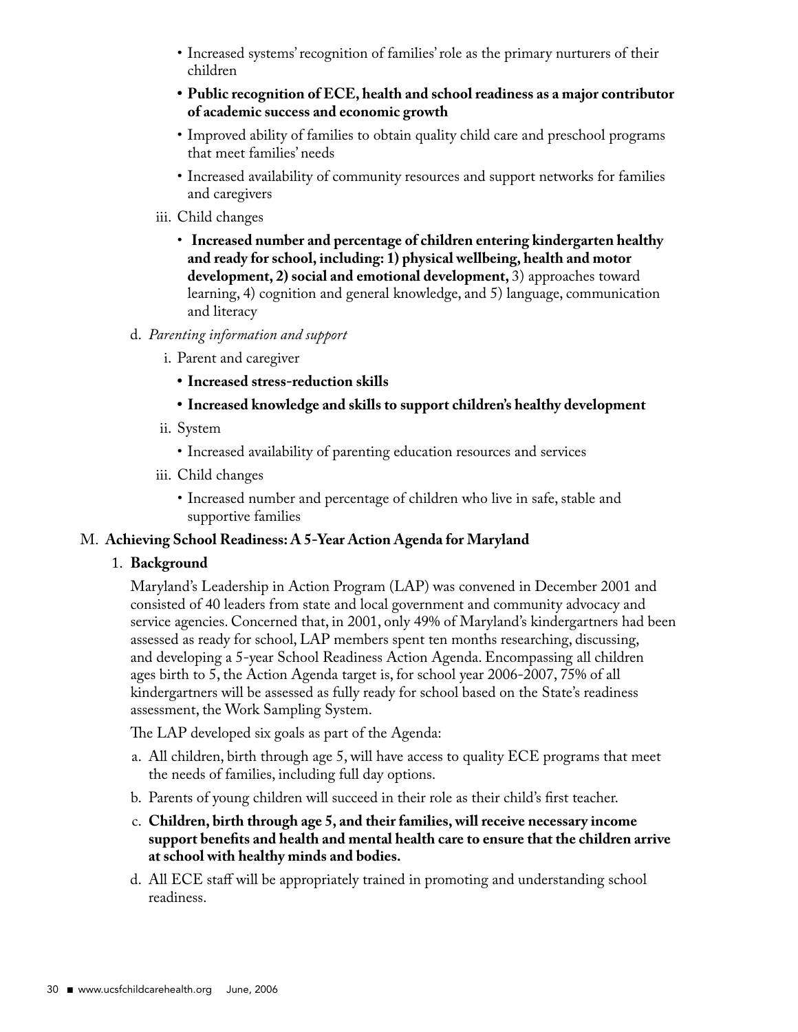- Increased systems' recognition of families' role as the primary nurturers of their children
- **Public recognition of ECE, health and school readiness as a major contributor of academic success and economic growth**
- Improved ability of families to obtain quality child care and preschool programs that meet families' needs
- Increased availability of community resources and support networks for families and caregivers

iii. Child changes

- **Increased number and percentage of children entering kindergarten healthy and ready for school, including: 1) physical wellbeing, health and motor development, 2) social and emotional development,** 3) approaches toward learning, 4) cognition and general knowledge, and 5) language, communication and literacy

d. *Parenting information and support*

i. Parent and caregiver

- **Increased stress-reduction skills**
- **Increased knowledge and skills to support children's healthy development**

ii. System

- Increased availability of parenting education resources and services

iii. Child changes

- Increased number and percentage of children who live in safe, stable and supportive families

M. **Achieving School Readiness: A 5-Year Action Agenda for Maryland**

1. **Background**

Maryland's Leadership in Action Program (LAP) was convened in December 2001 and consisted of 40 leaders from state and local government and community advocacy and service agencies. Concerned that, in 2001, only 49% of Maryland's kindergartners had been assessed as ready for school, LAP members spent ten months researching, discussing, and developing a 5-year School Readiness Action Agenda. Encompassing all children ages birth to 5, the Action Agenda target is, for school year 2006-2007, 75% of all kindergartners will be assessed as fully ready for school based on the State's readiness assessment, the Work Sampling System.

The LAP developed six goals as part of the Agenda:

a. All children, birth through age 5, will have access to quality ECE programs that meet the needs of families, including full day options.

b. Parents of young children will succeed in their role as their child's first teacher.

c. **Children, birth through age 5, and their families, will receive necessary income support benefits and health and mental health care to ensure that the children arrive at school with healthy minds and bodies.**

d. All ECE staff will be appropriately trained in promoting and understanding school readiness.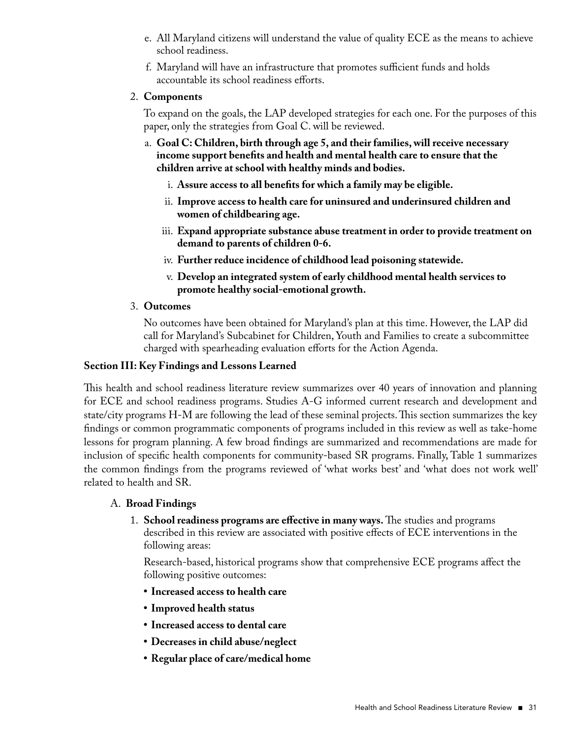e. All Maryland citizens will understand the value of quality ECE as the means to achieve school readiness.

f. Maryland will have an infrastructure that promotes sufficient funds and holds accountable its school readiness efforts.

2. **Components**

   To expand on the goals, the LAP developed strategies for each one. For the purposes of this paper, only the strategies from Goal C. will be reviewed.

   a. **Goal C: Children, birth through age 5, and their families, will receive necessary income support benefits and health and mental health care to ensure that the children arrive at school with healthy minds and bodies.**

      i. **Assure access to all benefits for which a family may be eligible.**

      ii. **Improve access to health care for uninsured and underinsured children and women of childbearing age.**

      iii. **Expand appropriate substance abuse treatment in order to provide treatment on demand to parents of children 0-6.**

      iv. **Further reduce incidence of childhood lead poisoning statewide.**

      v. **Develop an integrated system of early childhood mental health services to promote healthy social-emotional growth.**

3. **Outcomes**

   No outcomes have been obtained for Maryland's plan at this time. However, the LAP did call for Maryland's Subcabinet for Children, Youth and Families to create a subcommittee charged with spearheading evaluation efforts for the Action Agenda.

## Section III: Key Findings and Lessons Learned

This health and school readiness literature review summarizes over 40 years of innovation and planning for ECE and school readiness programs. Studies A-G informed current research and development and state/city programs H-M are following the lead of these seminal projects. This section summarizes the key findings or common programmatic components of programs included in this review as well as take-home lessons for program planning. A few broad findings are summarized and recommendations are made for inclusion of specific health components for community-based SR programs. Finally, Table 1 summarizes the common findings from the programs reviewed of 'what works best' and 'what does not work well' related to health and SR.

### A. Broad Findings

1. **School readiness programs are effective in many ways.** The studies and programs described in this review are associated with positive effects of ECE interventions in the following areas:

   Research-based, historical programs show that comprehensive ECE programs affect the following positive outcomes:

   - **Increased access to health care**
   - **Improved health status**
   - **Increased access to dental care**
   - **Decreases in child abuse/neglect**
   - **Regular place of care/medical home**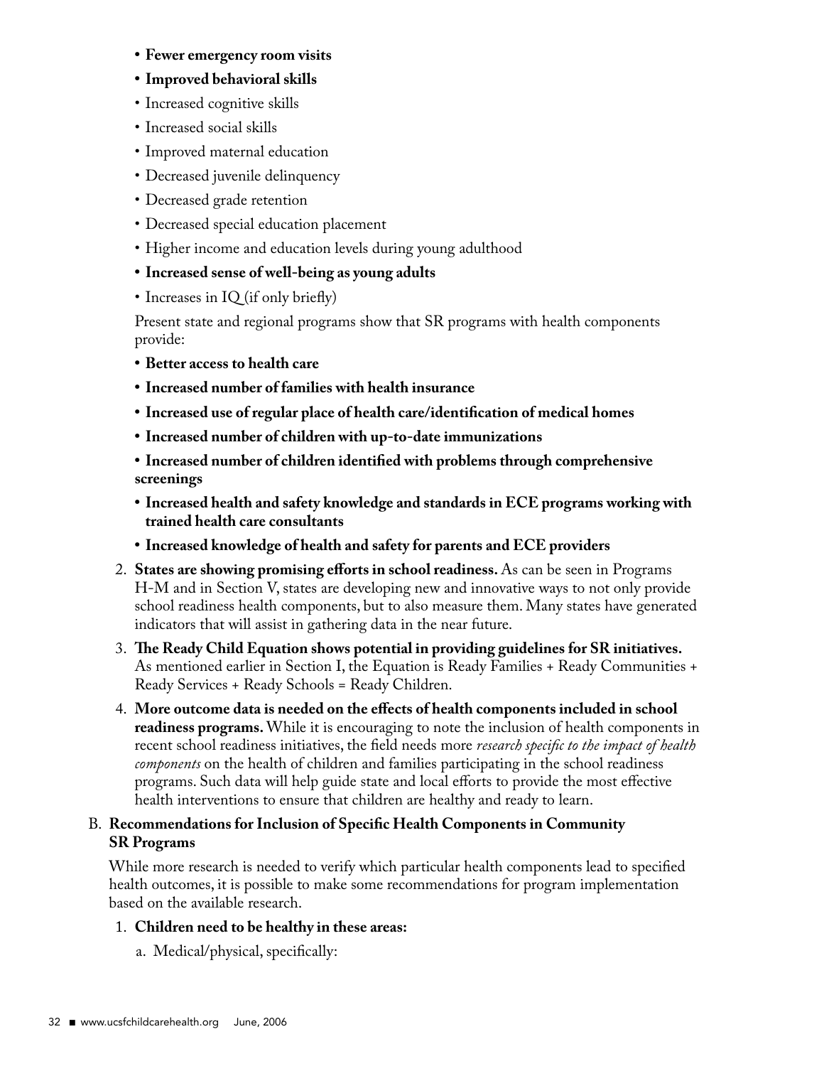- **Fewer emergency room visits**
- **Improved behavioral skills**
- Increased cognitive skills
- Increased social skills
- Improved maternal education
- Decreased juvenile delinquency
- Decreased grade retention
- Decreased special education placement
- Higher income and education levels during young adulthood
- **Increased sense of well-being as young adults**
- Increases in IQ (if only briefly)

Present state and regional programs show that SR programs with health components provide:

- **Better access to health care**
- **Increased number of families with health insurance**
- **Increased use of regular place of health care/identification of medical homes**
- **Increased number of children with up-to-date immunizations**
- **Increased number of children identified with problems through comprehensive screenings**
- **Increased health and safety knowledge and standards in ECE programs working with trained health care consultants**
- **Increased knowledge of health and safety for parents and ECE providers**

2. **States are showing promising efforts in school readiness.** As can be seen in Programs H-M and in Section V, states are developing new and innovative ways to not only provide school readiness health components, but to also measure them. Many states have generated indicators that will assist in gathering data in the near future.
3. **The Ready Child Equation shows potential in providing guidelines for SR initiatives.** As mentioned earlier in Section I, the Equation is Ready Families + Ready Communities + Ready Services + Ready Schools = Ready Children.
4. **More outcome data is needed on the effects of health components included in school readiness programs.** While it is encouraging to note the inclusion of health components in recent school readiness initiatives, the field needs more *research specific to the impact of health components* on the health of children and families participating in the school readiness programs. Such data will help guide state and local efforts to provide the most effective health interventions to ensure that children are healthy and ready to learn.

B. **Recommendations for Inclusion of Specific Health Components in Community SR Programs**

While more research is needed to verify which particular health components lead to specified health outcomes, it is possible to make some recommendations for program implementation based on the available research.

1. **Children need to be healthy in these areas:**
   a. Medical/physical, specifically: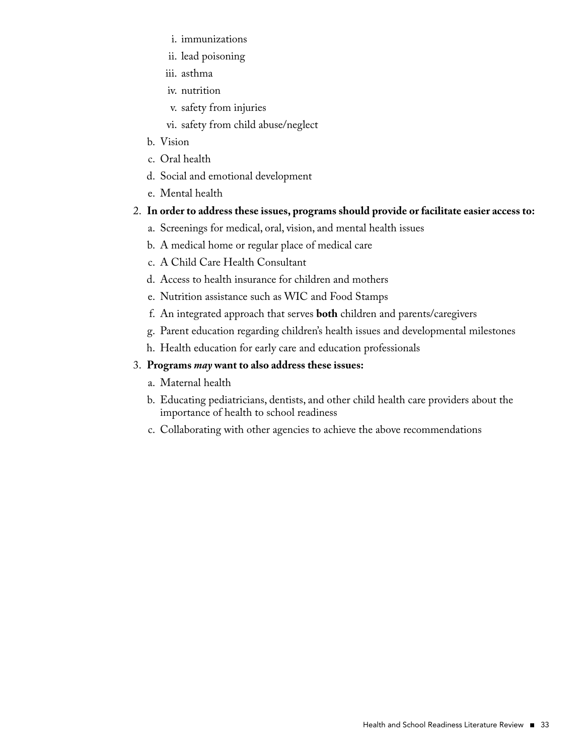i. immunizations
   ii. lead poisoning
   iii. asthma
   iv. nutrition
   v. safety from injuries
   vi. safety from child abuse/neglect

   b. Vision
   c. Oral health
   d. Social and emotional development
   e. Mental health

2. **In order to address these issues, programs should provide or facilitate easier access to:**
   a. Screenings for medical, oral, vision, and mental health issues
   b. A medical home or regular place of medical care
   c. A Child Care Health Consultant
   d. Access to health insurance for children and mothers
   e. Nutrition assistance such as WIC and Food Stamps
   f. An integrated approach that serves **both** children and parents/caregivers
   g. Parent education regarding children's health issues and developmental milestones
   h. Health education for early care and education professionals

3. **Programs *may* want to also address these issues:**
   a. Maternal health
   b. Educating pediatricians, dentists, and other child health care providers about the importance of health to school readiness
   c. Collaborating with other agencies to achieve the above recommendations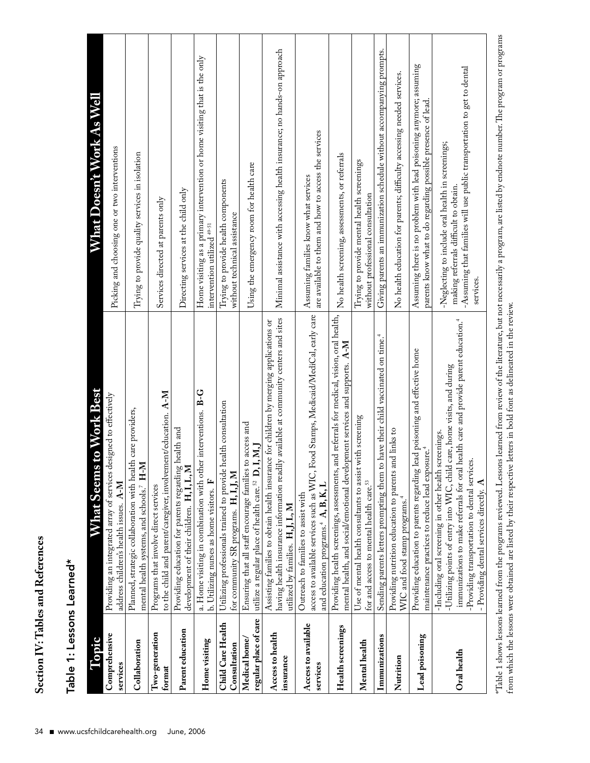## Section IV: Tables and References

### Table 1: Lessons Learned*

| Topic | What Seems to Work Best | What Doesn't Work As Well |
|---|---|---|
| Comprehensive services | Providing an integrated array of services designed to effectively address children's health issues. **A-M** | Picking and choosing one or two interventions |
| Collaboration | Planned, strategic collaboration with health care providers, mental health systems, and schools.[7] **H-M** | Trying to provide quality services in isolation |
| Two-generation format | Programs that involve direct services to the child and parent/caregiver, involvement/education. **A-M** | Services directed at parents only |
| Parent education | Providing education for parents regarding health and development of their children. **H, I, L, M** | Directing services at the child only |
| Home visiting | a. Home visiting in combination with other interventions. **B-G** b. Utilizing nurses as home visitors. **F** | Home visiting as a primary intervention or home visiting that is the only intervention utilized [49-51] |
| Child Care Health Consultation | Utilizing professionals trained to provide health consultation for community SR programs. **H, I, J, M** | Trying to provide health components without technical assistance |
| Medical home/ regular place of care | Ensuring that all staff encourage families to access and utilize a regular place of health care.[52] **D, I, M, J** | Using the emergency room for health care |
| Access to health insurance | Assisting families to obtain health insurance for children by merging applications or having health insurance information readily available at community centers and sites utilized by families. **H, J, L, M** | Minimal assistance with accessing health insurance; no hands-on approach |
| Access to available services | Outreach to families to assist with access to available services such as WIC, Food Stamps, Medicaid/MediCal, early care and education programs.[4] **A, B, K, L** | Assuming families know what services are available to them and how to access the services |
| Health screenings | Providing health screenings, assessments, and referrals for medical, vision, oral health, mental health, and social/emotional development services and supports. **A-M** | No health screening, assessments, or referrals |
| Mental health | Use of mental health consultants to assist with screening for and access to mental health care.[53] | Trying to provide mental health screenings without professional consultation |
| Immunizations | Sending parents letters prompting them to have their child vaccinated on time.[4] | Giving parents an immunization schedule without accompanying prompts. |
| Nutrition | Providing nutrition education to parents and links to WIC and food stamp programs.[4] | No health education for parents; difficulty accessing needed services. |
| Lead poisoning | Providing education to parents regarding lead poisoning and effective home maintenance practices to reduce lead exposure.[4] | Assuming there is no problem with lead poisoning anymore; assuming parents know what to do regarding possible presence of lead. |
| Oral health | -Including oral screening in other health screenings. -Utilizing points of entry into WIC, child care, home visits, and during immunizations to make referrals for oral health care and provide parent education.[4] -Providing transportation to dental services. - Providing dental services directly. **A** | -Neglecting to include oral health in screenings; making referrals difficult to obtain. -Assuming that families will use public transportation to get to dental services. |

*Table 1 shows lessons learned from the programs reviewed. Lessons learned from review of the literature, but not necessarily a program, are listed by endnote number. The program or programs from which the lessons were obtained are listed by their respective letters in bold font as delineated in the review.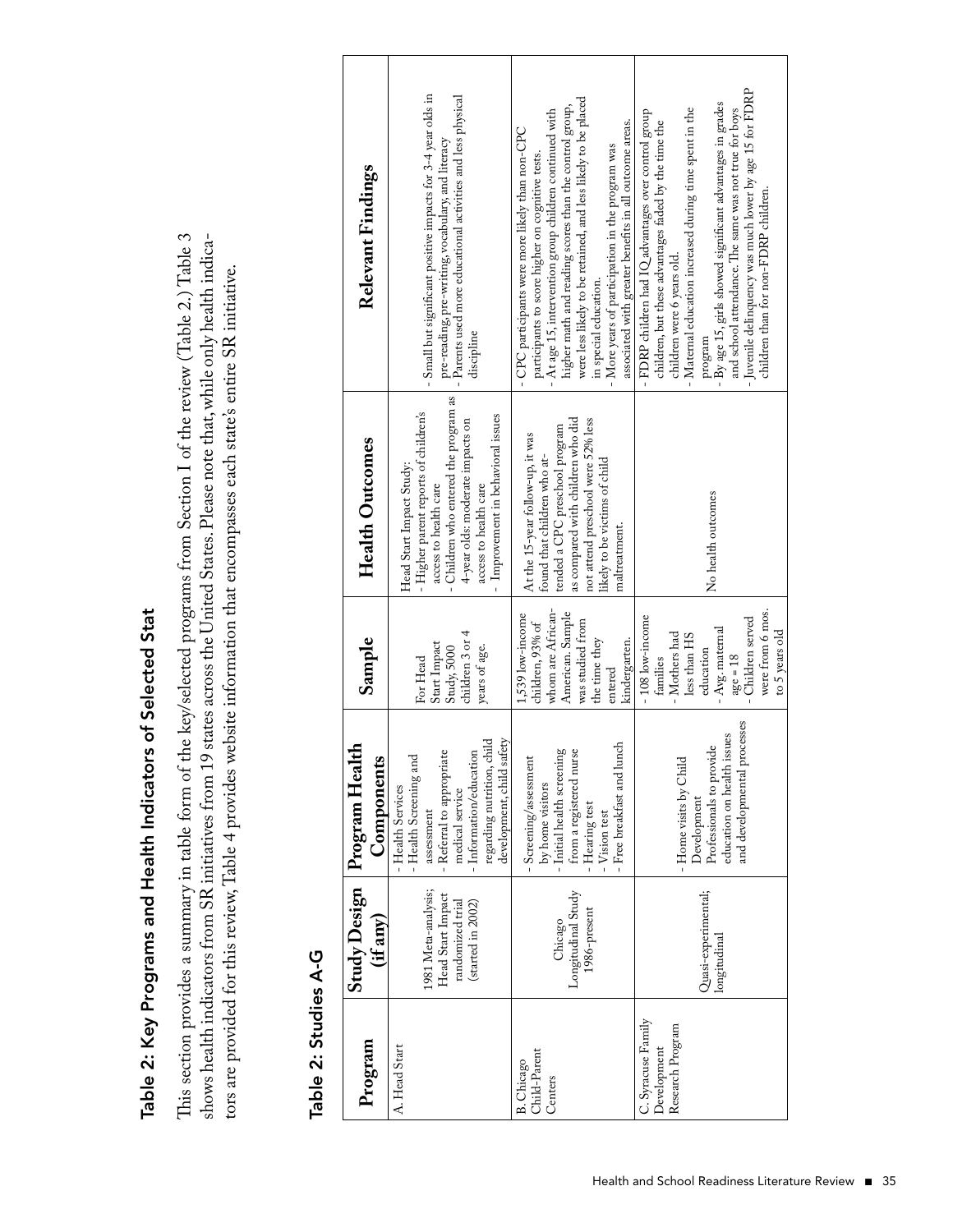## Table 2: Key Programs and Health Indicators of Selected Stat

This section provides a summary in table form of the key/selected programs from Section I of the review (Table 2.) Table 3 shows health indicators from SR initiatives from 19 states across the United States. Please note that, while only health indicators are provided for this review, Table 4 provides website information that encompasses each state's entire SR initiative.

### Table 2: Studies A-G

| Program | Study Design (if any) | Program Health Components | Sample | Health Outcomes | Relevant Findings |
|---|---|---|---|---|---|
| A. Head Start | 1981 Meta-analysis; Head Start Impact randomized trial (started in 2002) | - Health Services<br>- Health Screening and assessment<br>- Referral to appropriate medical service<br>- Information/education regarding nutrition, child development, child safety | For Head Start Impact Study, 5000 children 3 or 4 years of age. | Head Start Impact Study:<br>- Higher parent reports of children's access to health care<br>- Children who entered the program as 4-year olds: moderate impacts on access to health care<br>- Improvement in behavioral issues | - Small but significant positive impacts for 3-4 year olds in pre-reading, pre-writing, vocabulary, and literacy<br>- Parents used more educational activities and less physical discipline |
| B. Chicago Child-Parent Centers | Chicago Longitudinal Study 1986-present | - Screening/assessment by home visitors<br>- Initial health screening from a registered nurse<br>- Hearing test<br>- Vision test<br>- Free breakfast and lunch | 1,539 low-income children, 93% of whom are African-American. Sample was studied from the time they entered kindergarten. | At the 15-year follow-up, it was found that children who attended a CPC preschool program as compared with children who did not attend preschool were 52% less likely to be victims of child maltreatment. | - CPC participants were more likely than non-CPC participants to score higher on cognitive tests.<br>- At age 15, intervention group children continued with higher math and reading scores than the control group, were less likely to be retained, and less likely to be placed in special education.<br>- More years of participation in the program was associated with greater benefits in all outcome areas. |
| C. Syracuse Family Development Research Program | Quasi-experimental, longitudinal | - Home visits by Child Development Professionals to provide education on health issues and developmental processes | - 108 low-income families<br>- Mothers had less than HS education<br>- Avg. maternal age = 18<br>- Children served were from 6 mos. to 5 years old | No health outcomes | - FDRP children had IQ advantages over control group children, but these advantages faded by the time the children were 6 years old.<br>- Maternal education increased during time spent in the program<br>- By age 15, girls showed significant advantages in grades and school attendance. The same was not true for boys<br>- Juvenile delinquency was much lower by age 15 for FDRP children than for non-FDRP children. |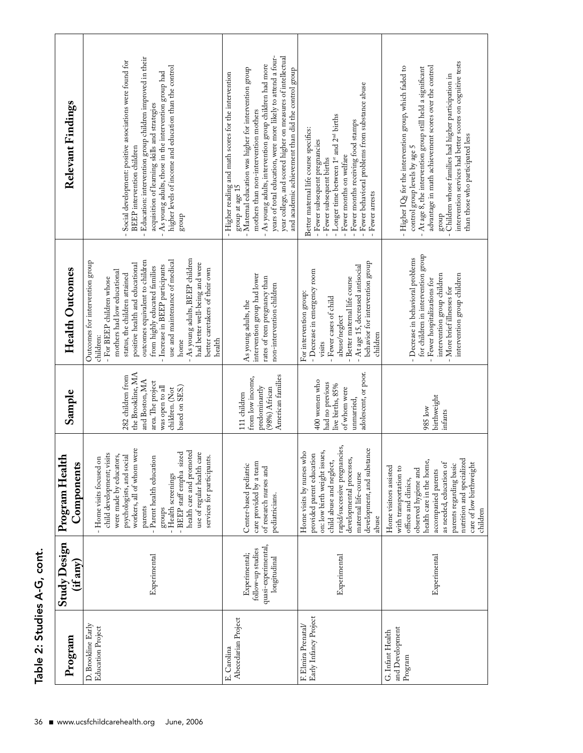## Table 2: Studies A-G, cont.

| Program | Study Design (if any) | Program Health Components | Sample | Health Outcomes | Relevant Findings |
|---|---|---|---|---|---|
| D. Brookline Early Education Project | Experimental | - Home visits focused on child development; visits were made by educators, psychologists, and social workers, all of whom were parents<br>- Parent health education groups<br>- Health screenings<br>- BEEP staff empha sized health care and promoted use of regular health care services for participants. | 282 children from the Brookline, MA and Boston, MA area. The project was open to all children. (Not based on SES.) | Outcomes for intervention group children:<br>- For BEEP children whose mothers had low educational status, the children attained positive health and educational outcomes equivalent to children from highly educated families<br>- Increase in BEEP participants use and maintenance of medical home<br>- As young adults, BEEP children had better well-being and were better caretakers of their own health | - Social development: positive associations were found for BEEP intervention children<br>- Education: intervention group children improved in their acquisition of learning skills and strategies<br>- As young adults, those in the intervention group had higher levels of income and education than the control group |
| E. Carolina Abecedarian Project | Experimental; follow-up studies quasi-experimental, longitudinal | Center-based pediatric care provided by a team of research nurses and pediatricians. | 111 children from low income, predominantly (98%) African American families | As young adults, the intervention group had lower rates of teen pregnancy than non-intervention children | - Higher reading and math scores for the intervention group at age 15<br>- Maternal education was higher for intervention group mothers than non-intervention mothers<br>- As young adults, intervention group children had more years of total education, were more likely to attend a four-year college, and scored higher on measures of intellectual and academic achievement than did the control group |
| F. Elmira Prenatal/ Early Infancy Project | Experimental | Home visits by nurses who provided parent education on: low birth weight issues, child abuse and neglect, rapid/successive pregnancies, developmental processes, maternal life-course development, and substance abuse | 400 women who had no previous live births, 85% of whom were unmarried, adolescent, or poor. | For intervention group:<br>- Decrease in emergency room visits<br>- Fewer cases of child abuse/neglect<br>- Better maternal life course<br>- At age 15, decreased antisocial behavior for intervention group children | Better maternal life course specifics:<br>- Fewer subsequent pregnancies<br>- Fewer subsequent births<br>- Longer time between 1st and 2nd births<br>- Fewer months on welfare<br>- Fewer months receiving food stamps<br>- Fewer behavioral problems from substance abuse<br>- Fewer arrests |
| G. Infant Health and Development Program | Experimental | Home visitors assisted with transportation to offices and clinics, observed hygiene and health care in the home, accompanied parents as needed, education of parents regarding basic nutrition and specialized care of low birthweight children | 985 low birthweight infants | - Decrease in behavioral problems for children in intervention group<br>- Fewer hospitalizations for intervention group children<br>- More brief illnesses for intervention group children | - Higher IQs for the intervention group, which faded to control group levels by age 5<br>- At age 8, the intervention group still held a significant advantage in math achievement scores over the control group<br>- Children whose families had higher participation in intervention services had better scores on cognitive tests than those who participated less |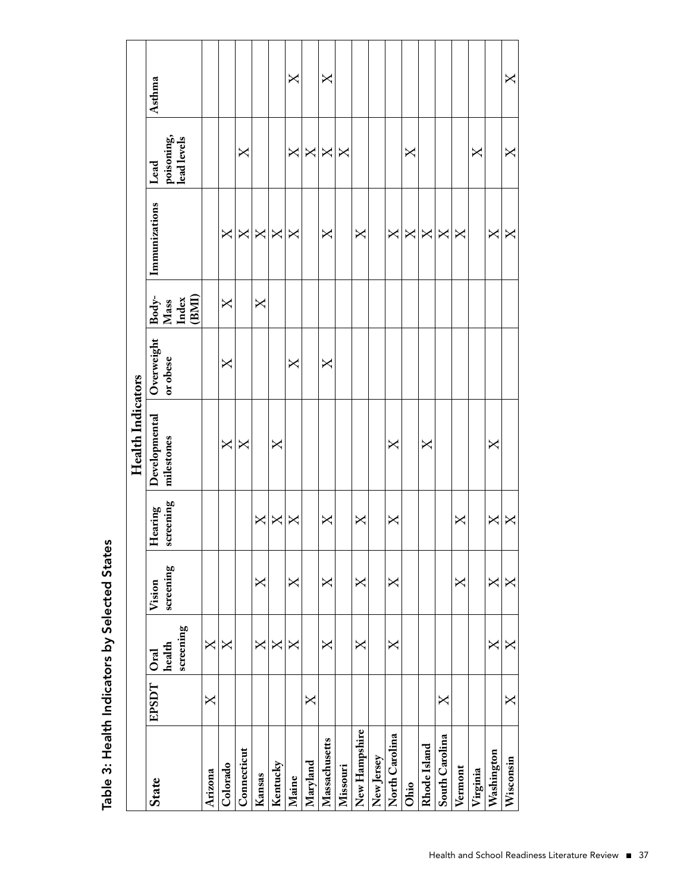## Table 3: Health Indicators by Selected States

| State | Health Indicators | | | | | | | | | |
|---|---|---|---|---|---|---|---|---|---|---|
| | EPSDT | Oral health screening | Vision screening | Hearing screening | Developmental milestones | Overweight or obese | Body-Mass Index (BMI) | Immunizations | Lead poisoning, lead levels | Asthma |
| Arizona | X | X | | | | | | | | |
| Colorado | | X | | | X | X | X | X | | |
| Connecticut | | | | | X | | | X | X | |
| Kansas | | X | X | X | | | X | X | | |
| Kentucky | | X | | X | X | | | X | | |
| Maine | | X | X | X | | X | | X | X | X |
| Maryland | X | | | | | | | | X | |
| Massachusetts | | X | X | X | | X | | X | X | X |
| Missouri | | | | | | | | | X | |
| New Hampshire | | X | X | X | | | | X | | |
| New Jersey | | | | | | | | | | |
| North Carolina | | X | X | X | X | | | X | | |
| Ohio | | | | | | | | X | X | |
| Rhode Island | | | | | X | | | X | | |
| South Carolina | X | | | | | | | X | | |
| Vermont | | | X | X | | | | X | | |
| Virginia | | | | | | | | | X | |
| Washington | | X | X | X | X | | | X | | |
| Wisconsin | X | X | X | X | | | | X | X | X |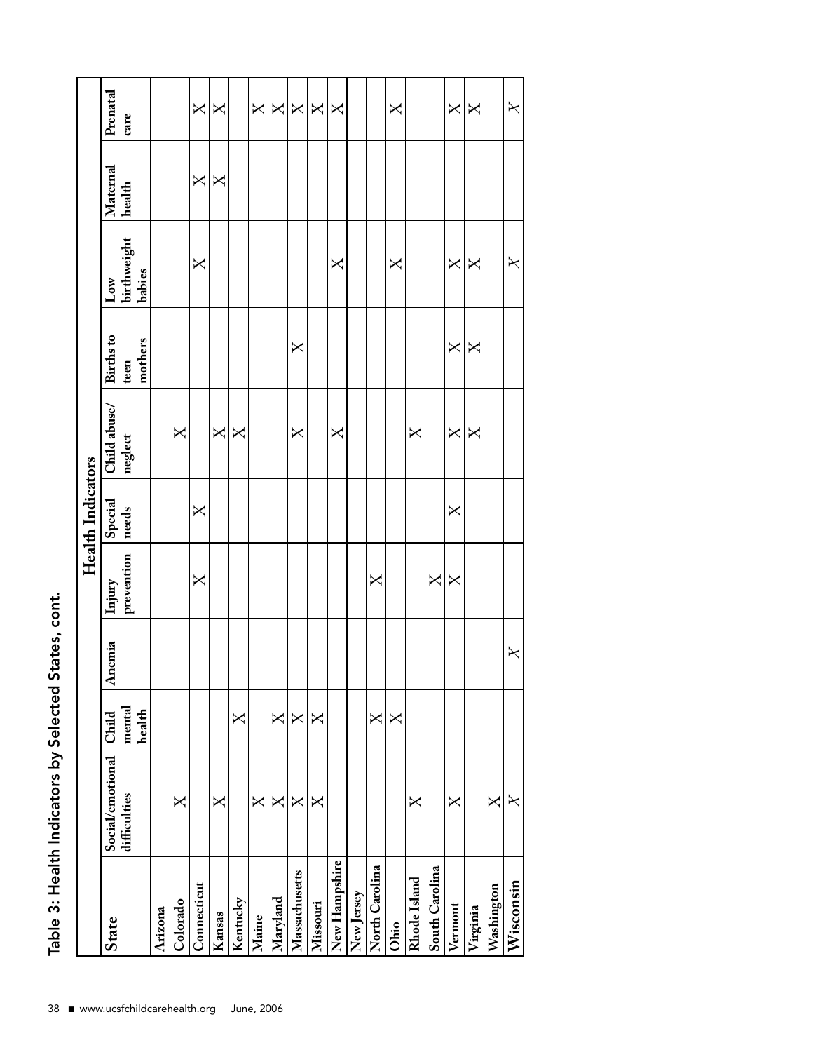## Table 3: Health Indicators by Selected States, cont.

| State | Health Indicators | | | | | | | | | |
|---|---|---|---|---|---|---|---|---|---|---|
| | Social/emotional difficulties | Child mental health | Anemia | Injury prevention | Special needs | Child abuse/ neglect | Births to teen mothers | Low birthweight babies | Maternal health | Prenatal care |
| Arizona | | | | | | | | | | |
| Colorado | X | | | | | X | | | | |
| Connecticut | | | | X | X | | | X | X | X |
| Kansas | X | | | | | X | | | X | X |
| Kentucky | | X | | | | X | | | | |
| Maine | X | | | | | | | | | X |
| Maryland | X | X | | | | | | | | X |
| Massachusetts | X | X | | | | X | X | | | X |
| Missouri | X | X | | | | | | | | X |
| New Hampshire | | | | | | X | | X | | X |
| New Jersey | | | | | | | | | | |
| North Carolina | | X | | X | | | | | | |
| Ohio | | X | | | | | | X | | X |
| Rhode Island | X | | | | | X | | | | |
| South Carolina | | | | X | | | | | | |
| Vermont | X | | | X | X | X | X | X | | X |
| Virginia | | | | | | X | X | X | | X |
| Washington | X | | | | | | | | | |
| Wisconsin | X | | X | | | | | X | | X |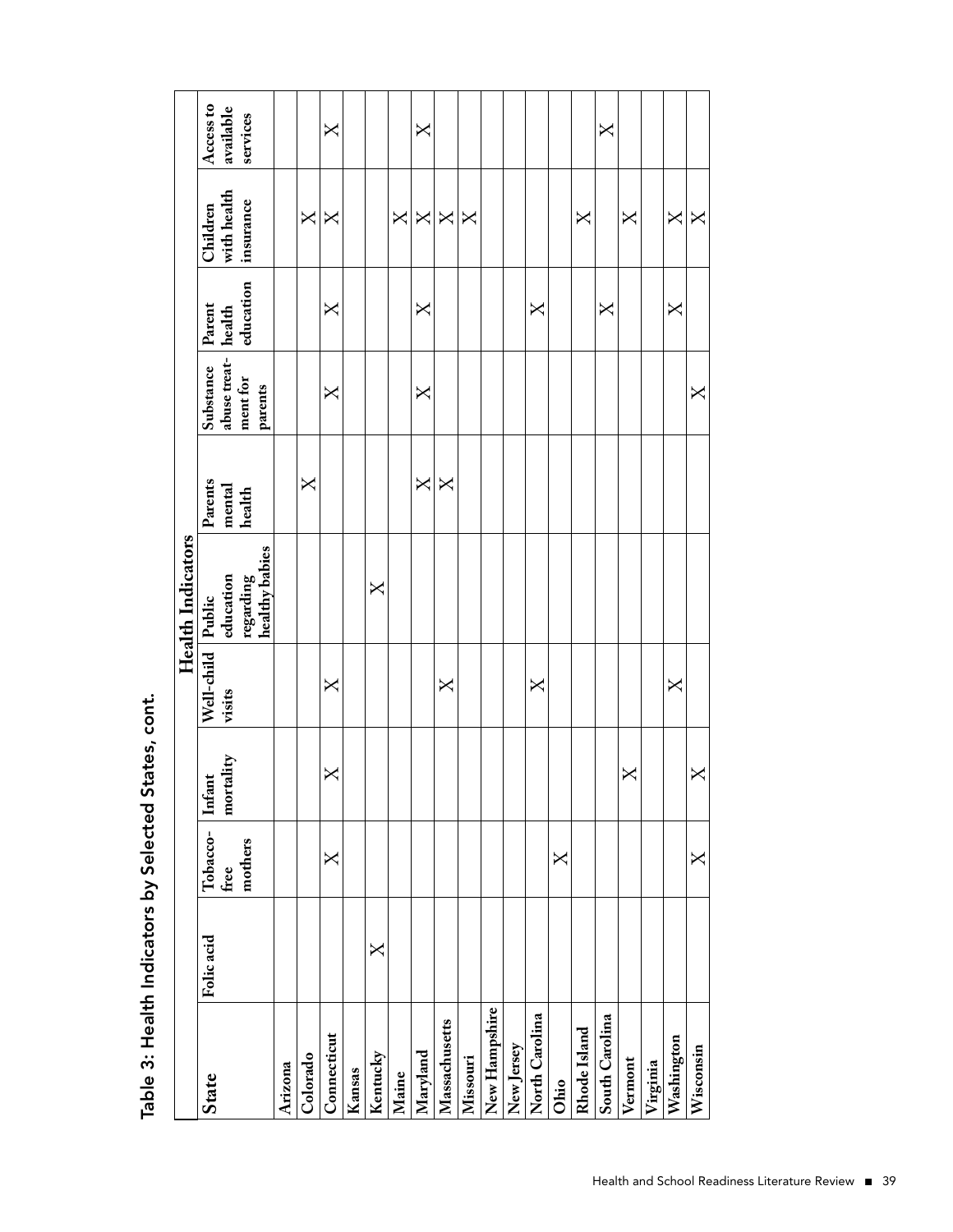# Table 3: Health Indicators by Selected States, cont.

| State | Health Indicators | | | | | | | | | |
|---|---|---|---|---|---|---|---|---|---|---|
| | Folic acid | Tobacco-free mothers | Infant mortality | Well-child visits | Public education regarding healthy babies | Parents mental health | Substance abuse treatment for parents | Parent health education | Children with health insurance | Access to available services |
| Arizona | | | | | | | | | | |
| Colorado | | | | | | X | | | X | |
| Connecticut | | X | X | X | | | X | X | X | X |
| Kansas | | | | | | | | | | |
| Kentucky | X | | | | X | | | | | |
| Maine | | | | | | | | | X | |
| Maryland | | | | | | X | X | X | X | X |
| Massachusetts | | | | X | | X | | | X | |
| Missouri | | | | | | | | | X | |
| New Hampshire | | | | | | | | | | |
| New Jersey | | | | | | | | | | |
| North Carolina | | | | X | | | | X | | |
| Ohio | | X | | | | | | | | |
| Rhode Island | | | | | | | | | X | |
| South Carolina | | | | | | | | X | | X |
| Vermont | | | X | | | | | | X | |
| Virginia | | | | | | | | | | |
| Washington | | | | X | | | | X | X | |
| Wisconsin | | X | X | | | | X | | X | |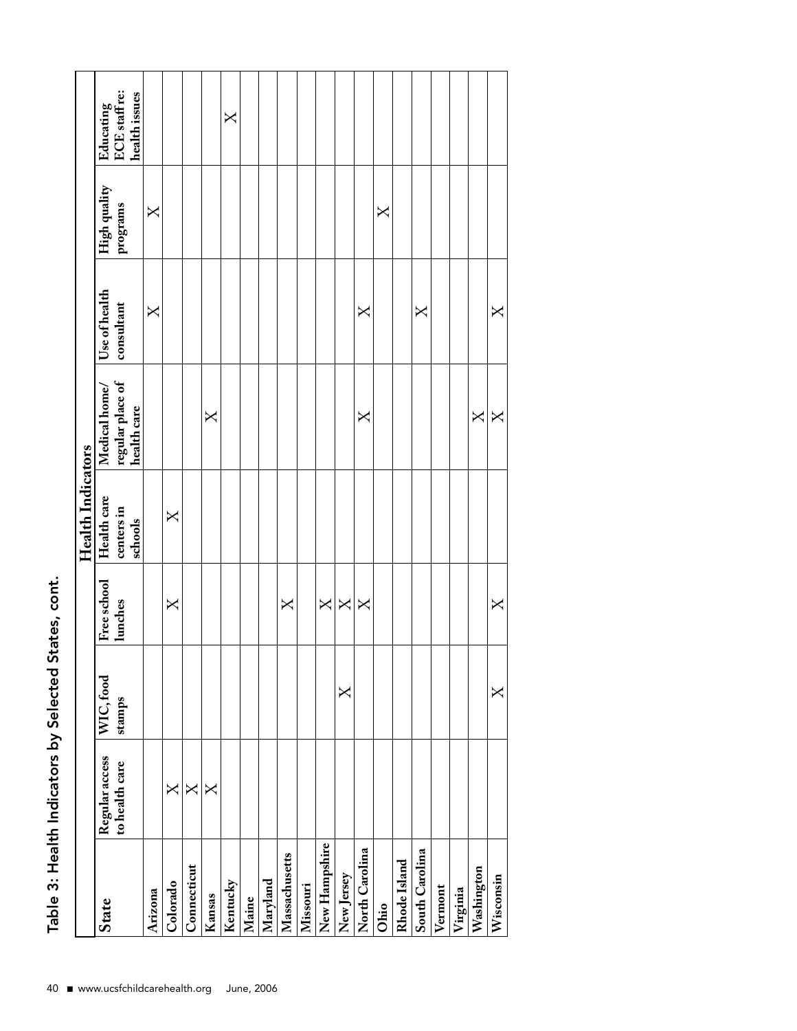## Table 3: Health Indicators by Selected States, cont.

| State | Health Indicators | | | | | | | |
|---|---|---|---|---|---|---|---|---|
| | Regular access to health care | WIC, food stamps | Free school lunches | Health care centers in schools | Medical home/ regular place of health care | Use of health consultant | High quality programs | Educating ECE staff re: health issues |
| Arizona | | | | | | X | X | |
| Colorado | X | | X | X | | | | |
| Connecticut | X | | | | | | | |
| Kansas | X | | | | X | | | |
| Kentucky | | | | | | | | X |
| Maine | | | | | | | | |
| Maryland | | | | | | | | |
| Massachusetts | | | X | | | | | |
| Missouri | | | | | | | | |
| New Hampshire | | | X | | | | | |
| New Jersey | | X | X | | | | | |
| North Carolina | | | X | | X | X | | |
| Ohio | | | | | | | X | |
| Rhode Island | | | | | | | | |
| South Carolina | | | | | | X | | |
| Vermont | | | | | | | | |
| Virginia | | | | | | | | |
| Washington | | | | | X | | | |
| Wisconsin | | X | X | | X | X | | |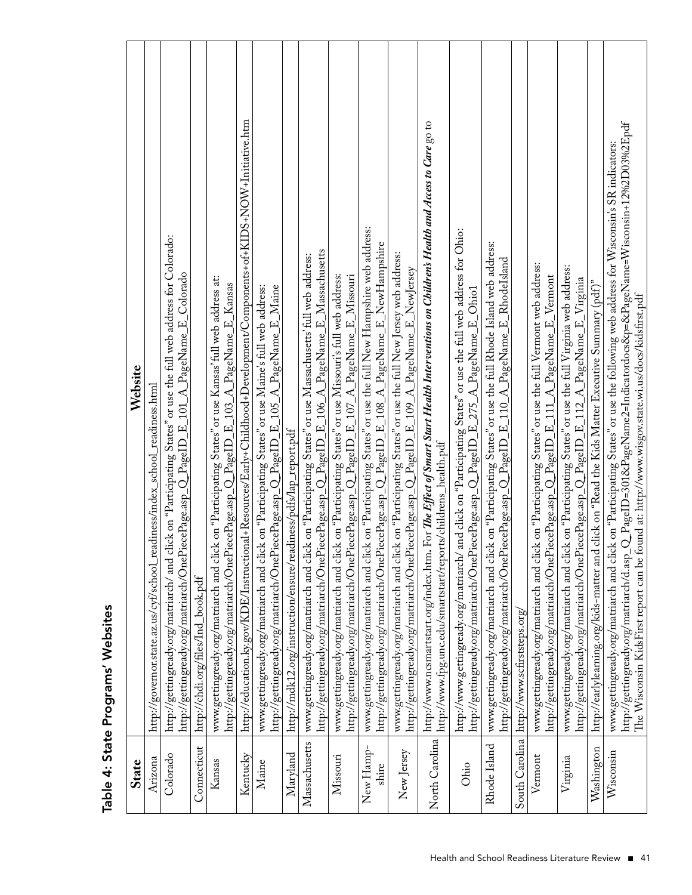# Table 4: State Programs' Websites

| State | Website |
|---|---|
| Arizona | http://governor.state.az.us/cyf/school_readiness/index_school_readiness.html |
| Colorado | http://gettingready.org/matriarch/ and click on "Participating States" or use the full web address for Colorado: http://gettingready.org/matriarch/OnePiecePage.asp_Q_PageID_E_101_A_PageName_E_Colorado |
| Connecticut | http://chdi.org/files/Ind_book.pdf |
| Kansas | www.gettingready.org/matriarch and click on "Participating States" or use Kansas' full web address at: http://gettingready.org/matriarch/OnePiecePage.asp_Q_PageID_E_103_A_PageName_E_Kansas |
| Kentucky | http://education.ky.gov/KDE/Instructional+Resources/Early+Childhood+Development/Components+of+KIDS+NOW+Initiative.htm |
| Maine | www.gettingready.org/matriarch and click on "Participating States" or use Maine's full web address: http://gettingready.org/matriarch/OnePiecePage.asp_Q_PageID_E_105_A_PageName_E_Maine |
| Maryland | http://mdk12.org/instruction/ensure/readiness/pdfs/lap_report.pdf |
| Massachusetts | www.gettingready.org/matriarch and click on "Participating States" or use Massachusetts' full web address: http://gettingready.org/matriarch/OnePiecePage.asp_Q_PageID_E_106_A_PageName_E_Massachusetts |
| Missouri | www.gettingready.org/matriarch and click on "Participating States" or use Missouri's full web address: http://gettingready.org/matriarch/OnePiecePage.asp_Q_PageID_E_107_A_PageName_E_Missouri |
| New Hampshire | www.gettingready.org/matriarch and click on "Participating States" or use the full New Hampshire web address: http://gettingready.org/matriarch/OnePiecePage.asp_Q_PageID_E_108_A_PageName_E_NewHampshire |
| New Jersey | www.gettingready.org/matriarch and click on "Participating States" or use the full New Jersey web address: http://gettingready.org/matriarch/OnePiecePage.asp_Q_PageID_E_109_A_PageName_E_NewJersey |
| North Carolina | http://www.ncsmartstart.org/index.htm. For ***The Effect of Smart Start Health Interventions on Children's Health and Access to Care*** go to http://www.fpg.unc.edu/smartstart/reports/childrens_health.pdf |
| Ohio | http://www.gettingready.org/matriarch/ and click on "Participating States" or use the full web address for Ohio: http://gettingready.org/matriarch/OnePiecePage.asp_Q_PageID_E_275_A_PageName_E_Ohio1 |
| Rhode Island | www.gettingready.org/matriarch and click on "Participating States" or use the full Rhode Island web address: http://gettingready.org/matriarch/OnePiecePage.asp_Q_PageID_E_110_A_PageName_E_RhodeIsland |
| South Carolina | http://www.scfirststeps.org/ |
| Vermont | www.gettingready.org/matriarch and click on "Participating States" or use the full Vermont web address: http://gettingready.org/matriarch/OnePiecePage.asp_Q_PageID_E_111_A_PageName_E_Vermont |
| Virginia | www.gettingready.org/matriarch and click on "Participating States" or use the full Virginia web address: http://gettingready.org/matriarch/OnePiecePage.asp_Q_PageID_E_112_A_PageName_E_Virginia |
| Washington | http://earlylearning.org/kids-matter and click on "Read the Kids Matter Executive Summary (pdf)" |
| Wisconsin | www.gettingready.org/matriarch and click on "Participating States" or use the following web address for Wisconsin's SR indicators: http://gettingready.org/matriarch/d.asp_Q_PageID=301&PageName2=Indicatordocs&p=&PageName=Wisconsin+12%2D03%2Epdf The Wisconsin KidsFirst report can be found at: http://www.wisgov.state.wi.us/docs/kidsfirst.pdf |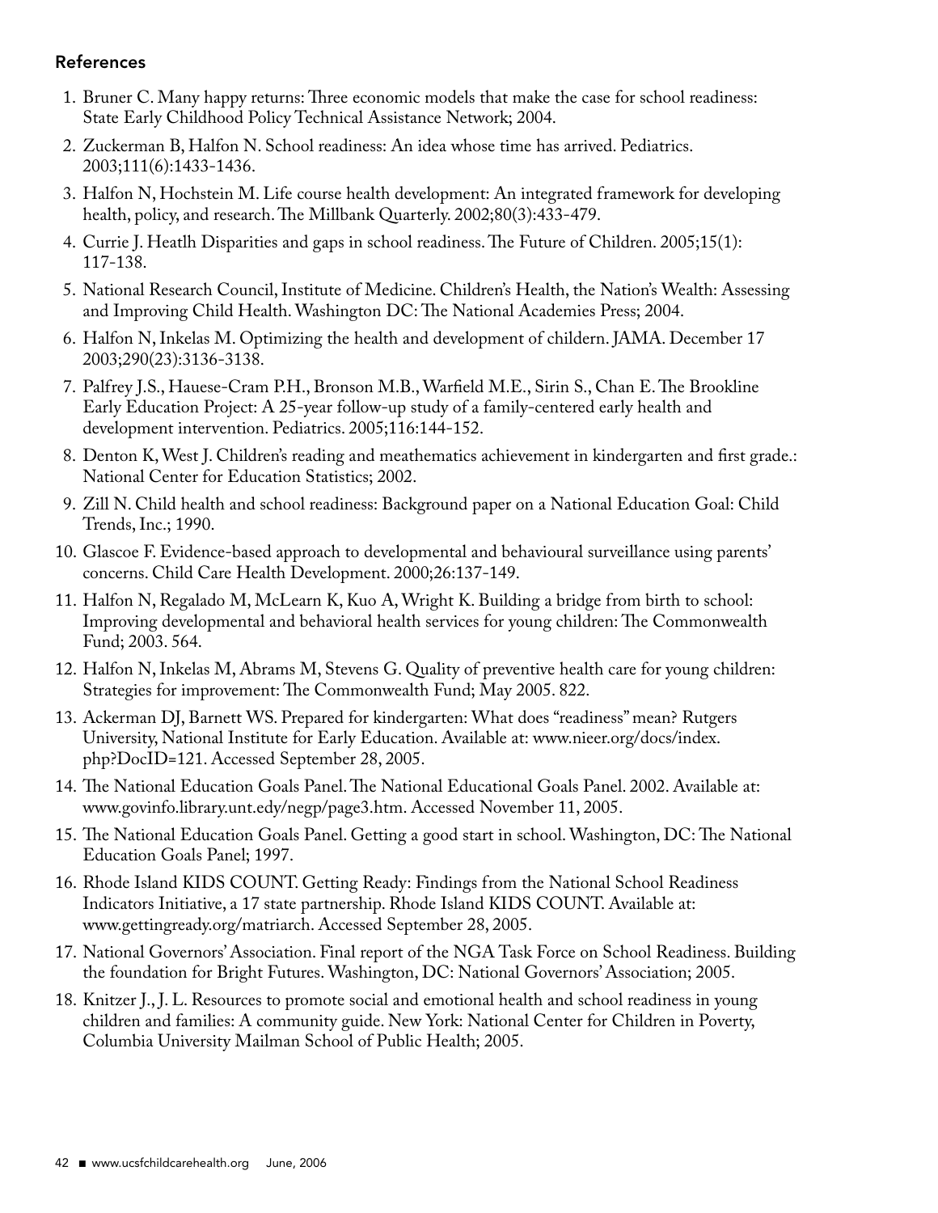### References

1. Bruner C. Many happy returns: Three economic models that make the case for school readiness: State Early Childhood Policy Technical Assistance Network; 2004.
2. Zuckerman B, Halfon N. School readiness: An idea whose time has arrived. Pediatrics. 2003;111(6):1433-1436.
3. Halfon N, Hochstein M. Life course health development: An integrated framework for developing health, policy, and research. The Millbank Quarterly. 2002;80(3):433-479.
4. Currie J. Heatlh Disparities and gaps in school readiness. The Future of Children. 2005;15(1): 117-138.
5. National Research Council, Institute of Medicine. Children's Health, the Nation's Wealth: Assessing and Improving Child Health. Washington DC: The National Academies Press; 2004.
6. Halfon N, Inkelas M. Optimizing the health and development of childern. JAMA. December 17 2003;290(23):3136-3138.
7. Palfrey J.S., Hauese-Cram P.H., Bronson M.B., Warfield M.E., Sirin S., Chan E. The Brookline Early Education Project: A 25-year follow-up study of a family-centered early health and development intervention. Pediatrics. 2005;116:144-152.
8. Denton K, West J. Children's reading and meathematics achievement in kindergarten and first grade.: National Center for Education Statistics; 2002.
9. Zill N. Child health and school readiness: Background paper on a National Education Goal: Child Trends, Inc.; 1990.
10. Glascoe F. Evidence-based approach to developmental and behavioural surveillance using parents' concerns. Child Care Health Development. 2000;26:137-149.
11. Halfon N, Regalado M, McLearn K, Kuo A, Wright K. Building a bridge from birth to school: Improving developmental and behavioral health services for young children: The Commonwealth Fund; 2003. 564.
12. Halfon N, Inkelas M, Abrams M, Stevens G. Quality of preventive health care for young children: Strategies for improvement: The Commonwealth Fund; May 2005. 822.
13. Ackerman DJ, Barnett WS. Prepared for kindergarten: What does "readiness" mean? Rutgers University, National Institute for Early Education. Available at: www.nieer.org/docs/index.php?DocID=121. Accessed September 28, 2005.
14. The National Education Goals Panel. The National Educational Goals Panel. 2002. Available at: www.govinfo.library.unt.edy/negp/page3.htm. Accessed November 11, 2005.
15. The National Education Goals Panel. Getting a good start in school. Washington, DC: The National Education Goals Panel; 1997.
16. Rhode Island KIDS COUNT. Getting Ready: Findings from the National School Readiness Indicators Initiative, a 17 state partnership. Rhode Island KIDS COUNT. Available at: www.gettingready.org/matriarch. Accessed September 28, 2005.
17. National Governors' Association. Final report of the NGA Task Force on School Readiness. Building the foundation for Bright Futures. Washington, DC: National Governors' Association; 2005.
18. Knitzer J., J. L. Resources to promote social and emotional health and school readiness in young children and families: A community guide. New York: National Center for Children in Poverty, Columbia University Mailman School of Public Health; 2005.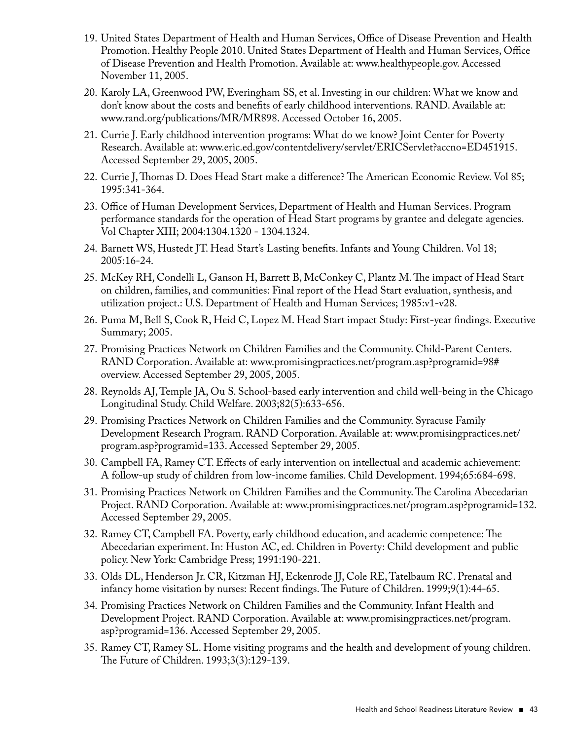19. United States Department of Health and Human Services, Office of Disease Prevention and Health Promotion. Healthy People 2010. United States Department of Health and Human Services, Office of Disease Prevention and Health Promotion. Available at: www.healthypeople.gov. Accessed November 11, 2005.
20. Karoly LA, Greenwood PW, Everingham SS, et al. Investing in our children: What we know and don't know about the costs and benefits of early childhood interventions. RAND. Available at: www.rand.org/publications/MR/MR898. Accessed October 16, 2005.
21. Currie J. Early childhood intervention programs: What do we know? Joint Center for Poverty Research. Available at: www.eric.ed.gov/contentdelivery/servlet/ERICServlet?accno=ED451915. Accessed September 29, 2005, 2005.
22. Currie J, Thomas D. Does Head Start make a difference? The American Economic Review. Vol 85; 1995:341-364.
23. Office of Human Development Services, Department of Health and Human Services. Program performance standards for the operation of Head Start programs by grantee and delegate agencies. Vol Chapter XIII; 2004:1304.1320 - 1304.1324.
24. Barnett WS, Hustedt JT. Head Start's Lasting benefits. Infants and Young Children. Vol 18; 2005:16-24.
25. McKey RH, Condelli L, Ganson H, Barrett B, McConkey C, Plantz M. The impact of Head Start on children, families, and communities: Final report of the Head Start evaluation, synthesis, and utilization project.: U.S. Department of Health and Human Services; 1985:v1-v28.
26. Puma M, Bell S, Cook R, Heid C, Lopez M. Head Start impact Study: First-year findings. Executive Summary; 2005.
27. Promising Practices Network on Children Families and the Community. Child-Parent Centers. RAND Corporation. Available at: www.promisingpractices.net/program.asp?programid=98#overview. Accessed September 29, 2005, 2005.
28. Reynolds AJ, Temple JA, Ou S. School-based early intervention and child well-being in the Chicago Longitudinal Study. Child Welfare. 2003;82(5):633-656.
29. Promising Practices Network on Children Families and the Community. Syracuse Family Development Research Program. RAND Corporation. Available at: www.promisingpractices.net/program.asp?programid=133. Accessed September 29, 2005.
30. Campbell FA, Ramey CT. Effects of early intervention on intellectual and academic achievement: A follow-up study of children from low-income families. Child Development. 1994;65:684-698.
31. Promising Practices Network on Children Families and the Community. The Carolina Abecedarian Project. RAND Corporation. Available at: www.promisingpractices.net/program.asp?programid=132. Accessed September 29, 2005.
32. Ramey CT, Campbell FA. Poverty, early childhood education, and academic competence: The Abecedarian experiment. In: Huston AC, ed. Children in Poverty: Child development and public policy. New York: Cambridge Press; 1991:190-221.
33. Olds DL, Henderson Jr. CR, Kitzman HJ, Eckenrode JJ, Cole RE, Tatelbaum RC. Prenatal and infancy home visitation by nurses: Recent findings. The Future of Children. 1999;9(1):44-65.
34. Promising Practices Network on Children Families and the Community. Infant Health and Development Project. RAND Corporation. Available at: www.promisingpractices.net/program.asp?programid=136. Accessed September 29, 2005.
35. Ramey CT, Ramey SL. Home visiting programs and the health and development of young children. The Future of Children. 1993;3(3):129-139.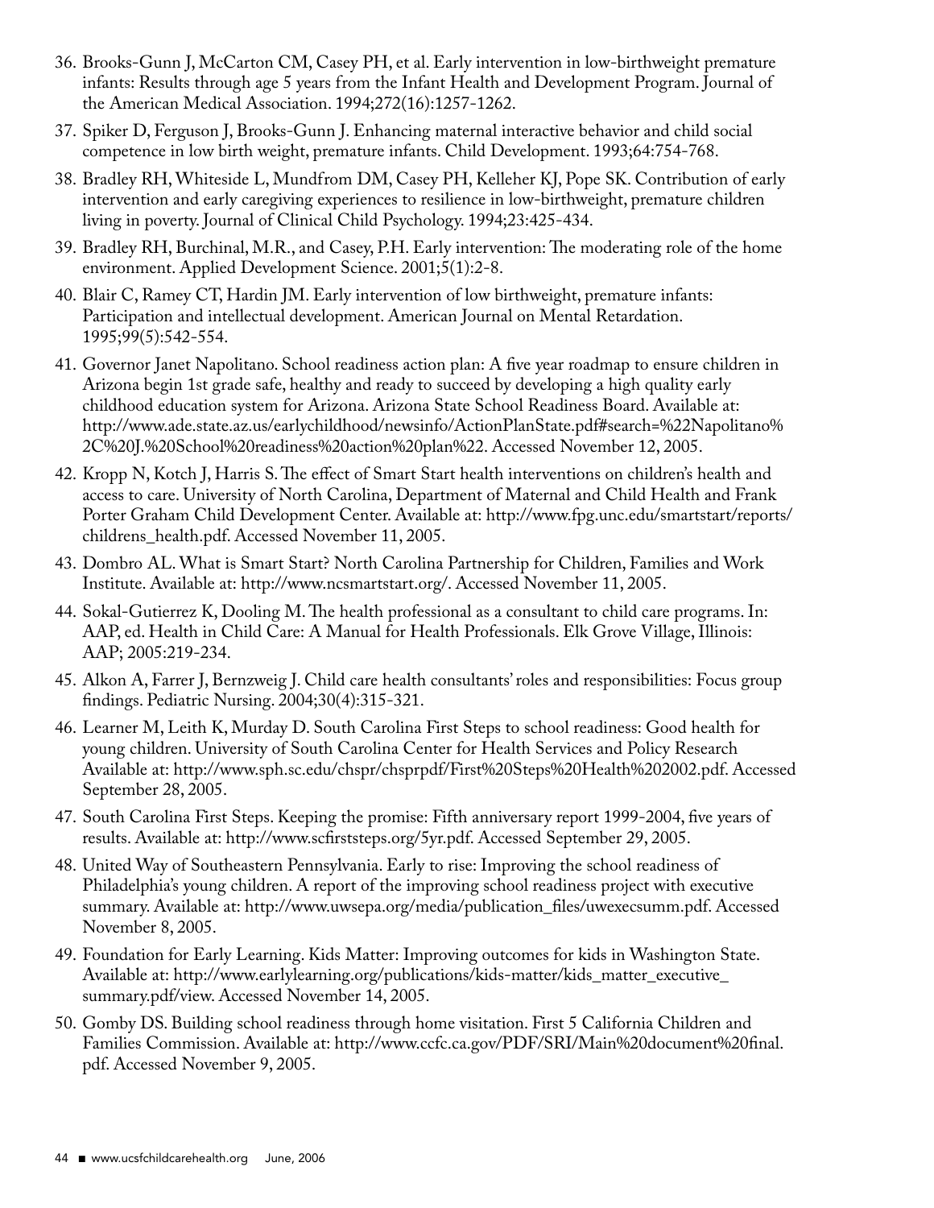36. Brooks-Gunn J, McCarton CM, Casey PH, et al. Early intervention in low-birthweight premature infants: Results through age 5 years from the Infant Health and Development Program. Journal of the American Medical Association. 1994;272(16):1257-1262.
37. Spiker D, Ferguson J, Brooks-Gunn J. Enhancing maternal interactive behavior and child social competence in low birth weight, premature infants. Child Development. 1993;64:754-768.
38. Bradley RH, Whiteside L, Mundfrom DM, Casey PH, Kelleher KJ, Pope SK. Contribution of early intervention and early caregiving experiences to resilience in low-birthweight, premature children living in poverty. Journal of Clinical Child Psychology. 1994;23:425-434.
39. Bradley RH, Burchinal, M.R., and Casey, P.H. Early intervention: The moderating role of the home environment. Applied Development Science. 2001;5(1):2-8.
40. Blair C, Ramey CT, Hardin JM. Early intervention of low birthweight, premature infants: Participation and intellectual development. American Journal on Mental Retardation. 1995;99(5):542-554.
41. Governor Janet Napolitano. School readiness action plan: A five year roadmap to ensure children in Arizona begin 1st grade safe, healthy and ready to succeed by developing a high quality early childhood education system for Arizona. Arizona State School Readiness Board. Available at: http://www.ade.state.az.us/earlychildhood/newsinfo/ActionPlanState.pdf#search=%22Napolitano%2C%20J.%20School%20readiness%20action%20plan%22. Accessed November 12, 2005.
42. Kropp N, Kotch J, Harris S. The effect of Smart Start health interventions on children's health and access to care. University of North Carolina, Department of Maternal and Child Health and Frank Porter Graham Child Development Center. Available at: http://www.fpg.unc.edu/smartstart/reports/childrens_health.pdf. Accessed November 11, 2005.
43. Dombro AL. What is Smart Start? North Carolina Partnership for Children, Families and Work Institute. Available at: http://www.ncsmartstart.org/. Accessed November 11, 2005.
44. Sokal-Gutierrez K, Dooling M. The health professional as a consultant to child care programs. In: AAP, ed. Health in Child Care: A Manual for Health Professionals. Elk Grove Village, Illinois: AAP; 2005:219-234.
45. Alkon A, Farrer J, Bernzweig J. Child care health consultants' roles and responsibilities: Focus group findings. Pediatric Nursing. 2004;30(4):315-321.
46. Learner M, Leith K, Murday D. South Carolina First Steps to school readiness: Good health for young children. University of South Carolina Center for Health Services and Policy Research Available at: http://www.sph.sc.edu/chspr/chsprpdf/First%20Steps%20Health%202002.pdf. Accessed September 28, 2005.
47. South Carolina First Steps. Keeping the promise: Fifth anniversary report 1999-2004, five years of results. Available at: http://www.scfirststeps.org/5yr.pdf. Accessed September 29, 2005.
48. United Way of Southeastern Pennsylvania. Early to rise: Improving the school readiness of Philadelphia's young children. A report of the improving school readiness project with executive summary. Available at: http://www.uwsepa.org/media/publication_files/uwexecsumm.pdf. Accessed November 8, 2005.
49. Foundation for Early Learning. Kids Matter: Improving outcomes for kids in Washington State. Available at: http://www.earlylearning.org/publications/kids-matter/kids_matter_executive_summary.pdf/view. Accessed November 14, 2005.
50. Gomby DS. Building school readiness through home visitation. First 5 California Children and Families Commission. Available at: http://www.ccfc.ca.gov/PDF/SRI/Main%20document%20final.pdf. Accessed November 9, 2005.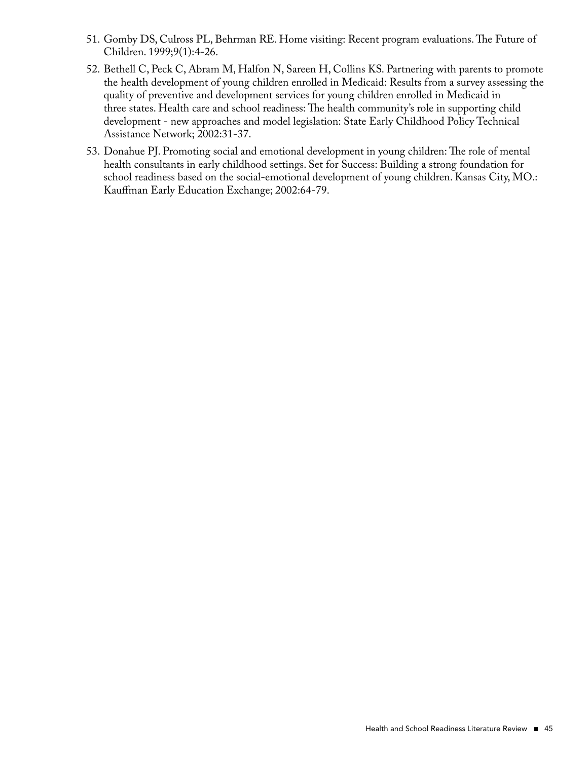51. Gomby DS, Culross PL, Behrman RE. Home visiting: Recent program evaluations. The Future of Children. 1999;9(1):4-26.
52. Bethell C, Peck C, Abram M, Halfon N, Sareen H, Collins KS. Partnering with parents to promote the health development of young children enrolled in Medicaid: Results from a survey assessing the quality of preventive and development services for young children enrolled in Medicaid in three states. Health care and school readiness: The health community's role in supporting child development - new approaches and model legislation: State Early Childhood Policy Technical Assistance Network; 2002:31-37.
53. Donahue PJ. Promoting social and emotional development in young children: The role of mental health consultants in early childhood settings. Set for Success: Building a strong foundation for school readiness based on the social-emotional development of young children. Kansas City, MO.: Kauffman Early Education Exchange; 2002:64-79.